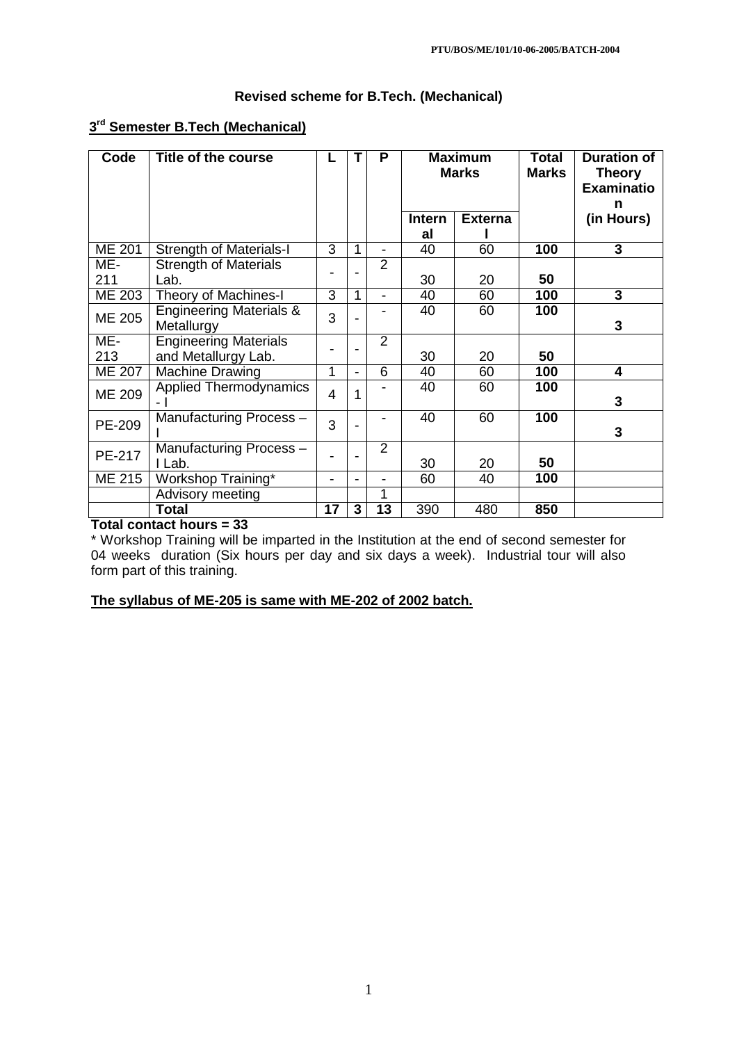PTU/BOS/ME/101/10-06-2005/BATCH-2004

## Revised scheme for B.Tech. (Mechanical)

### 3rd Semester B.Tech (Mechanical)

| Code | Title of the course | L | T | P | Maximum Marks | | Total Marks | Duration of Theory Examination |
|---|---|---|---|---|---|---|---|---|
| | | | | | Internal | External | | (in Hours) |
| ME 201 | Strength of Materials-I | 3 | 1 | - | 40 | 60 | **100** | **3** |
| ME-211 | Strength of Materials Lab. | - | - | 2 | 30 | 20 | **50** | |
| ME 203 | Theory of Machines-I | 3 | 1 | - | 40 | 60 | **100** | **3** |
| ME 205 | Engineering Materials & Metallurgy | 3 | - | - | 40 | 60 | **100** | **3** |
| ME-213 | Engineering Materials and Metallurgy Lab. | - | - | 2 | 30 | 20 | **50** | |
| ME 207 | Machine Drawing | 1 | - | 6 | 40 | 60 | **100** | **4** |
| ME 209 | Applied Thermodynamics - I | 4 | 1 | - | 40 | 60 | **100** | **3** |
| PE-209 | Manufacturing Process – I | 3 | - | - | 40 | 60 | **100** | **3** |
| PE-217 | Manufacturing Process – I Lab. | - | - | 2 | 30 | 20 | **50** | |
| ME 215 | Workshop Training* | - | - | - | 60 | 40 | **100** | |
| | Advisory meeting | | | 1 | | | | |
| | **Total** | **17** | **3** | **13** | 390 | 480 | **850** | |

**Total contact hours = 33**

* Workshop Training will be imparted in the Institution at the end of second semester for 04 weeks duration (Six hours per day and six days a week). Industrial tour will also form part of this training.

**The syllabus of ME-205 is same with ME-202 of 2002 batch.**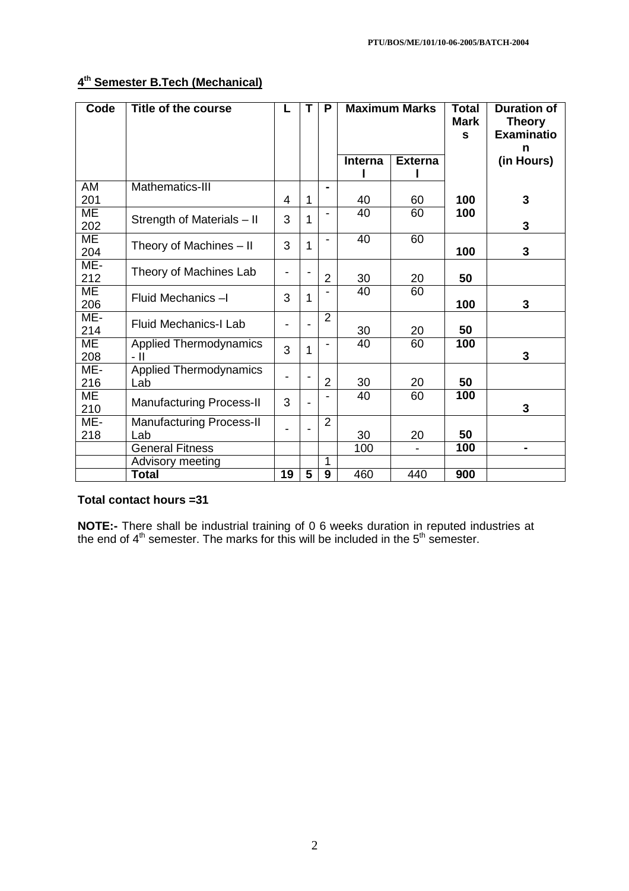## 4th Semester B.Tech (Mechanical)

| Code | Title of the course | L | T | P | Maximum Marks | | Total Marks | Duration of Theory Examination |
|---|---|---|---|---|---|---|---|---|
| | | | | | Internal | External | | (in Hours) |
| AM 201 | Mathematics-III | 4 | 1 | - | 40 | 60 | 100 | 3 |
| ME 202 | Strength of Materials – II | 3 | 1 | - | 40 | 60 | 100 | 3 |
| ME 204 | Theory of Machines – II | 3 | 1 | - | 40 | 60 | 100 | 3 |
| ME-212 | Theory of Machines Lab | - | - | 2 | 30 | 20 | 50 | |
| ME 206 | Fluid Mechanics –I | 3 | 1 | - | 40 | 60 | 100 | 3 |
| ME-214 | Fluid Mechanics-I Lab | - | - | 2 | 30 | 20 | 50 | |
| ME 208 | Applied Thermodynamics - II | 3 | 1 | - | 40 | 60 | 100 | 3 |
| ME-216 | Applied Thermodynamics Lab | - | - | 2 | 30 | 20 | 50 | |
| ME 210 | Manufacturing Process-II | 3 | - | - | 40 | 60 | 100 | 3 |
| ME-218 | Manufacturing Process-II Lab | - | - | 2 | 30 | 20 | 50 | |
| | General Fitness | | | | 100 | - | 100 | - |
| | Advisory meeting | | | 1 | | | | |
| | **Total** | **19** | **5** | **9** | 460 | 440 | **900** | |

**Total contact hours =31**

**NOTE:-** There shall be industrial training of 0 6 weeks duration in reputed industries at the end of 4th semester. The marks for this will be included in the 5th semester.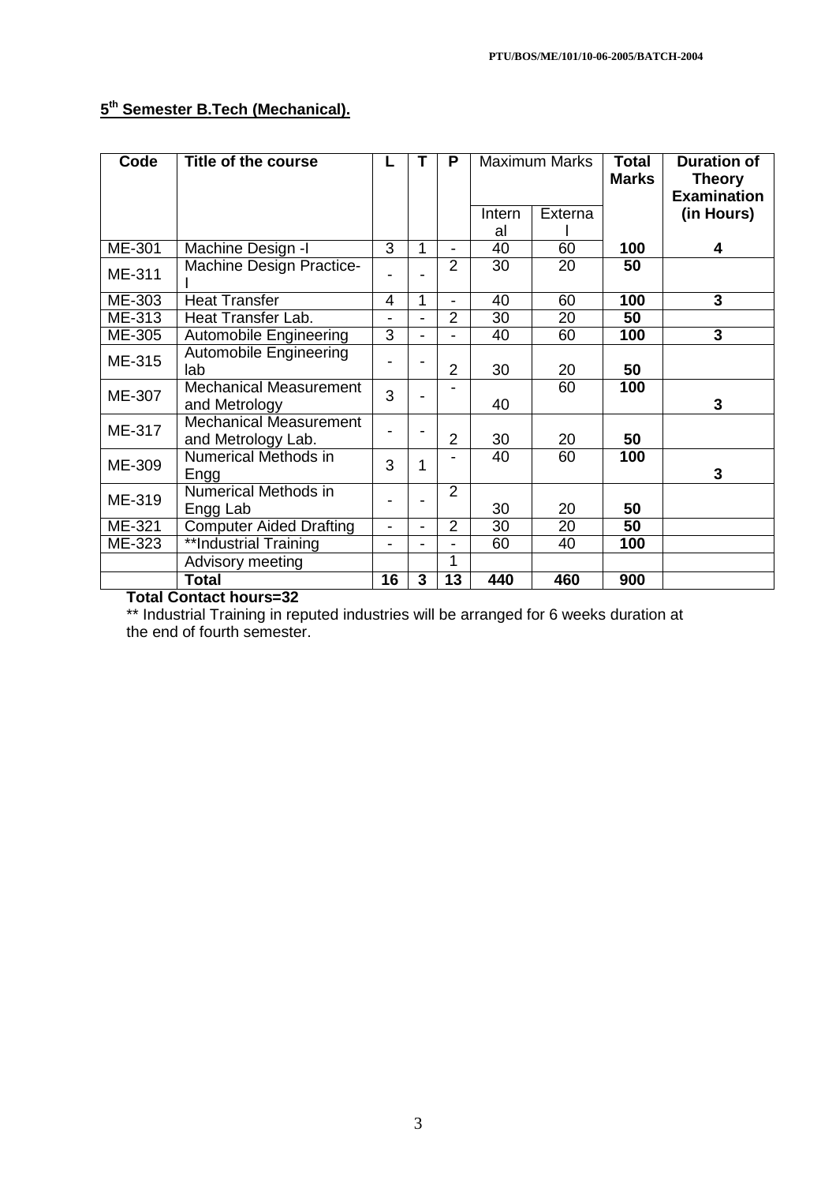## 5th Semester B.Tech (Mechanical).

| Code | Title of the course | L | T | P | Maximum Marks | | Total Marks | Duration of Theory Examination (in Hours) |
|---|---|---|---|---|---|---|---|---|
| | | | | | Internal | External | | |
| ME-301 | Machine Design -I | 3 | 1 | - | 40 | 60 | **100** | **4** |
| ME-311 | Machine Design Practice-I | - | - | 2 | 30 | 20 | **50** | |
| ME-303 | Heat Transfer | 4 | 1 | - | 40 | 60 | **100** | **3** |
| ME-313 | Heat Transfer Lab. | - | - | 2 | 30 | 20 | **50** | |
| ME-305 | Automobile Engineering | 3 | - | - | 40 | 60 | **100** | **3** |
| ME-315 | Automobile Engineering lab | - | - | 2 | 30 | 20 | **50** | |
| ME-307 | Mechanical Measurement and Metrology | 3 | - | - | 40 | 60 | **100** | **3** |
| ME-317 | Mechanical Measurement and Metrology Lab. | - | - | 2 | 30 | 20 | **50** | |
| ME-309 | Numerical Methods in Engg | 3 | 1 | - | 40 | 60 | **100** | **3** |
| ME-319 | Numerical Methods in Engg Lab | - | - | 2 | 30 | 20 | **50** | |
| ME-321 | Computer Aided Drafting | - | - | 2 | 30 | 20 | **50** | |
| ME-323 | **Industrial Training | - | - | - | 60 | 40 | **100** | |
| | Advisory meeting | | | 1 | | | | |
| | **Total** | **16** | **3** | **13** | **440** | **460** | **900** | |

**Total Contact hours=32**

** Industrial Training in reputed industries will be arranged for 6 weeks duration at the end of fourth semester.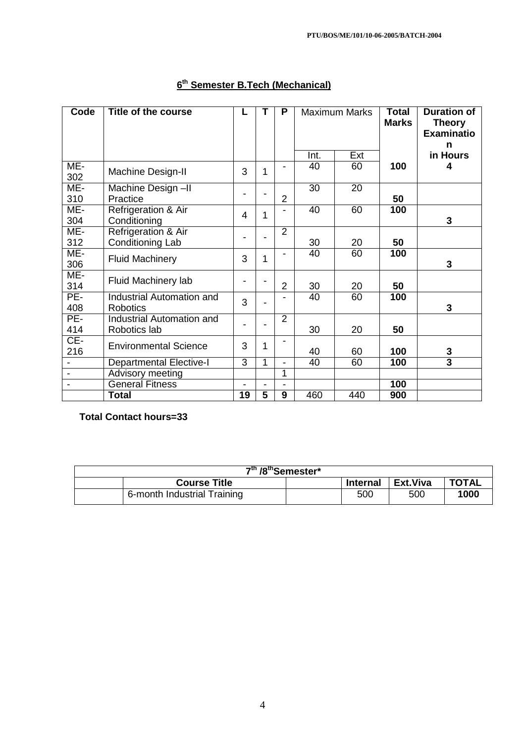## 6th Semester B.Tech (Mechanical)

| Code | Title of the course | L | T | P | Maximum Marks | | Total Marks | Duration of Theory Examination in Hours |
|---|---|---|---|---|---|---|---|---|
| | | | | | Int. | Ext | | |
| ME-302 | Machine Design-II | 3 | 1 | - | 40 | 60 | 100 | 4 |
| ME-310 | Machine Design –II Practice | - | - | 2 | 30 | 20 | 50 | |
| ME-304 | Refrigeration & Air Conditioning | 4 | 1 | - | 40 | 60 | 100 | 3 |
| ME-312 | Refrigeration & Air Conditioning Lab | - | - | 2 | 30 | 20 | 50 | |
| ME-306 | Fluid Machinery | 3 | 1 | - | 40 | 60 | 100 | 3 |
| ME-314 | Fluid Machinery lab | - | - | 2 | 30 | 20 | 50 | |
| PE-408 | Industrial Automation and Robotics | 3 | - | - | 40 | 60 | 100 | 3 |
| PE-414 | Industrial Automation and Robotics lab | - | - | 2 | 30 | 20 | 50 | |
| CE-216 | Environmental Science | 3 | 1 | - | 40 | 60 | 100 | 3 |
| - | Departmental Elective-I | 3 | 1 | - | 40 | 60 | 100 | 3 |
| - | Advisory meeting | | | 1 | | | | |
| - | General Fitness | - | - | - | | | 100 | |
| | **Total** | **19** | **5** | **9** | 460 | 440 | **900** | |

**Total Contact hours=33**

| 7th /8th Semester* | | | | | |
|---|---|---|---|---|---|
| | **Course Title** | | **Internal** | **Ext.Viva** | **TOTAL** |
| | 6-month Industrial Training | | 500 | 500 | **1000** |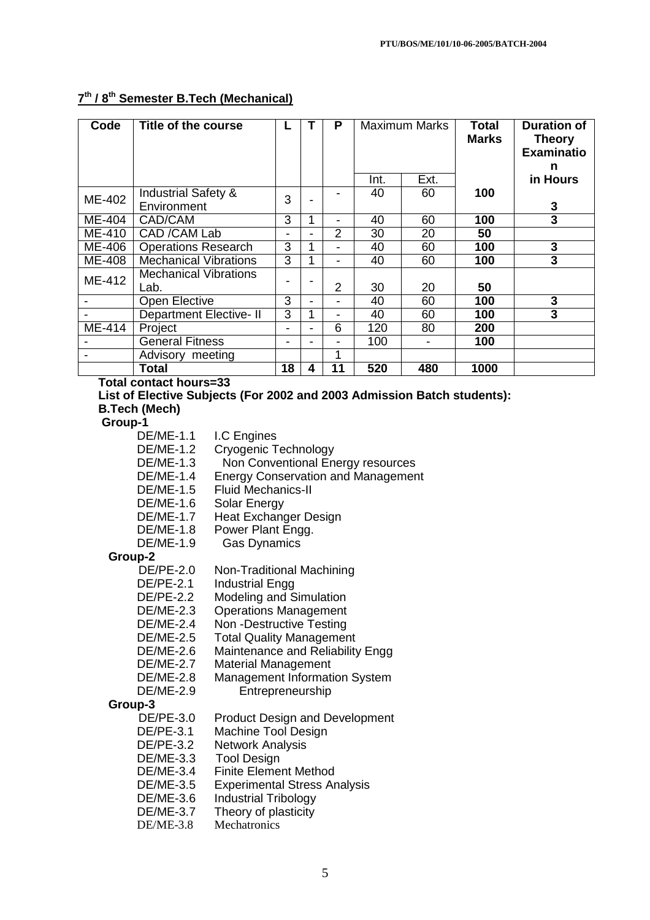## 7th / 8th Semester B.Tech (Mechanical)

| Code | Title of the course | L | T | P | Maximum Marks | | Total Marks | Duration of Theory Examination in Hours |
|---|---|---|---|---|---|---|---|---|
| | | | | | Int. | Ext. | | |
| ME-402 | Industrial Safety & Environment | 3 | - | - | 40 | 60 | **100** | **3** |
| ME-404 | CAD/CAM | 3 | 1 | - | 40 | 60 | **100** | **3** |
| ME-410 | CAD /CAM Lab | - | - | 2 | 30 | 20 | **50** | |
| ME-406 | Operations Research | 3 | 1 | - | 40 | 60 | **100** | **3** |
| ME-408 | Mechanical Vibrations | 3 | 1 | - | 40 | 60 | **100** | **3** |
| ME-412 | Mechanical Vibrations Lab. | - | - | 2 | 30 | 20 | **50** | |
| - | Open Elective | 3 | - | - | 40 | 60 | **100** | **3** |
| - | Department Elective- II | 3 | 1 | - | 40 | 60 | **100** | **3** |
| ME-414 | Project | - | - | 6 | 120 | 80 | **200** | |
| - | General Fitness | - | - | - | 100 | - | **100** | |
| - | Advisory meeting | | | 1 | | | | |
| | **Total** | **18** | **4** | **11** | **520** | **480** | **1000** | |

**Total contact hours=33**

**List of Elective Subjects (For 2002 and 2003 Admission Batch students):**

**B.Tech (Mech)**

**Group-1**

- DE/ME-1.1 I.C Engines
- DE/ME-1.2 Cryogenic Technology
- DE/ME-1.3 Non Conventional Energy resources
- DE/ME-1.4 Energy Conservation and Management
- DE/ME-1.5 Fluid Mechanics-II
- DE/ME-1.6 Solar Energy
- DE/ME-1.7 Heat Exchanger Design
- DE/ME-1.8 Power Plant Engg.
- DE/ME-1.9 Gas Dynamics

**Group-2**

- DE/PE-2.0 Non-Traditional Machining
- DE/PE-2.1 Industrial Engg
- DE/PE-2.2 Modeling and Simulation
- DE/ME-2.3 Operations Management
- DE/ME-2.4 Non -Destructive Testing
- DE/ME-2.5 Total Quality Management
- DE/ME-2.6 Maintenance and Reliability Engg
- DE/ME-2.7 Material Management
- DE/ME-2.8 Management Information System
- DE/ME-2.9 Entrepreneurship

**Group-3**

- DE/PE-3.0 Product Design and Development
- DE/PE-3.1 Machine Tool Design
- DE/PE-3.2 Network Analysis
- DE/ME-3.3 Tool Design
- DE/ME-3.4 Finite Element Method
- DE/ME-3.5 Experimental Stress Analysis
- DE/ME-3.6 Industrial Tribology
- DE/ME-3.7 Theory of plasticity
- DE/ME-3.8 Mechatronics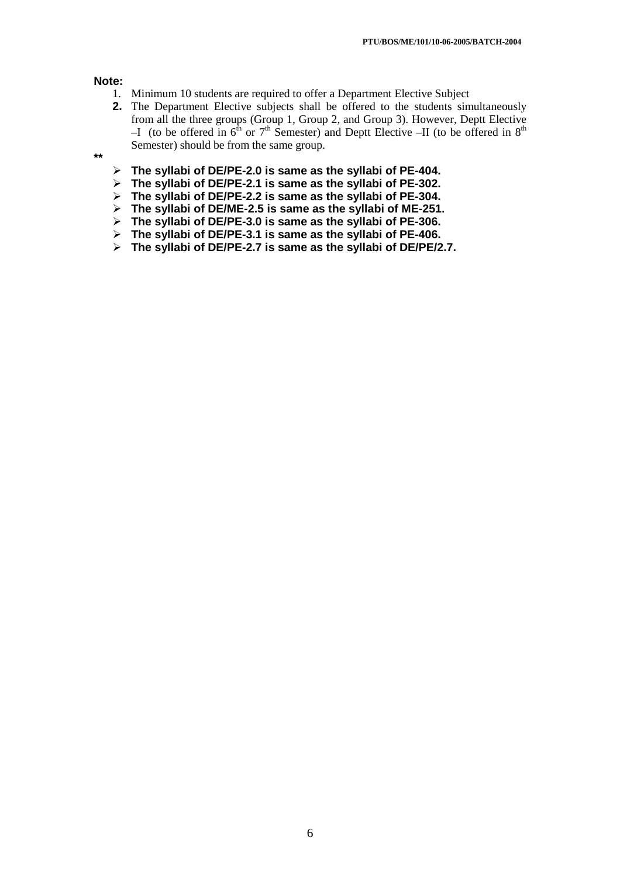**Note:**

1. Minimum 10 students are required to offer a Department Elective Subject
2. The Department Elective subjects shall be offered to the students simultaneously from all the three groups (Group 1, Group 2, and Group 3). However, Deptt Elective –I (to be offered in 6th or 7th Semester) and Deptt Elective –II (to be offered in 8th Semester) should be from the same group.

**

- **The syllabi of DE/PE-2.0 is same as the syllabi of PE-404.**
- **The syllabi of DE/PE-2.1 is same as the syllabi of PE-302.**
- **The syllabi of DE/PE-2.2 is same as the syllabi of PE-304.**
- **The syllabi of DE/ME-2.5 is same as the syllabi of ME-251.**
- **The syllabi of DE/PE-3.0 is same as the syllabi of PE-306.**
- **The syllabi of DE/PE-3.1 is same as the syllabi of PE-406.**
- **The syllabi of DE/PE-2.7 is same as the syllabi of DE/PE/2.7.**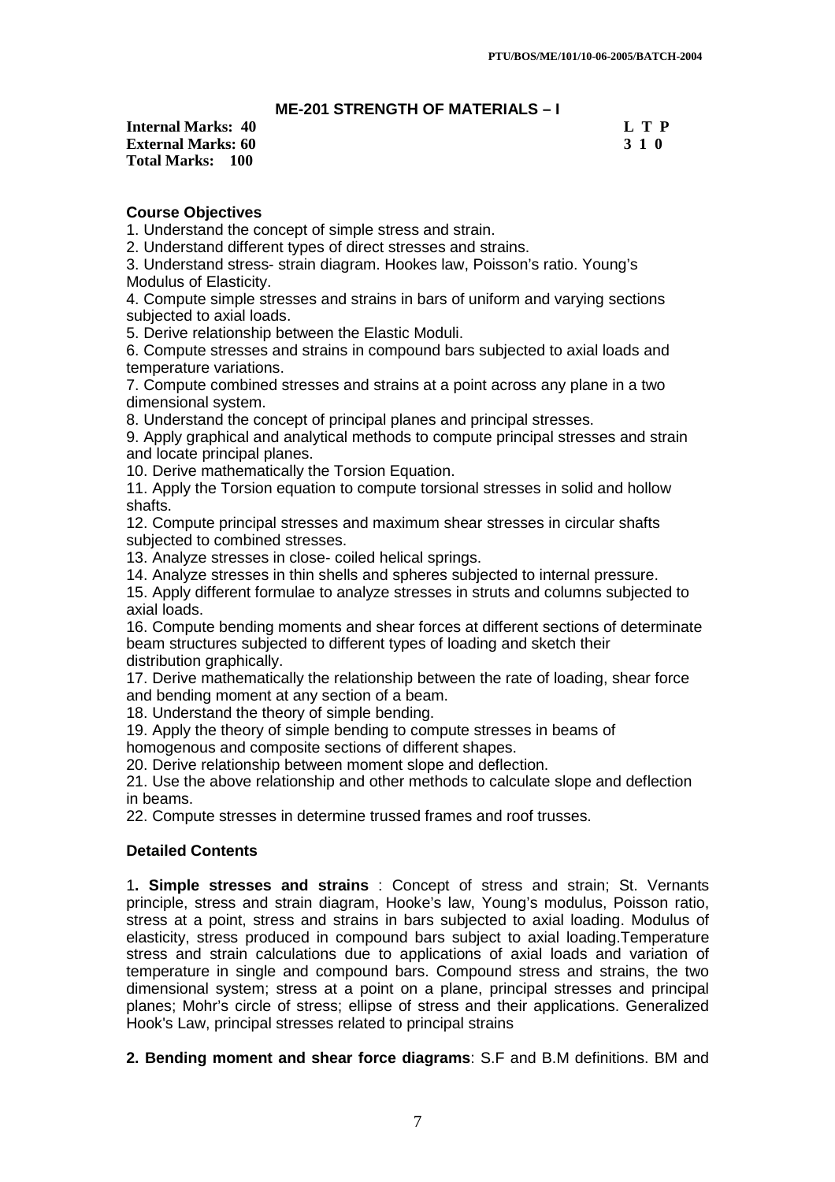## ME-201 STRENGTH OF MATERIALS – I

**Internal Marks: 40** **L T P**
**External Marks: 60** **3 1 0**
**Total Marks: 100**

### Course Objectives

1. Understand the concept of simple stress and strain.
2. Understand different types of direct stresses and strains.
3. Understand stress- strain diagram. Hookes law, Poisson's ratio. Young's Modulus of Elasticity.
4. Compute simple stresses and strains in bars of uniform and varying sections subjected to axial loads.
5. Derive relationship between the Elastic Moduli.
6. Compute stresses and strains in compound bars subjected to axial loads and temperature variations.
7. Compute combined stresses and strains at a point across any plane in a two dimensional system.
8. Understand the concept of principal planes and principal stresses.
9. Apply graphical and analytical methods to compute principal stresses and strain and locate principal planes.
10. Derive mathematically the Torsion Equation.
11. Apply the Torsion equation to compute torsional stresses in solid and hollow shafts.
12. Compute principal stresses and maximum shear stresses in circular shafts subjected to combined stresses.
13. Analyze stresses in close- coiled helical springs.
14. Analyze stresses in thin shells and spheres subjected to internal pressure.
15. Apply different formulae to analyze stresses in struts and columns subjected to axial loads.
16. Compute bending moments and shear forces at different sections of determinate beam structures subjected to different types of loading and sketch their distribution graphically.
17. Derive mathematically the relationship between the rate of loading, shear force and bending moment at any section of a beam.
18. Understand the theory of simple bending.
19. Apply the theory of simple bending to compute stresses in beams of homogenous and composite sections of different shapes.
20. Derive relationship between moment slope and deflection.
21. Use the above relationship and other methods to calculate slope and deflection in beams.
22. Compute stresses in determine trussed frames and roof trusses.

### Detailed Contents

1**. Simple stresses and strains** : Concept of stress and strain; St. Vernants principle, stress and strain diagram, Hooke's law, Young's modulus, Poisson ratio, stress at a point, stress and strains in bars subjected to axial loading. Modulus of elasticity, stress produced in compound bars subject to axial loading.Temperature stress and strain calculations due to applications of axial loads and variation of temperature in single and compound bars. Compound stress and strains, the two dimensional system; stress at a point on a plane, principal stresses and principal planes; Mohr's circle of stress; ellipse of stress and their applications. Generalized Hook's Law, principal stresses related to principal strains

**2. Bending moment and shear force diagrams**: S.F and B.M definitions. BM and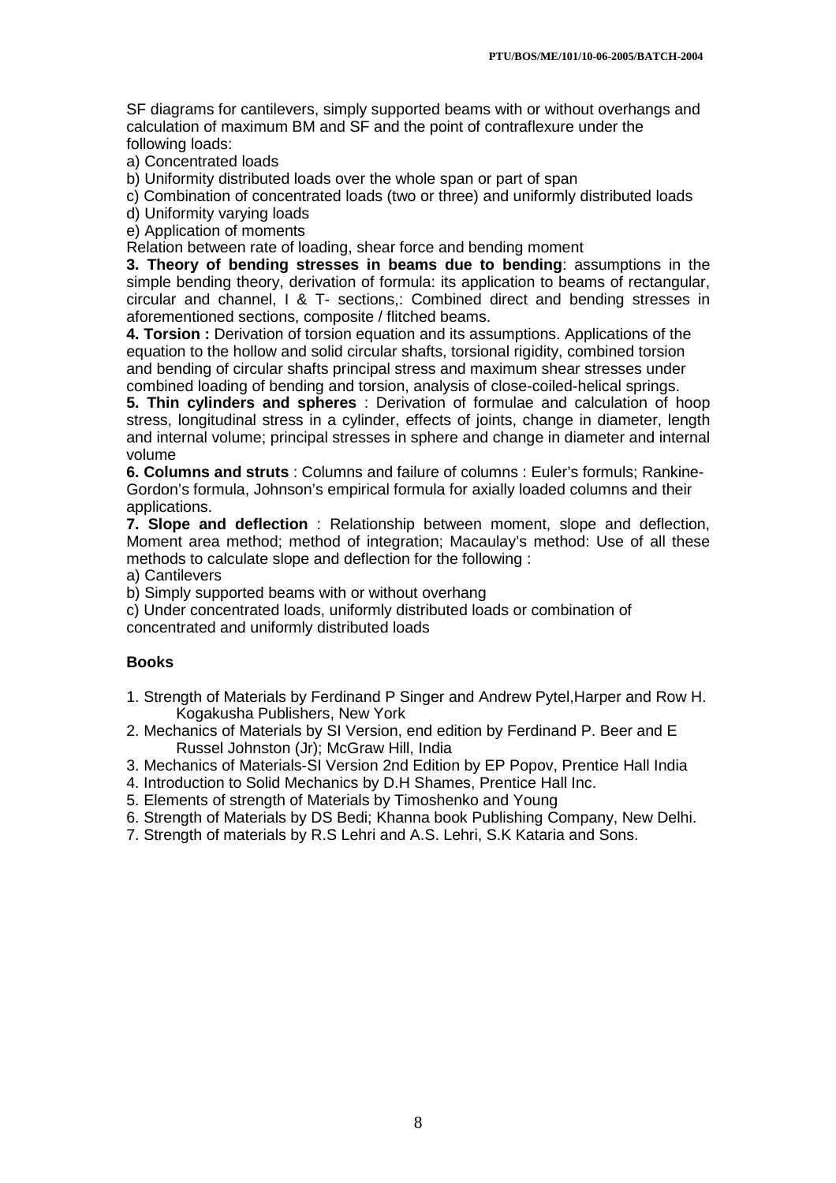SF diagrams for cantilevers, simply supported beams with or without overhangs and calculation of maximum BM and SF and the point of contraflexure under the following loads:

a) Concentrated loads

b) Uniformity distributed loads over the whole span or part of span

c) Combination of concentrated loads (two or three) and uniformly distributed loads

d) Uniformity varying loads

e) Application of moments

Relation between rate of loading, shear force and bending moment

**3. Theory of bending stresses in beams due to bending**: assumptions in the simple bending theory, derivation of formula: its application to beams of rectangular, circular and channel, I & T- sections,: Combined direct and bending stresses in aforementioned sections, composite / flitched beams.

**4. Torsion :** Derivation of torsion equation and its assumptions. Applications of the equation to the hollow and solid circular shafts, torsional rigidity, combined torsion and bending of circular shafts principal stress and maximum shear stresses under combined loading of bending and torsion, analysis of close-coiled-helical springs.

**5. Thin cylinders and spheres** : Derivation of formulae and calculation of hoop stress, longitudinal stress in a cylinder, effects of joints, change in diameter, length and internal volume; principal stresses in sphere and change in diameter and internal volume

**6. Columns and struts** : Columns and failure of columns : Euler's formuls; Rankine-Gordon's formula, Johnson's empirical formula for axially loaded columns and their applications.

**7. Slope and deflection** : Relationship between moment, slope and deflection, Moment area method; method of integration; Macaulay's method: Use of all these methods to calculate slope and deflection for the following :

a) Cantilevers

b) Simply supported beams with or without overhang

c) Under concentrated loads, uniformly distributed loads or combination of concentrated and uniformly distributed loads

**Books**

1. Strength of Materials by Ferdinand P Singer and Andrew Pytel,Harper and Row H. Kogakusha Publishers, New York
2. Mechanics of Materials by SI Version, end edition by Ferdinand P. Beer and E Russel Johnston (Jr); McGraw Hill, India
3. Mechanics of Materials-SI Version 2nd Edition by EP Popov, Prentice Hall India
4. Introduction to Solid Mechanics by D.H Shames, Prentice Hall Inc.
5. Elements of strength of Materials by Timoshenko and Young
6. Strength of Materials by DS Bedi; Khanna book Publishing Company, New Delhi.
7. Strength of materials by R.S Lehri and A.S. Lehri, S.K Kataria and Sons.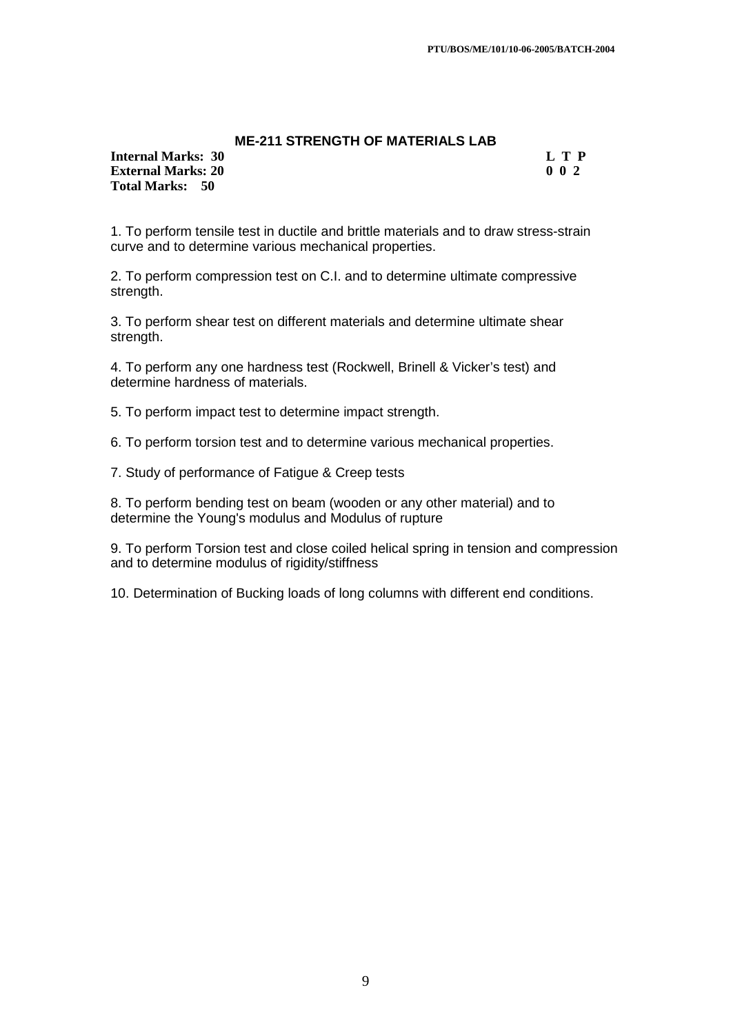## ME-211 STRENGTH OF MATERIALS LAB

**Internal Marks: 30** **L T P**
**External Marks: 20** **0 0 2**
**Total Marks: 50**

1. To perform tensile test in ductile and brittle materials and to draw stress-strain curve and to determine various mechanical properties.

2. To perform compression test on C.I. and to determine ultimate compressive strength.

3. To perform shear test on different materials and determine ultimate shear strength.

4. To perform any one hardness test (Rockwell, Brinell & Vicker's test) and determine hardness of materials.

5. To perform impact test to determine impact strength.

6. To perform torsion test and to determine various mechanical properties.

7. Study of performance of Fatigue & Creep tests

8. To perform bending test on beam (wooden or any other material) and to determine the Young's modulus and Modulus of rupture

9. To perform Torsion test and close coiled helical spring in tension and compression and to determine modulus of rigidity/stiffness

10. Determination of Bucking loads of long columns with different end conditions.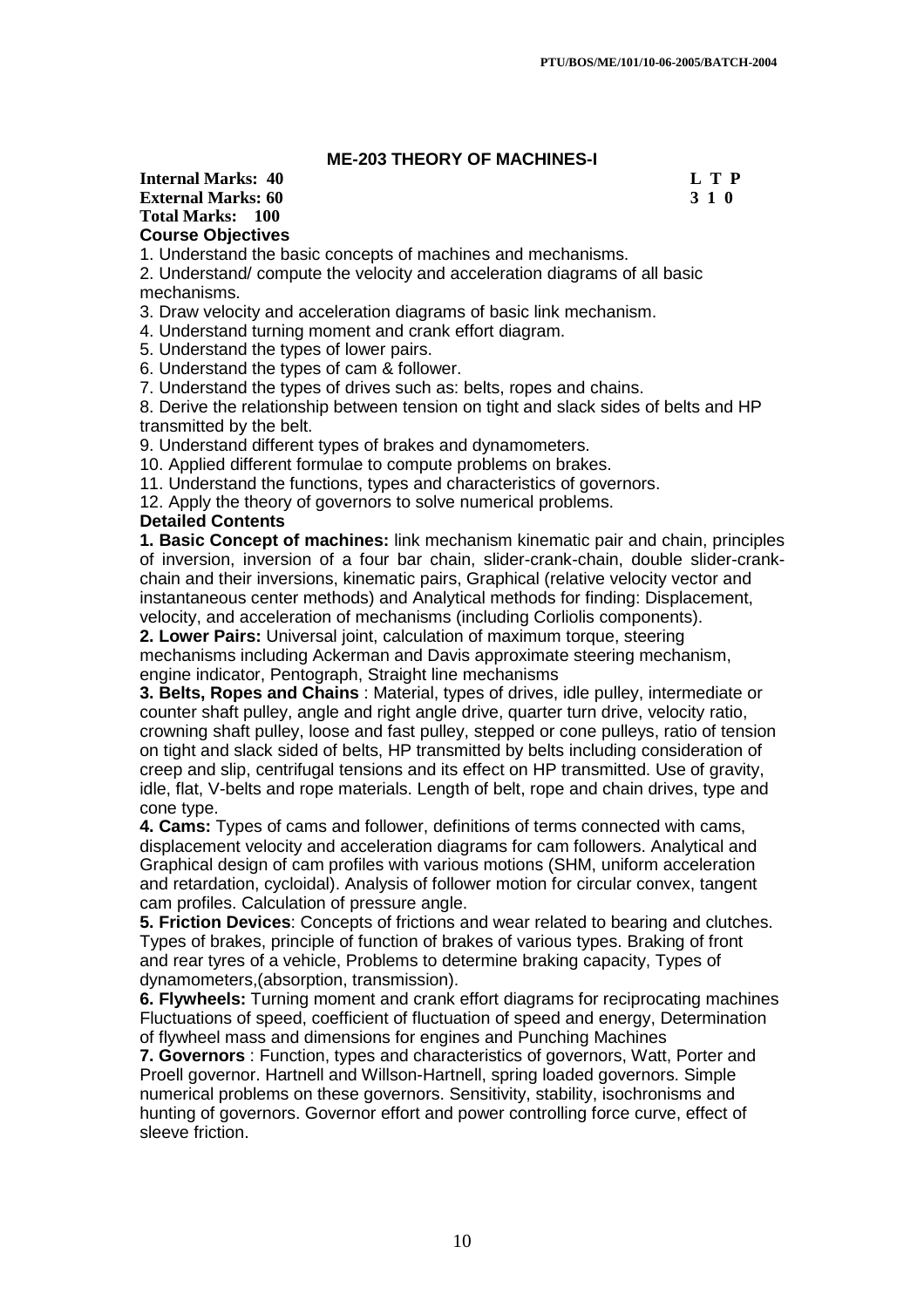## ME-203 THEORY OF MACHINES-I

**Internal Marks: 40** **L T P**
**External Marks: 60** **3 1 0**
**Total Marks: 100**

**Course Objectives**

1. Understand the basic concepts of machines and mechanisms.
2. Understand/ compute the velocity and acceleration diagrams of all basic mechanisms.
3. Draw velocity and acceleration diagrams of basic link mechanism.
4. Understand turning moment and crank effort diagram.
5. Understand the types of lower pairs.
6. Understand the types of cam & follower.
7. Understand the types of drives such as: belts, ropes and chains.
8. Derive the relationship between tension on tight and slack sides of belts and HP transmitted by the belt.
9. Understand different types of brakes and dynamometers.
10. Applied different formulae to compute problems on brakes.
11. Understand the functions, types and characteristics of governors.
12. Apply the theory of governors to solve numerical problems.

**Detailed Contents**

**1. Basic Concept of machines:** link mechanism kinematic pair and chain, principles of inversion, inversion of a four bar chain, slider-crank-chain, double slider-crank-chain and their inversions, kinematic pairs, Graphical (relative velocity vector and instantaneous center methods) and Analytical methods for finding: Displacement, velocity, and acceleration of mechanisms (including Corliolis components).

**2. Lower Pairs:** Universal joint, calculation of maximum torque, steering mechanisms including Ackerman and Davis approximate steering mechanism, engine indicator, Pentograph, Straight line mechanisms

**3. Belts, Ropes and Chains** : Material, types of drives, idle pulley, intermediate or counter shaft pulley, angle and right angle drive, quarter turn drive, velocity ratio, crowning shaft pulley, loose and fast pulley, stepped or cone pulleys, ratio of tension on tight and slack sided of belts, HP transmitted by belts including consideration of creep and slip, centrifugal tensions and its effect on HP transmitted. Use of gravity, idle, flat, V-belts and rope materials. Length of belt, rope and chain drives, type and cone type.

**4. Cams:** Types of cams and follower, definitions of terms connected with cams, displacement velocity and acceleration diagrams for cam followers. Analytical and Graphical design of cam profiles with various motions (SHM, uniform acceleration and retardation, cycloidal). Analysis of follower motion for circular convex, tangent cam profiles. Calculation of pressure angle.

**5. Friction Devices**: Concepts of frictions and wear related to bearing and clutches. Types of brakes, principle of function of brakes of various types. Braking of front and rear tyres of a vehicle, Problems to determine braking capacity, Types of dynamometers,(absorption, transmission).

**6. Flywheels:** Turning moment and crank effort diagrams for reciprocating machines Fluctuations of speed, coefficient of fluctuation of speed and energy, Determination of flywheel mass and dimensions for engines and Punching Machines

**7. Governors** : Function, types and characteristics of governors, Watt, Porter and Proell governor. Hartnell and Willson-Hartnell, spring loaded governors. Simple numerical problems on these governors. Sensitivity, stability, isochronisms and hunting of governors. Governor effort and power controlling force curve, effect of sleeve friction.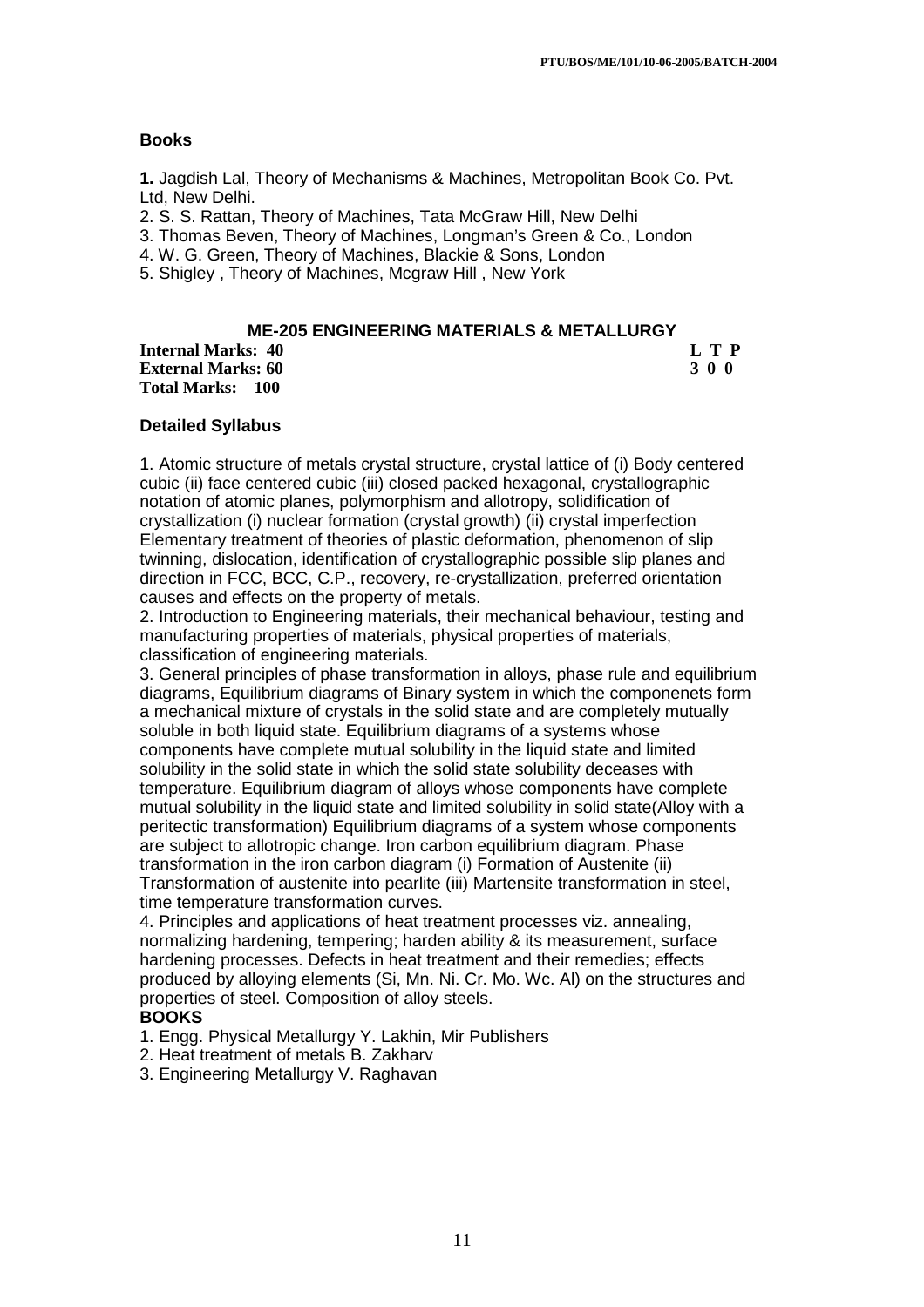### Books

**1.** Jagdish Lal, Theory of Mechanisms & Machines, Metropolitan Book Co. Pvt. Ltd, New Delhi.
2. S. S. Rattan, Theory of Machines, Tata McGraw Hill, New Delhi
3. Thomas Beven, Theory of Machines, Longman's Green & Co., London
4. W. G. Green, Theory of Machines, Blackie & Sons, London
5. Shigley , Theory of Machines, Mcgraw Hill , New York

## ME-205 ENGINEERING MATERIALS & METALLURGY

**Internal Marks: 40** **L T P**
**External Marks: 60** **3 0 0**
**Total Marks: 100**

### Detailed Syllabus

1. Atomic structure of metals crystal structure, crystal lattice of (i) Body centered cubic (ii) face centered cubic (iii) closed packed hexagonal, crystallographic notation of atomic planes, polymorphism and allotropy, solidification of crystallization (i) nuclear formation (crystal growth) (ii) crystal imperfection Elementary treatment of theories of plastic deformation, phenomenon of slip twinning, dislocation, identification of crystallographic possible slip planes and direction in FCC, BCC, C.P., recovery, re-crystallization, preferred orientation causes and effects on the property of metals.
2. Introduction to Engineering materials, their mechanical behaviour, testing and manufacturing properties of materials, physical properties of materials, classification of engineering materials.
3. General principles of phase transformation in alloys, phase rule and equilibrium diagrams, Equilibrium diagrams of Binary system in which the componenets form a mechanical mixture of crystals in the solid state and are completely mutually soluble in both liquid state. Equilibrium diagrams of a systems whose components have complete mutual solubility in the liquid state and limited solubility in the solid state in which the solid state solubility deceases with temperature. Equilibrium diagram of alloys whose components have complete mutual solubility in the liquid state and limited solubility in solid state(Alloy with a peritectic transformation) Equilibrium diagrams of a system whose components are subject to allotropic change. Iron carbon equilibrium diagram. Phase transformation in the iron carbon diagram (i) Formation of Austenite (ii) Transformation of austenite into pearlite (iii) Martensite transformation in steel, time temperature transformation curves.
4. Principles and applications of heat treatment processes viz. annealing, normalizing hardening, tempering; harden ability & its measurement, surface hardening processes. Defects in heat treatment and their remedies; effects produced by alloying elements (Si, Mn. Ni. Cr. Mo. Wc. Al) on the structures and properties of steel. Composition of alloy steels.

**BOOKS**

1. Engg. Physical Metallurgy Y. Lakhin, Mir Publishers
2. Heat treatment of metals B. Zakharv
3. Engineering Metallurgy V. Raghavan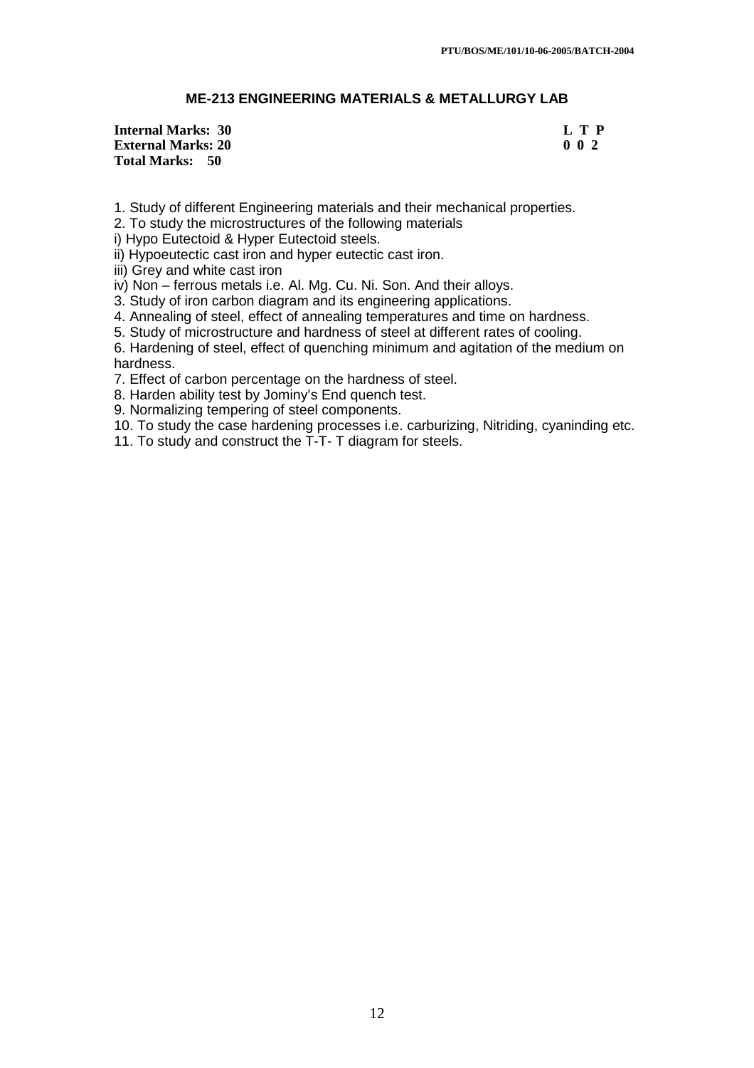## ME-213 ENGINEERING MATERIALS & METALLURGY LAB

**Internal Marks: 30** **L T P**
**External Marks: 20** **0 0 2**
**Total Marks: 50**

1. Study of different Engineering materials and their mechanical properties.
2. To study the microstructures of the following materials
i) Hypo Eutectoid & Hyper Eutectoid steels.
ii) Hypoeutectic cast iron and hyper eutectic cast iron.
iii) Grey and white cast iron
iv) Non – ferrous metals i.e. Al. Mg. Cu. Ni. Son. And their alloys.
3. Study of iron carbon diagram and its engineering applications.
4. Annealing of steel, effect of annealing temperatures and time on hardness.
5. Study of microstructure and hardness of steel at different rates of cooling.
6. Hardening of steel, effect of quenching minimum and agitation of the medium on hardness.
7. Effect of carbon percentage on the hardness of steel.
8. Harden ability test by Jominy's End quench test.
9. Normalizing tempering of steel components.
10. To study the case hardening processes i.e. carburizing, Nitriding, cyaninding etc.
11. To study and construct the T-T- T diagram for steels.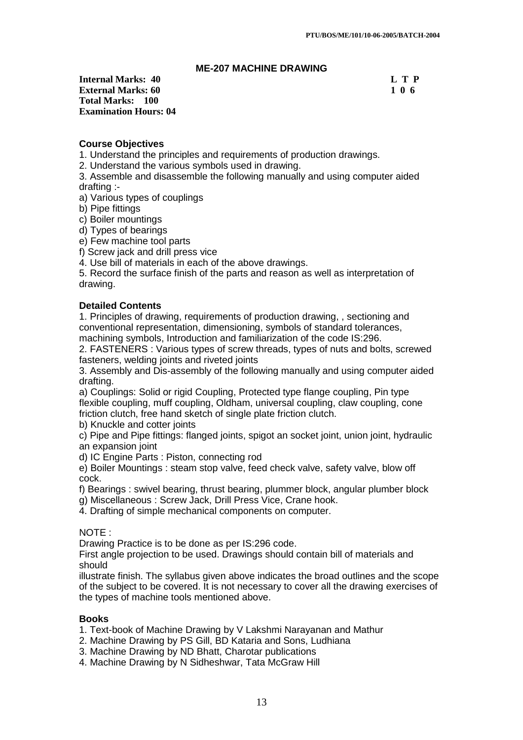## ME-207 MACHINE DRAWING

**Internal Marks: 40**
**External Marks: 60**
**Total Marks: 100**
**Examination Hours: 04**

**L T P**
**1 0 6**

### Course Objectives

1. Understand the principles and requirements of production drawings.
2. Understand the various symbols used in drawing.
3. Assemble and disassemble the following manually and using computer aided drafting :-

a) Various types of couplings
b) Pipe fittings
c) Boiler mountings
d) Types of bearings
e) Few machine tool parts
f) Screw jack and drill press vice

4. Use bill of materials in each of the above drawings.
5. Record the surface finish of the parts and reason as well as interpretation of drawing.

### Detailed Contents

1. Principles of drawing, requirements of production drawing, , sectioning and conventional representation, dimensioning, symbols of standard tolerances, machining symbols, Introduction and familiarization of the code IS:296.
2. FASTENERS : Various types of screw threads, types of nuts and bolts, screwed fasteners, welding joints and riveted joints
3. Assembly and Dis-assembly of the following manually and using computer aided drafting.

a) Couplings: Solid or rigid Coupling, Protected type flange coupling, Pin type flexible coupling, muff coupling, Oldham, universal coupling, claw coupling, cone friction clutch, free hand sketch of single plate friction clutch.
b) Knuckle and cotter joints
c) Pipe and Pipe fittings: flanged joints, spigot an socket joint, union joint, hydraulic an expansion joint
d) IC Engine Parts : Piston, connecting rod
e) Boiler Mountings : steam stop valve, feed check valve, safety valve, blow off cock.
f) Bearings : swivel bearing, thrust bearing, plummer block, angular plumber block
g) Miscellaneous : Screw Jack, Drill Press Vice, Crane hook.

4. Drafting of simple mechanical components on computer.

NOTE :

Drawing Practice is to be done as per IS:296 code.

First angle projection to be used. Drawings should contain bill of materials and should illustrate finish. The syllabus given above indicates the broad outlines and the scope of the subject to be covered. It is not necessary to cover all the drawing exercises of the types of machine tools mentioned above.

### Books

1. Text-book of Machine Drawing by V Lakshmi Narayanan and Mathur
2. Machine Drawing by PS Gill, BD Kataria and Sons, Ludhiana
3. Machine Drawing by ND Bhatt, Charotar publications
4. Machine Drawing by N Sidheshwar, Tata McGraw Hill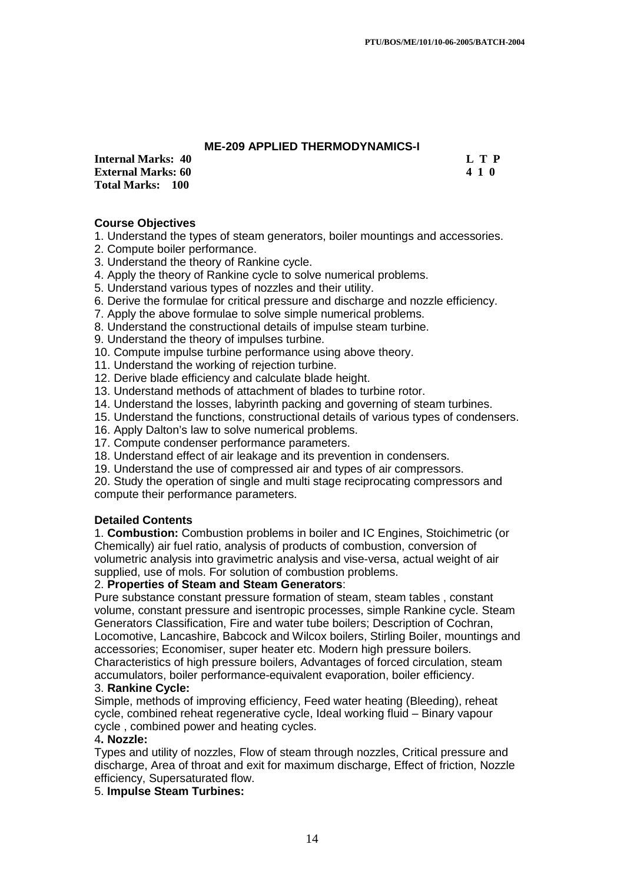## ME-209 APPLIED THERMODYNAMICS-I

| | L T P |
|---|---|
| **Internal Marks: 40** | **L T P** |
| **External Marks: 60** | **4 1 0** |
| **Total Marks: 100** | |

### Course Objectives

1. Understand the types of steam generators, boiler mountings and accessories.
2. Compute boiler performance.
3. Understand the theory of Rankine cycle.
4. Apply the theory of Rankine cycle to solve numerical problems.
5. Understand various types of nozzles and their utility.
6. Derive the formulae for critical pressure and discharge and nozzle efficiency.
7. Apply the above formulae to solve simple numerical problems.
8. Understand the constructional details of impulse steam turbine.
9. Understand the theory of impulses turbine.
10. Compute impulse turbine performance using above theory.
11. Understand the working of rejection turbine.
12. Derive blade efficiency and calculate blade height.
13. Understand methods of attachment of blades to turbine rotor.
14. Understand the losses, labyrinth packing and governing of steam turbines.
15. Understand the functions, constructional details of various types of condensers.
16. Apply Dalton's law to solve numerical problems.
17. Compute condenser performance parameters.
18. Understand effect of air leakage and its prevention in condensers.
19. Understand the use of compressed air and types of air compressors.
20. Study the operation of single and multi stage reciprocating compressors and compute their performance parameters.

### Detailed Contents

1. **Combustion:** Combustion problems in boiler and IC Engines, Stoichimetric (or Chemically) air fuel ratio, analysis of products of combustion, conversion of volumetric analysis into gravimetric analysis and vise-versa, actual weight of air supplied, use of mols. For solution of combustion problems.

2. **Properties of Steam and Steam Generators**:
Pure substance constant pressure formation of steam, steam tables , constant volume, constant pressure and isentropic processes, simple Rankine cycle. Steam Generators Classification, Fire and water tube boilers; Description of Cochran, Locomotive, Lancashire, Babcock and Wilcox boilers, Stirling Boiler, mountings and accessories; Economiser, super heater etc. Modern high pressure boilers. Characteristics of high pressure boilers, Advantages of forced circulation, steam accumulators, boiler performance-equivalent evaporation, boiler efficiency.

3. **Rankine Cycle:**
Simple, methods of improving efficiency, Feed water heating (Bleeding), reheat cycle, combined reheat regenerative cycle, Ideal working fluid – Binary vapour cycle , combined power and heating cycles.

4**. Nozzle:**
Types and utility of nozzles, Flow of steam through nozzles, Critical pressure and discharge, Area of throat and exit for maximum discharge, Effect of friction, Nozzle efficiency, Supersaturated flow.

5. **Impulse Steam Turbines:**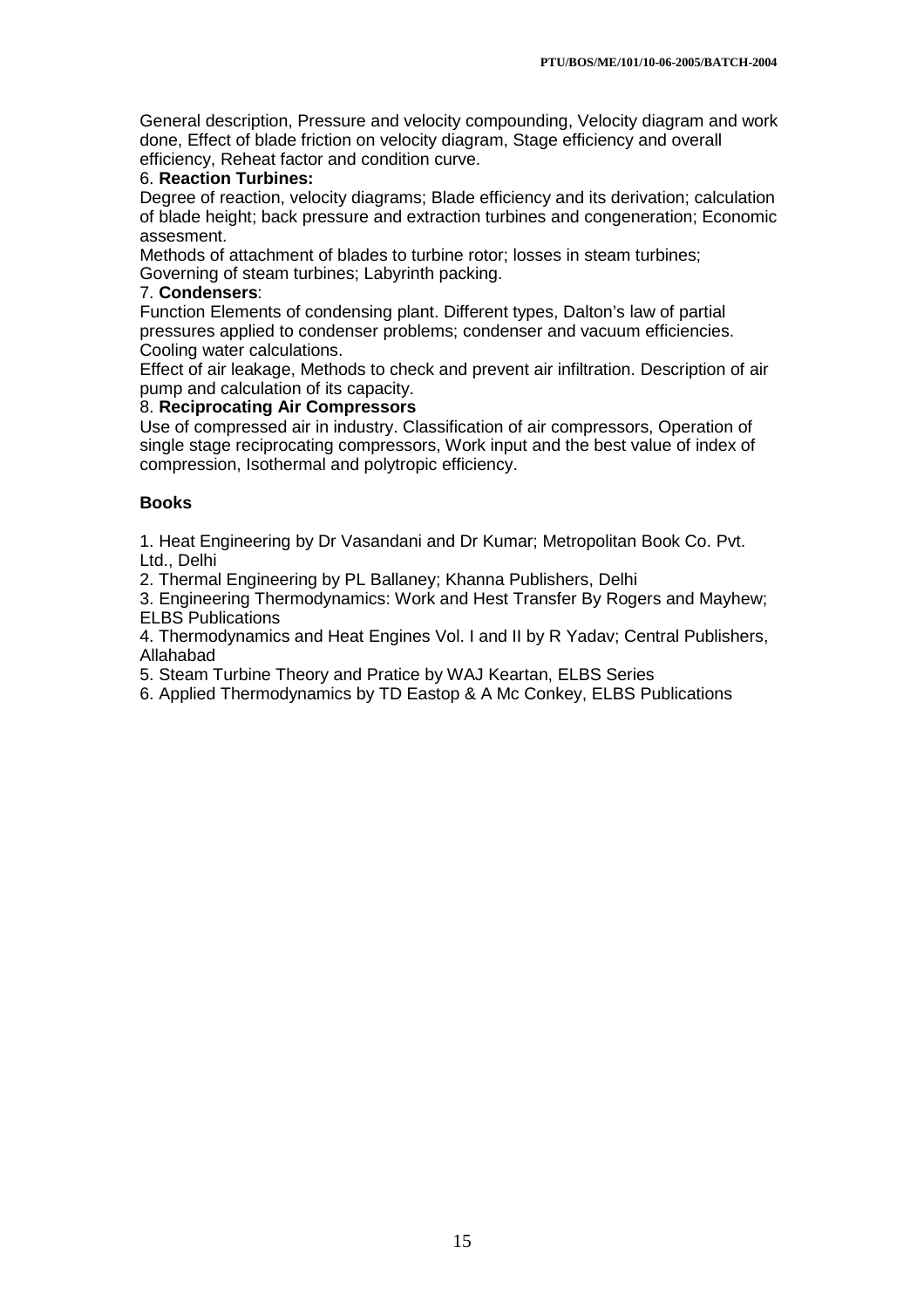General description, Pressure and velocity compounding, Velocity diagram and work done, Effect of blade friction on velocity diagram, Stage efficiency and overall efficiency, Reheat factor and condition curve.

6. **Reaction Turbines:**

Degree of reaction, velocity diagrams; Blade efficiency and its derivation; calculation of blade height; back pressure and extraction turbines and congeneration; Economic assesment.

Methods of attachment of blades to turbine rotor; losses in steam turbines; Governing of steam turbines; Labyrinth packing.

7. **Condensers**:

Function Elements of condensing plant. Different types, Dalton's law of partial pressures applied to condenser problems; condenser and vacuum efficiencies. Cooling water calculations.

Effect of air leakage, Methods to check and prevent air infiltration. Description of air pump and calculation of its capacity.

8. **Reciprocating Air Compressors**

Use of compressed air in industry. Classification of air compressors, Operation of single stage reciprocating compressors, Work input and the best value of index of compression, Isothermal and polytropic efficiency.

**Books**

1. Heat Engineering by Dr Vasandani and Dr Kumar; Metropolitan Book Co. Pvt. Ltd., Delhi
2. Thermal Engineering by PL Ballaney; Khanna Publishers, Delhi
3. Engineering Thermodynamics: Work and Hest Transfer By Rogers and Mayhew; ELBS Publications
4. Thermodynamics and Heat Engines Vol. I and II by R Yadav; Central Publishers, Allahabad
5. Steam Turbine Theory and Pratice by WAJ Keartan, ELBS Series
6. Applied Thermodynamics by TD Eastop & A Mc Conkey, ELBS Publications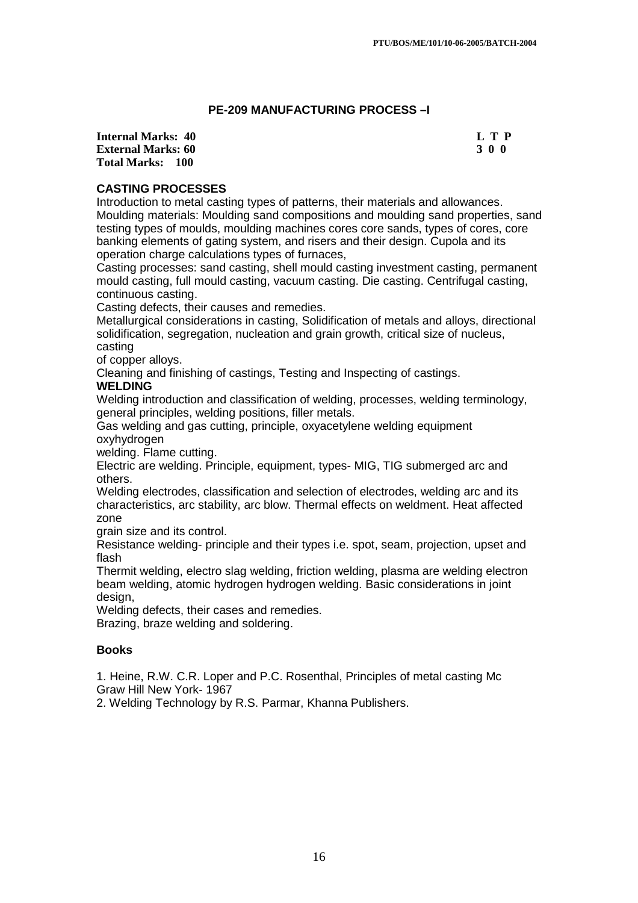## PE-209 MANUFACTURING PROCESS –I

**Internal Marks: 40** **L T P**
**External Marks: 60** **3 0 0**
**Total Marks: 100**

**CASTING PROCESSES**

Introduction to metal casting types of patterns, their materials and allowances. Moulding materials: Moulding sand compositions and moulding sand properties, sand testing types of moulds, moulding machines cores core sands, types of cores, core banking elements of gating system, and risers and their design. Cupola and its operation charge calculations types of furnaces,

Casting processes: sand casting, shell mould casting investment casting, permanent mould casting, full mould casting, vacuum casting. Die casting. Centrifugal casting, continuous casting.

Casting defects, their causes and remedies.

Metallurgical considerations in casting, Solidification of metals and alloys, directional solidification, segregation, nucleation and grain growth, critical size of nucleus, casting of copper alloys.

Cleaning and finishing of castings, Testing and Inspecting of castings.

**WELDING**

Welding introduction and classification of welding, processes, welding terminology, general principles, welding positions, filler metals.

Gas welding and gas cutting, principle, oxyacetylene welding equipment oxyhydrogen welding. Flame cutting.

Electric are welding. Principle, equipment, types- MIG, TIG submerged arc and others.

Welding electrodes, classification and selection of electrodes, welding arc and its characteristics, arc stability, arc blow. Thermal effects on weldment. Heat affected zone grain size and its control.

Resistance welding- principle and their types i.e. spot, seam, projection, upset and flash

Thermit welding, electro slag welding, friction welding, plasma are welding electron beam welding, atomic hydrogen hydrogen welding. Basic considerations in joint design,

Welding defects, their cases and remedies.

Brazing, braze welding and soldering.

**Books**

1. Heine, R.W. C.R. Loper and P.C. Rosenthal, Principles of metal casting Mc Graw Hill New York- 1967
2. Welding Technology by R.S. Parmar, Khanna Publishers.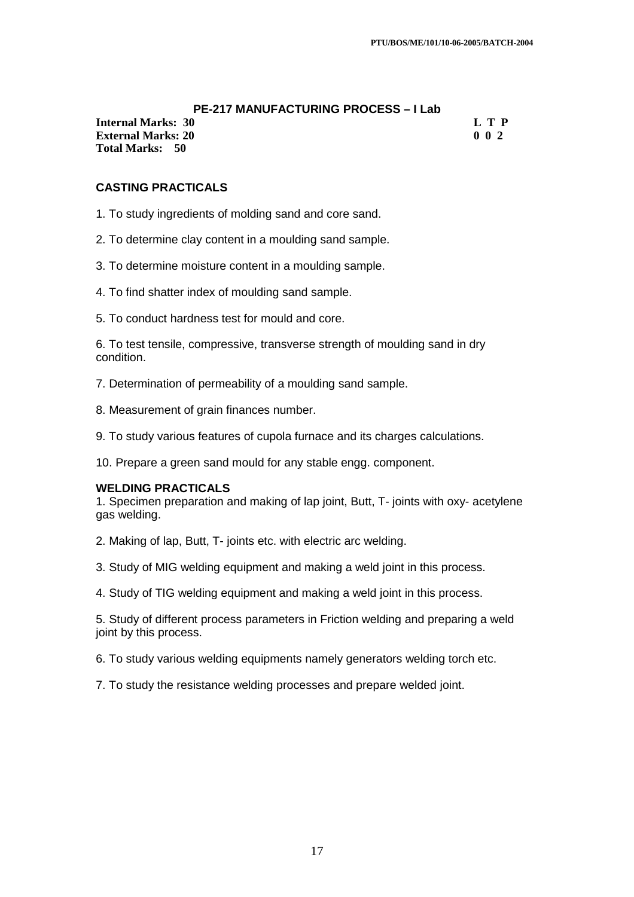## PE-217 MANUFACTURING PROCESS – I Lab

| **Internal Marks: 30** | **L T P** |
|---|---|
| **External Marks: 20** | **0 0 2** |
| **Total Marks: 50** | |

### CASTING PRACTICALS

1. To study ingredients of molding sand and core sand.

2. To determine clay content in a moulding sand sample.

3. To determine moisture content in a moulding sample.

4. To find shatter index of moulding sand sample.

5. To conduct hardness test for mould and core.

6. To test tensile, compressive, transverse strength of moulding sand in dry condition.

7. Determination of permeability of a moulding sand sample.

8. Measurement of grain finances number.

9. To study various features of cupola furnace and its charges calculations.

10. Prepare a green sand mould for any stable engg. component.

### WELDING PRACTICALS

1. Specimen preparation and making of lap joint, Butt, T- joints with oxy- acetylene gas welding.

2. Making of lap, Butt, T- joints etc. with electric arc welding.

3. Study of MIG welding equipment and making a weld joint in this process.

4. Study of TIG welding equipment and making a weld joint in this process.

5. Study of different process parameters in Friction welding and preparing a weld joint by this process.

6. To study various welding equipments namely generators welding torch etc.

7. To study the resistance welding processes and prepare welded joint.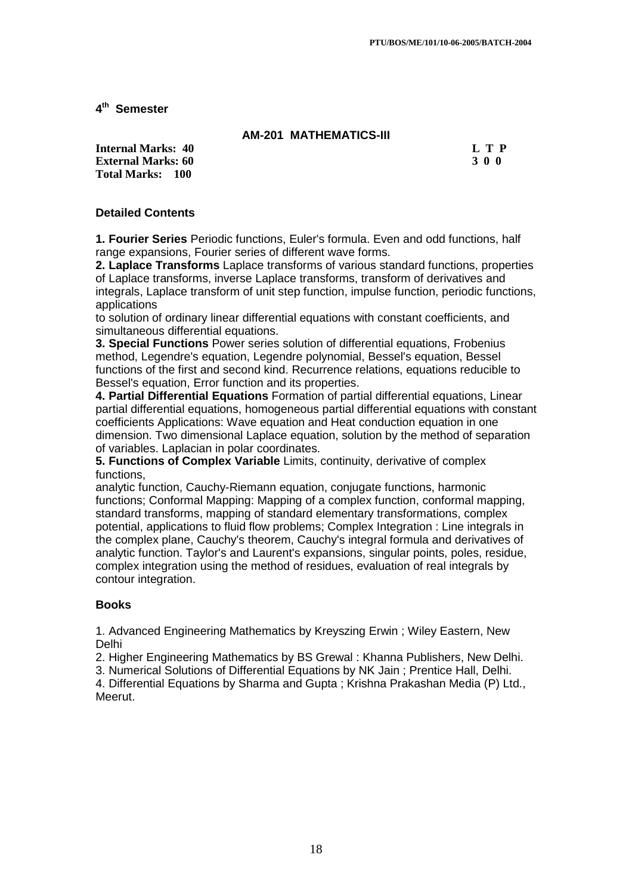## 4th Semester

### AM-201 MATHEMATICS-III

| | |
|---|---|
| **Internal Marks: 40** | **L T P** |
| **External Marks: 60** | **3 0 0** |
| **Total Marks: 100** | |

### Detailed Contents

**1. Fourier Series** Periodic functions, Euler's formula. Even and odd functions, half range expansions, Fourier series of different wave forms.

**2. Laplace Transforms** Laplace transforms of various standard functions, properties of Laplace transforms, inverse Laplace transforms, transform of derivatives and integrals, Laplace transform of unit step function, impulse function, periodic functions, applications to solution of ordinary linear differential equations with constant coefficients, and simultaneous differential equations.

**3. Special Functions** Power series solution of differential equations, Frobenius method, Legendre's equation, Legendre polynomial, Bessel's equation, Bessel functions of the first and second kind. Recurrence relations, equations reducible to Bessel's equation, Error function and its properties.

**4. Partial Differential Equations** Formation of partial differential equations, Linear partial differential equations, homogeneous partial differential equations with constant coefficients Applications: Wave equation and Heat conduction equation in one dimension. Two dimensional Laplace equation, solution by the method of separation of variables. Laplacian in polar coordinates.

**5. Functions of Complex Variable** Limits, continuity, derivative of complex functions, analytic function, Cauchy-Riemann equation, conjugate functions, harmonic functions; Conformal Mapping: Mapping of a complex function, conformal mapping, standard transforms, mapping of standard elementary transformations, complex potential, applications to fluid flow problems; Complex Integration : Line integrals in the complex plane, Cauchy's theorem, Cauchy's integral formula and derivatives of analytic function. Taylor's and Laurent's expansions, singular points, poles, residue, complex integration using the method of residues, evaluation of real integrals by contour integration.

### Books

1. Advanced Engineering Mathematics by Kreyszing Erwin ; Wiley Eastern, New Delhi
2. Higher Engineering Mathematics by BS Grewal : Khanna Publishers, New Delhi.
3. Numerical Solutions of Differential Equations by NK Jain ; Prentice Hall, Delhi.
4. Differential Equations by Sharma and Gupta ; Krishna Prakashan Media (P) Ltd., Meerut.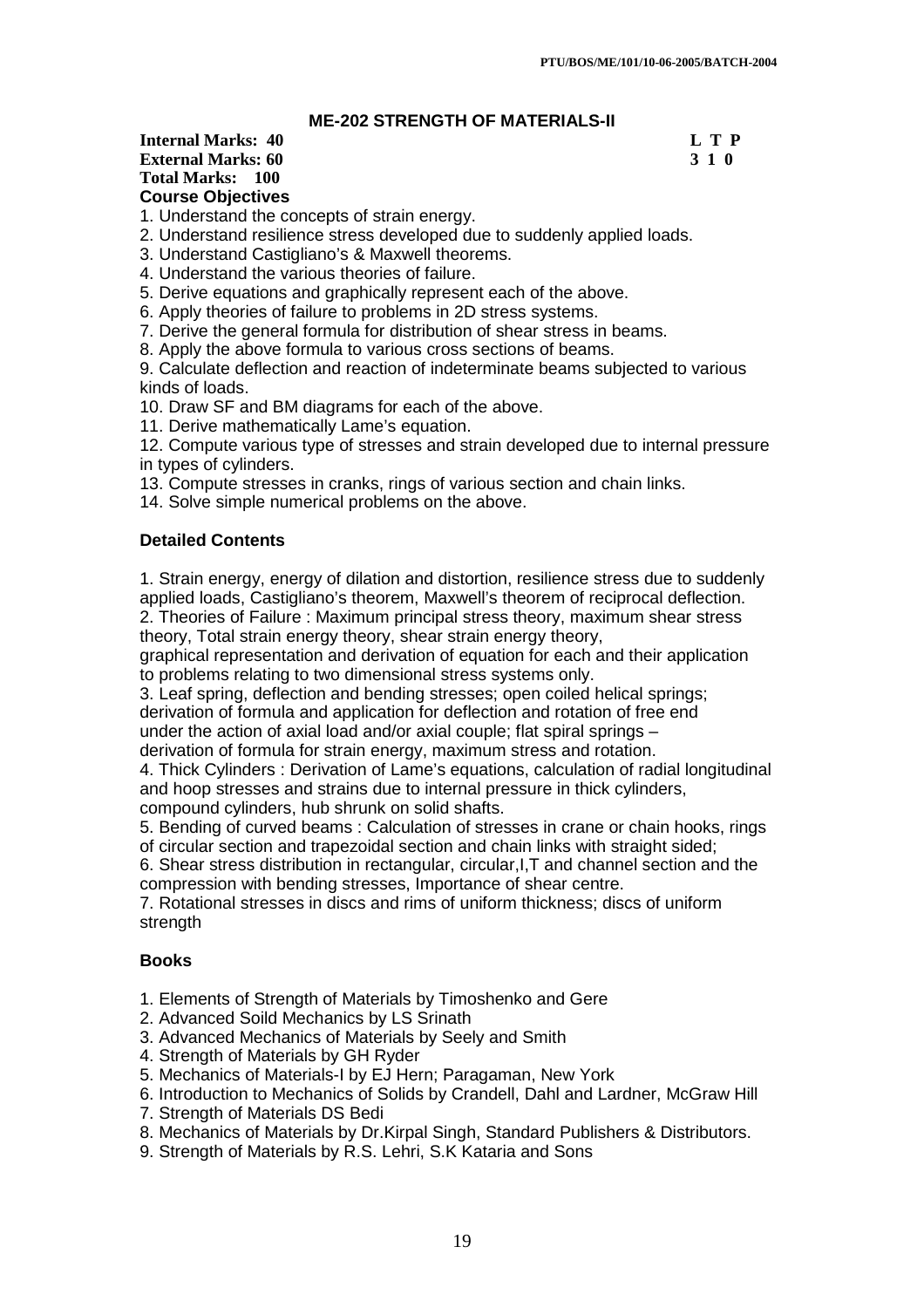## ME-202 STRENGTH OF MATERIALS-II

**Internal Marks: 40** **L T P**
**External Marks: 60** **3 1 0**
**Total Marks: 100**

**Course Objectives**

1. Understand the concepts of strain energy.
2. Understand resilience stress developed due to suddenly applied loads.
3. Understand Castigliano's & Maxwell theorems.
4. Understand the various theories of failure.
5. Derive equations and graphically represent each of the above.
6. Apply theories of failure to problems in 2D stress systems.
7. Derive the general formula for distribution of shear stress in beams.
8. Apply the above formula to various cross sections of beams.
9. Calculate deflection and reaction of indeterminate beams subjected to various kinds of loads.
10. Draw SF and BM diagrams for each of the above.
11. Derive mathematically Lame's equation.
12. Compute various type of stresses and strain developed due to internal pressure in types of cylinders.
13. Compute stresses in cranks, rings of various section and chain links.
14. Solve simple numerical problems on the above.

**Detailed Contents**

1. Strain energy, energy of dilation and distortion, resilience stress due to suddenly applied loads, Castigliano's theorem, Maxwell's theorem of reciprocal deflection.
2. Theories of Failure : Maximum principal stress theory, maximum shear stress theory, Total strain energy theory, shear strain energy theory, graphical representation and derivation of equation for each and their application to problems relating to two dimensional stress systems only.
3. Leaf spring, deflection and bending stresses; open coiled helical springs; derivation of formula and application for deflection and rotation of free end under the action of axial load and/or axial couple; flat spiral springs – derivation of formula for strain energy, maximum stress and rotation.
4. Thick Cylinders : Derivation of Lame's equations, calculation of radial longitudinal and hoop stresses and strains due to internal pressure in thick cylinders, compound cylinders, hub shrunk on solid shafts.
5. Bending of curved beams : Calculation of stresses in crane or chain hooks, rings of circular section and trapezoidal section and chain links with straight sided;
6. Shear stress distribution in rectangular, circular,I,T and channel section and the compression with bending stresses, Importance of shear centre.
7. Rotational stresses in discs and rims of uniform thickness; discs of uniform strength

**Books**

1. Elements of Strength of Materials by Timoshenko and Gere
2. Advanced Soild Mechanics by LS Srinath
3. Advanced Mechanics of Materials by Seely and Smith
4. Strength of Materials by GH Ryder
5. Mechanics of Materials-I by EJ Hern; Paragaman, New York
6. Introduction to Mechanics of Solids by Crandell, Dahl and Lardner, McGraw Hill
7. Strength of Materials DS Bedi
8. Mechanics of Materials by Dr.Kirpal Singh, Standard Publishers & Distributors.
9. Strength of Materials by R.S. Lehri, S.K Kataria and Sons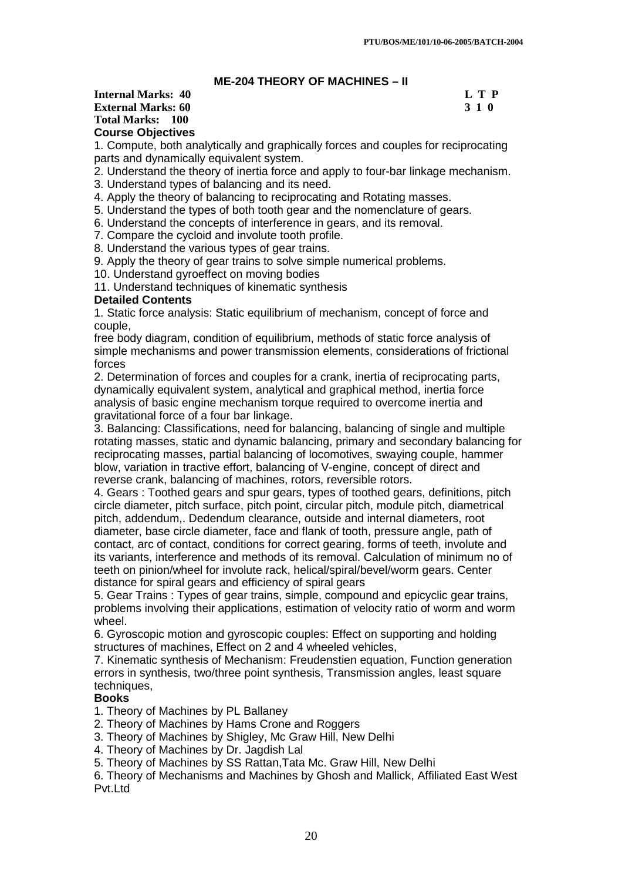## ME-204 THEORY OF MACHINES – II

**Internal Marks: 40** **L T P**
**External Marks: 60** **3 1 0**
**Total Marks: 100**

**Course Objectives**

1. Compute, both analytically and graphically forces and couples for reciprocating parts and dynamically equivalent system.
2. Understand the theory of inertia force and apply to four-bar linkage mechanism.
3. Understand types of balancing and its need.
4. Apply the theory of balancing to reciprocating and Rotating masses.
5. Understand the types of both tooth gear and the nomenclature of gears.
6. Understand the concepts of interference in gears, and its removal.
7. Compare the cycloid and involute tooth profile.
8. Understand the various types of gear trains.
9. Apply the theory of gear trains to solve simple numerical problems.
10. Understand gyroeffect on moving bodies
11. Understand techniques of kinematic synthesis

**Detailed Contents**

1. Static force analysis: Static equilibrium of mechanism, concept of force and couple, free body diagram, condition of equilibrium, methods of static force analysis of simple mechanisms and power transmission elements, considerations of frictional forces
2. Determination of forces and couples for a crank, inertia of reciprocating parts, dynamically equivalent system, analytical and graphical method, inertia force analysis of basic engine mechanism torque required to overcome inertia and gravitational force of a four bar linkage.
3. Balancing: Classifications, need for balancing, balancing of single and multiple rotating masses, static and dynamic balancing, primary and secondary balancing for reciprocating masses, partial balancing of locomotives, swaying couple, hammer blow, variation in tractive effort, balancing of V-engine, concept of direct and reverse crank, balancing of machines, rotors, reversible rotors.
4. Gears : Toothed gears and spur gears, types of toothed gears, definitions, pitch circle diameter, pitch surface, pitch point, circular pitch, module pitch, diametrical pitch, addendum,. Dedendum clearance, outside and internal diameters, root diameter, base circle diameter, face and flank of tooth, pressure angle, path of contact, arc of contact, conditions for correct gearing, forms of teeth, involute and its variants, interference and methods of its removal. Calculation of minimum no of teeth on pinion/wheel for involute rack, helical/spiral/bevel/worm gears. Center distance for spiral gears and efficiency of spiral gears
5. Gear Trains : Types of gear trains, simple, compound and epicyclic gear trains, problems involving their applications, estimation of velocity ratio of worm and worm wheel.
6. Gyroscopic motion and gyroscopic couples: Effect on supporting and holding structures of machines, Effect on 2 and 4 wheeled vehicles,
7. Kinematic synthesis of Mechanism: Freudenstien equation, Function generation errors in synthesis, two/three point synthesis, Transmission angles, least square techniques,

**Books**

1. Theory of Machines by PL Ballaney
2. Theory of Machines by Hams Crone and Roggers
3. Theory of Machines by Shigley, Mc Graw Hill, New Delhi
4. Theory of Machines by Dr. Jagdish Lal
5. Theory of Machines by SS Rattan,Tata Mc. Graw Hill, New Delhi
6. Theory of Mechanisms and Machines by Ghosh and Mallick, Affiliated East West Pvt.Ltd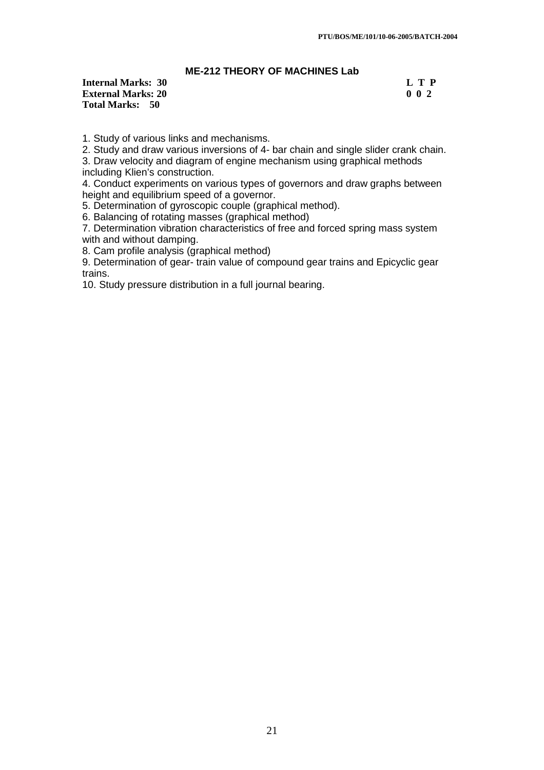## ME-212 THEORY OF MACHINES Lab

**Internal Marks: 30** **L T P**
**External Marks: 20** **0 0 2**
**Total Marks: 50**

1. Study of various links and mechanisms.
2. Study and draw various inversions of 4- bar chain and single slider crank chain.
3. Draw velocity and diagram of engine mechanism using graphical methods including Klien's construction.
4. Conduct experiments on various types of governors and draw graphs between height and equilibrium speed of a governor.
5. Determination of gyroscopic couple (graphical method).
6. Balancing of rotating masses (graphical method)
7. Determination vibration characteristics of free and forced spring mass system with and without damping.
8. Cam profile analysis (graphical method)
9. Determination of gear- train value of compound gear trains and Epicyclic gear trains.
10. Study pressure distribution in a full journal bearing.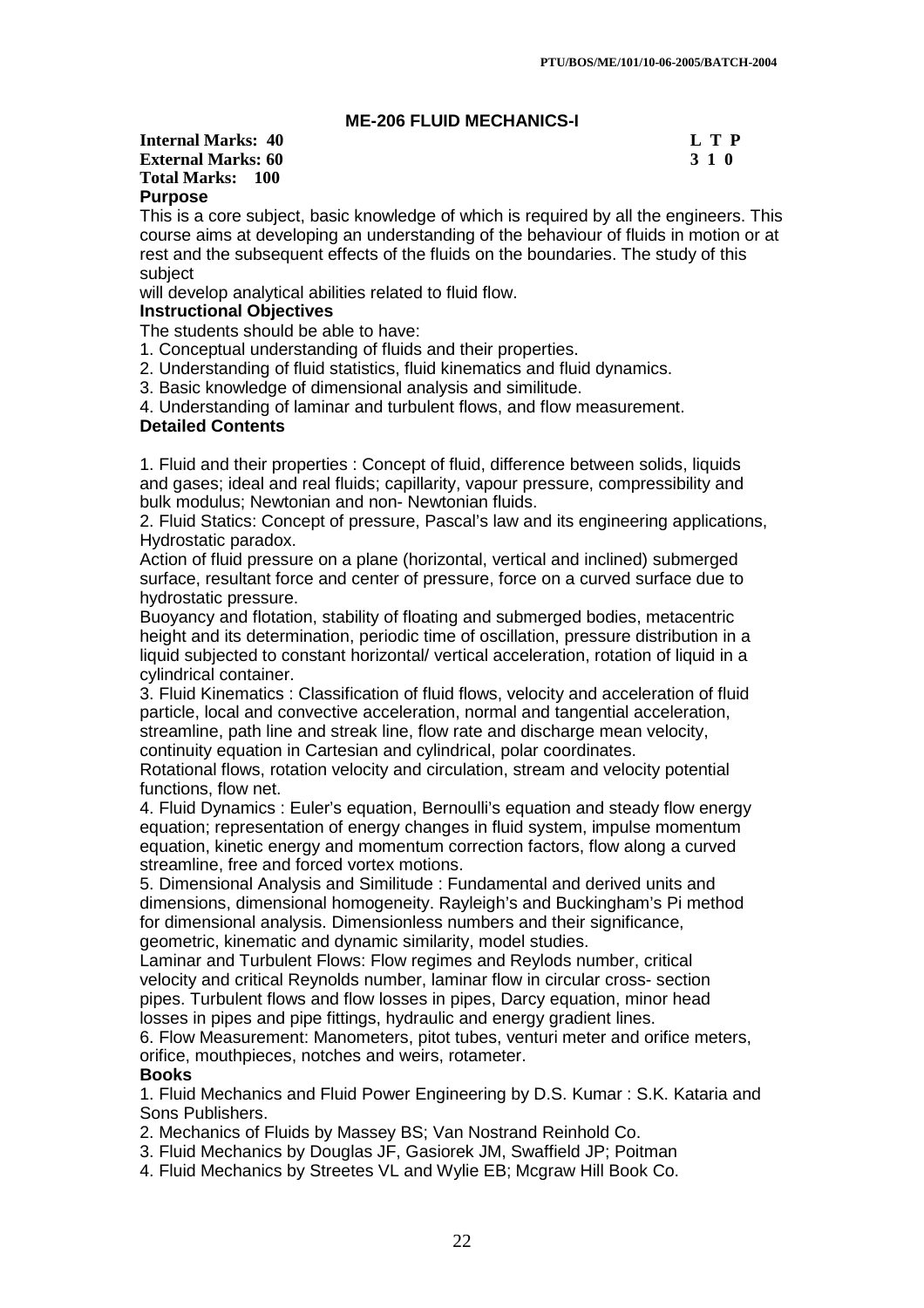## ME-206 FLUID MECHANICS-I

**Internal Marks: 40** **L T P**
**External Marks: 60** **3 1 0**
**Total Marks: 100**

### Purpose

This is a core subject, basic knowledge of which is required by all the engineers. This course aims at developing an understanding of the behaviour of fluids in motion or at rest and the subsequent effects of the fluids on the boundaries. The study of this subject
will develop analytical abilities related to fluid flow.

### Instructional Objectives

The students should be able to have:

1. Conceptual understanding of fluids and their properties.
2. Understanding of fluid statistics, fluid kinematics and fluid dynamics.
3. Basic knowledge of dimensional analysis and similitude.
4. Understanding of laminar and turbulent flows, and flow measurement.

### Detailed Contents

1. Fluid and their properties : Concept of fluid, difference between solids, liquids and gases; ideal and real fluids; capillarity, vapour pressure, compressibility and bulk modulus; Newtonian and non- Newtonian fluids.

2. Fluid Statics: Concept of pressure, Pascal's law and its engineering applications, Hydrostatic paradox.
Action of fluid pressure on a plane (horizontal, vertical and inclined) submerged surface, resultant force and center of pressure, force on a curved surface due to hydrostatic pressure.
Buoyancy and flotation, stability of floating and submerged bodies, metacentric height and its determination, periodic time of oscillation, pressure distribution in a liquid subjected to constant horizontal/ vertical acceleration, rotation of liquid in a cylindrical container.

3. Fluid Kinematics : Classification of fluid flows, velocity and acceleration of fluid particle, local and convective acceleration, normal and tangential acceleration, streamline, path line and streak line, flow rate and discharge mean velocity, continuity equation in Cartesian and cylindrical, polar coordinates.
Rotational flows, rotation velocity and circulation, stream and velocity potential functions, flow net.

4. Fluid Dynamics : Euler's equation, Bernoulli's equation and steady flow energy equation; representation of energy changes in fluid system, impulse momentum equation, kinetic energy and momentum correction factors, flow along a curved streamline, free and forced vortex motions.

5. Dimensional Analysis and Similitude : Fundamental and derived units and dimensions, dimensional homogeneity. Rayleigh's and Buckingham's Pi method for dimensional analysis. Dimensionless numbers and their significance, geometric, kinematic and dynamic similarity, model studies.
Laminar and Turbulent Flows: Flow regimes and Reylods number, critical velocity and critical Reynolds number, laminar flow in circular cross- section pipes. Turbulent flows and flow losses in pipes, Darcy equation, minor head losses in pipes and pipe fittings, hydraulic and energy gradient lines.

6. Flow Measurement: Manometers, pitot tubes, venturi meter and orifice meters, orifice, mouthpieces, notches and weirs, rotameter.

### Books

1. Fluid Mechanics and Fluid Power Engineering by D.S. Kumar : S.K. Kataria and Sons Publishers.
2. Mechanics of Fluids by Massey BS; Van Nostrand Reinhold Co.
3. Fluid Mechanics by Douglas JF, Gasiorek JM, Swaffield JP; Poitman
4. Fluid Mechanics by Streetes VL and Wylie EB; Mcgraw Hill Book Co.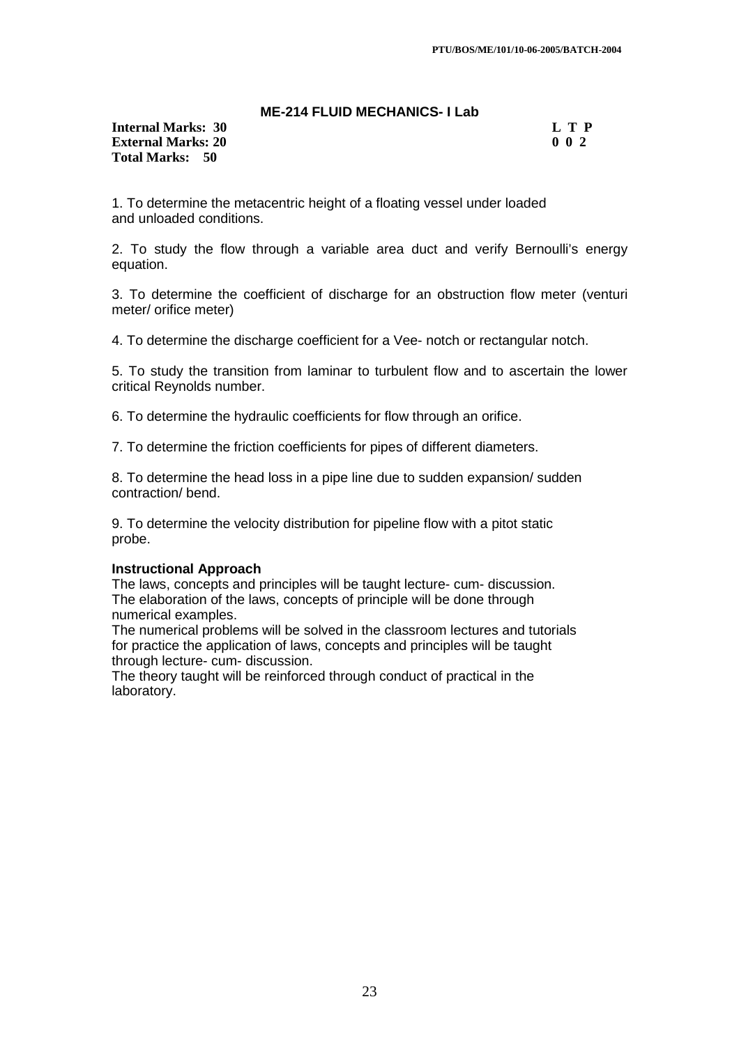## ME-214 FLUID MECHANICS- I Lab

| | |
|---|---|
| **Internal Marks: 30** | **L T P** |
| **External Marks: 20** | **0 0 2** |
| **Total Marks: 50** | |

1. To determine the metacentric height of a floating vessel under loaded and unloaded conditions.

2. To study the flow through a variable area duct and verify Bernoulli's energy equation.

3. To determine the coefficient of discharge for an obstruction flow meter (venturi meter/ orifice meter)

4. To determine the discharge coefficient for a Vee- notch or rectangular notch.

5. To study the transition from laminar to turbulent flow and to ascertain the lower critical Reynolds number.

6. To determine the hydraulic coefficients for flow through an orifice.

7. To determine the friction coefficients for pipes of different diameters.

8. To determine the head loss in a pipe line due to sudden expansion/ sudden contraction/ bend.

9. To determine the velocity distribution for pipeline flow with a pitot static probe.

**Instructional Approach**

The laws, concepts and principles will be taught lecture- cum- discussion.
The elaboration of the laws, concepts of principle will be done through numerical examples.
The numerical problems will be solved in the classroom lectures and tutorials for practice the application of laws, concepts and principles will be taught through lecture- cum- discussion.
The theory taught will be reinforced through conduct of practical in the laboratory.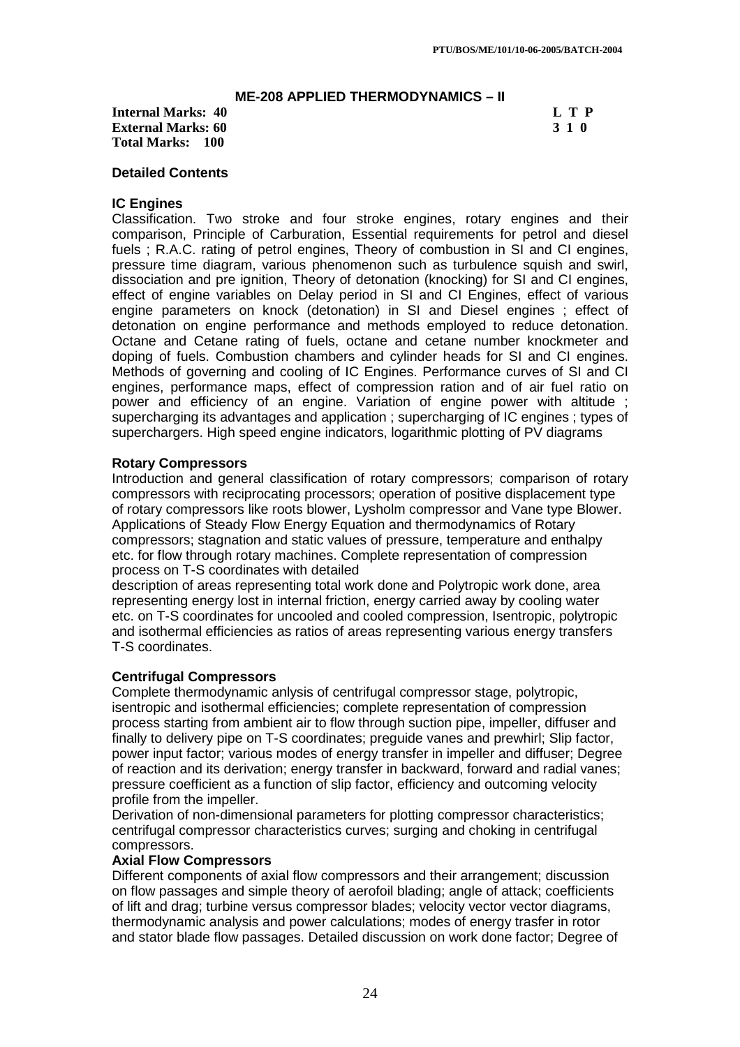## ME-208 APPLIED THERMODYNAMICS – II

**Internal Marks: 40**
**External Marks: 60**
**Total Marks: 100**

| L | T | P |
|---|---|---|
| 3 | 1 | 0 |

### Detailed Contents

#### IC Engines

Classification. Two stroke and four stroke engines, rotary engines and their comparison, Principle of Carburation, Essential requirements for petrol and diesel fuels ; R.A.C. rating of petrol engines, Theory of combustion in SI and CI engines, pressure time diagram, various phenomenon such as turbulence squish and swirl, dissociation and pre ignition, Theory of detonation (knocking) for SI and CI engines, effect of engine variables on Delay period in SI and CI Engines, effect of various engine parameters on knock (detonation) in SI and Diesel engines ; effect of detonation on engine performance and methods employed to reduce detonation. Octane and Cetane rating of fuels, octane and cetane number knockmeter and doping of fuels. Combustion chambers and cylinder heads for SI and CI engines. Methods of governing and cooling of IC Engines. Performance curves of SI and CI engines, performance maps, effect of compression ration and of air fuel ratio on power and efficiency of an engine. Variation of engine power with altitude ; supercharging its advantages and application ; supercharging of IC engines ; types of superchargers. High speed engine indicators, logarithmic plotting of PV diagrams

#### Rotary Compressors

Introduction and general classification of rotary compressors; comparison of rotary compressors with reciprocating processors; operation of positive displacement type of rotary compressors like roots blower, Lysholm compressor and Vane type Blower. Applications of Steady Flow Energy Equation and thermodynamics of Rotary compressors; stagnation and static values of pressure, temperature and enthalpy etc. for flow through rotary machines. Complete representation of compression process on T-S coordinates with detailed description of areas representing total work done and Polytropic work done, area representing energy lost in internal friction, energy carried away by cooling water etc. on T-S coordinates for uncooled and cooled compression, Isentropic, polytropic and isothermal efficiencies as ratios of areas representing various energy transfers T-S coordinates.

#### Centrifugal Compressors

Complete thermodynamic anlysis of centrifugal compressor stage, polytropic, isentropic and isothermal efficiencies; complete representation of compression process starting from ambient air to flow through suction pipe, impeller, diffuser and finally to delivery pipe on T-S coordinates; preguide vanes and prewhirl; Slip factor, power input factor; various modes of energy transfer in impeller and diffuser; Degree of reaction and its derivation; energy transfer in backward, forward and radial vanes; pressure coefficient as a function of slip factor, efficiency and outcoming velocity profile from the impeller.

Derivation of non-dimensional parameters for plotting compressor characteristics; centrifugal compressor characteristics curves; surging and choking in centrifugal compressors.

#### Axial Flow Compressors

Different components of axial flow compressors and their arrangement; discussion on flow passages and simple theory of aerofoil blading; angle of attack; coefficients of lift and drag; turbine versus compressor blades; velocity vector vector diagrams, thermodynamic analysis and power calculations; modes of energy trasfer in rotor and stator blade flow passages. Detailed discussion on work done factor; Degree of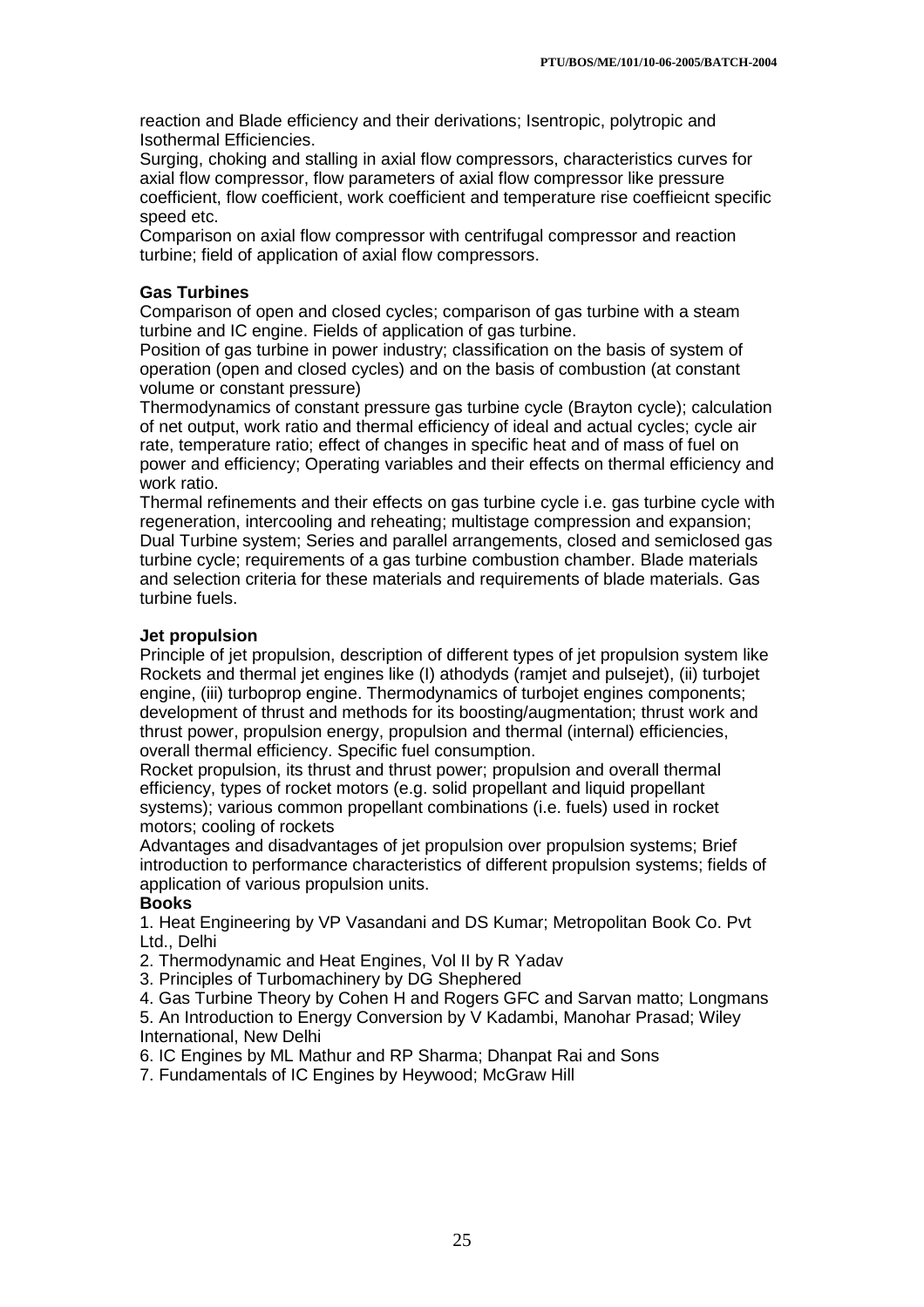reaction and Blade efficiency and their derivations; Isentropic, polytropic and Isothermal Efficiencies.

Surging, choking and stalling in axial flow compressors, characteristics curves for axial flow compressor, flow parameters of axial flow compressor like pressure coefficient, flow coefficient, work coefficient and temperature rise coeffieicnt specific speed etc.

Comparison on axial flow compressor with centrifugal compressor and reaction turbine; field of application of axial flow compressors.

**Gas Turbines**

Comparison of open and closed cycles; comparison of gas turbine with a steam turbine and IC engine. Fields of application of gas turbine.

Position of gas turbine in power industry; classification on the basis of system of operation (open and closed cycles) and on the basis of combustion (at constant volume or constant pressure)

Thermodynamics of constant pressure gas turbine cycle (Brayton cycle); calculation of net output, work ratio and thermal efficiency of ideal and actual cycles; cycle air rate, temperature ratio; effect of changes in specific heat and of mass of fuel on power and efficiency; Operating variables and their effects on thermal efficiency and work ratio.

Thermal refinements and their effects on gas turbine cycle i.e. gas turbine cycle with regeneration, intercooling and reheating; multistage compression and expansion; Dual Turbine system; Series and parallel arrangements, closed and semiclosed gas turbine cycle; requirements of a gas turbine combustion chamber. Blade materials and selection criteria for these materials and requirements of blade materials. Gas turbine fuels.

**Jet propulsion**

Principle of jet propulsion, description of different types of jet propulsion system like Rockets and thermal jet engines like (I) athodyds (ramjet and pulsejet), (ii) turbojet engine, (iii) turboprop engine. Thermodynamics of turbojet engines components; development of thrust and methods for its boosting/augmentation; thrust work and thrust power, propulsion energy, propulsion and thermal (internal) efficiencies, overall thermal efficiency. Specific fuel consumption.

Rocket propulsion, its thrust and thrust power; propulsion and overall thermal efficiency, types of rocket motors (e.g. solid propellant and liquid propellant systems); various common propellant combinations (i.e. fuels) used in rocket motors; cooling of rockets

Advantages and disadvantages of jet propulsion over propulsion systems; Brief introduction to performance characteristics of different propulsion systems; fields of application of various propulsion units.

**Books**

1. Heat Engineering by VP Vasandani and DS Kumar; Metropolitan Book Co. Pvt Ltd., Delhi
2. Thermodynamic and Heat Engines, Vol II by R Yadav
3. Principles of Turbomachinery by DG Shephered
4. Gas Turbine Theory by Cohen H and Rogers GFC and Sarvan matto; Longmans
5. An Introduction to Energy Conversion by V Kadambi, Manohar Prasad; Wiley International, New Delhi
6. IC Engines by ML Mathur and RP Sharma; Dhanpat Rai and Sons
7. Fundamentals of IC Engines by Heywood; McGraw Hill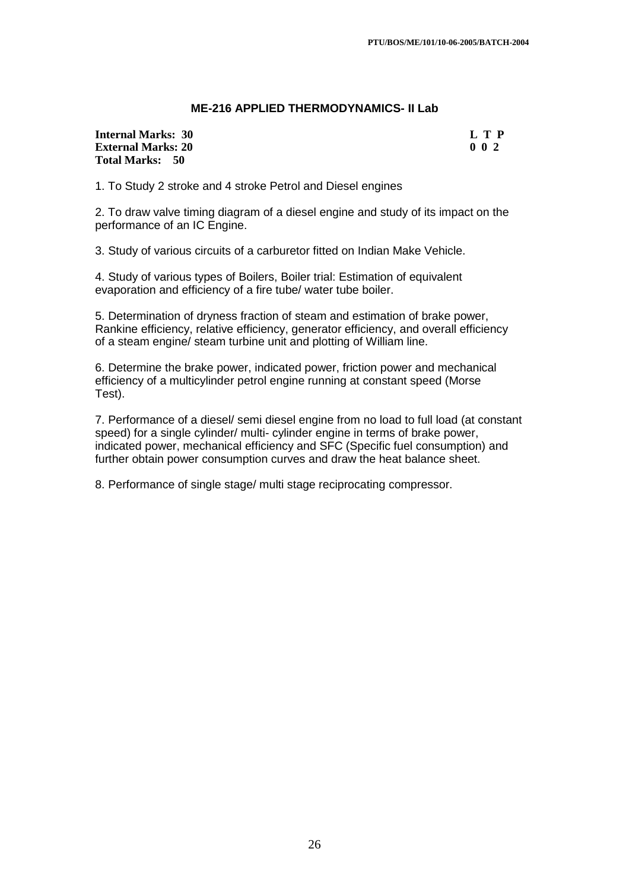## ME-216 APPLIED THERMODYNAMICS- II Lab

**Internal Marks: 30** **L T P**
**External Marks: 20** **0 0 2**
**Total Marks: 50**

1. To Study 2 stroke and 4 stroke Petrol and Diesel engines

2. To draw valve timing diagram of a diesel engine and study of its impact on the performance of an IC Engine.

3. Study of various circuits of a carburetor fitted on Indian Make Vehicle.

4. Study of various types of Boilers, Boiler trial: Estimation of equivalent evaporation and efficiency of a fire tube/ water tube boiler.

5. Determination of dryness fraction of steam and estimation of brake power, Rankine efficiency, relative efficiency, generator efficiency, and overall efficiency of a steam engine/ steam turbine unit and plotting of William line.

6. Determine the brake power, indicated power, friction power and mechanical efficiency of a multicylinder petrol engine running at constant speed (Morse Test).

7. Performance of a diesel/ semi diesel engine from no load to full load (at constant speed) for a single cylinder/ multi- cylinder engine in terms of brake power, indicated power, mechanical efficiency and SFC (Specific fuel consumption) and further obtain power consumption curves and draw the heat balance sheet.

8. Performance of single stage/ multi stage reciprocating compressor.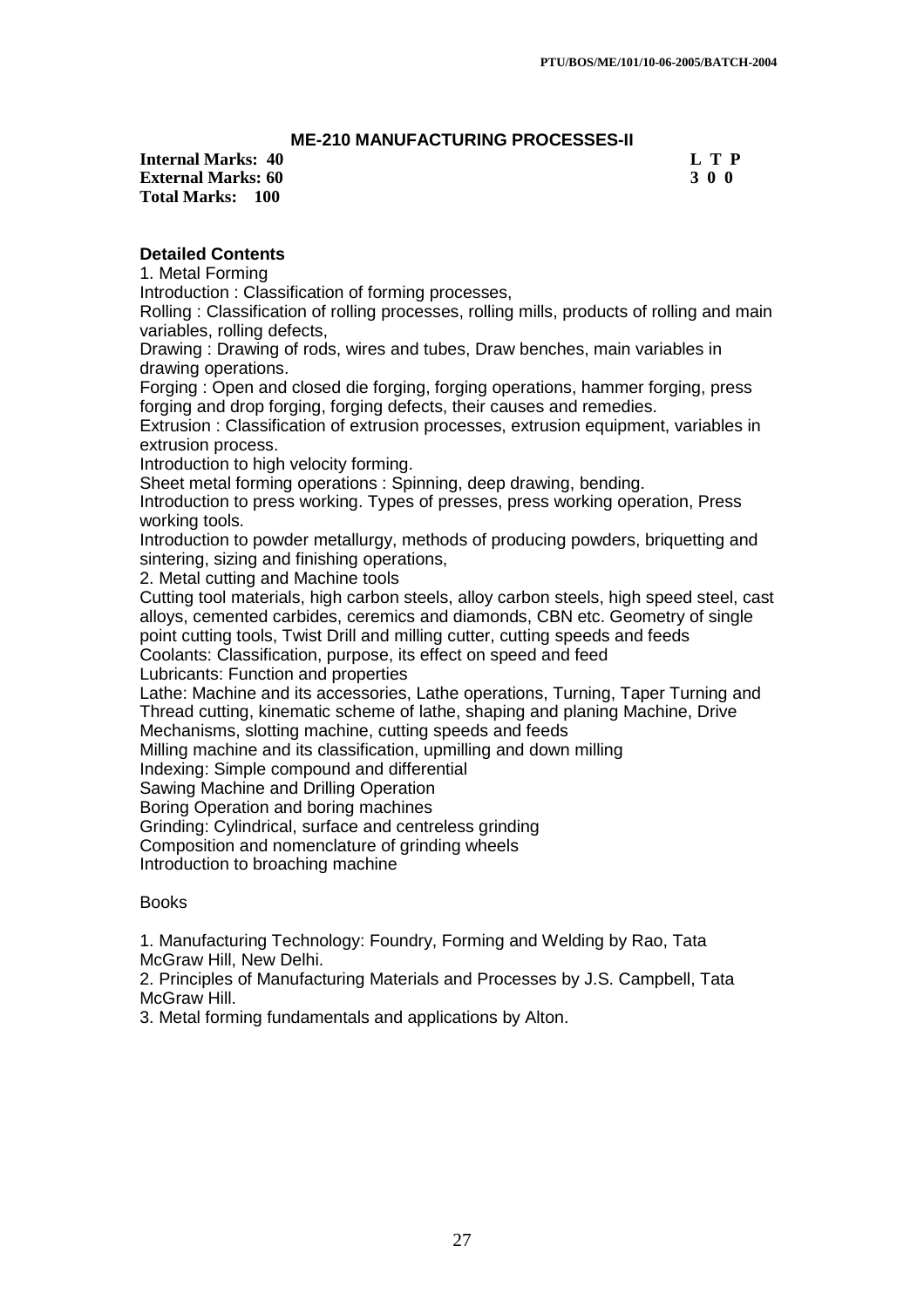## ME-210 MANUFACTURING PROCESSES-II

**Internal Marks: 40** **L T P**
**External Marks: 60** **3 0 0**
**Total Marks: 100**

### Detailed Contents

1. Metal Forming

Introduction : Classification of forming processes,

Rolling : Classification of rolling processes, rolling mills, products of rolling and main variables, rolling defects,

Drawing : Drawing of rods, wires and tubes, Draw benches, main variables in drawing operations.

Forging : Open and closed die forging, forging operations, hammer forging, press forging and drop forging, forging defects, their causes and remedies.

Extrusion : Classification of extrusion processes, extrusion equipment, variables in extrusion process.

Introduction to high velocity forming.

Sheet metal forming operations : Spinning, deep drawing, bending.

Introduction to press working. Types of presses, press working operation, Press working tools.

Introduction to powder metallurgy, methods of producing powders, briquetting and sintering, sizing and finishing operations,

2. Metal cutting and Machine tools

Cutting tool materials, high carbon steels, alloy carbon steels, high speed steel, cast alloys, cemented carbides, ceremics and diamonds, CBN etc. Geometry of single point cutting tools, Twist Drill and milling cutter, cutting speeds and feeds

Coolants: Classification, purpose, its effect on speed and feed

Lubricants: Function and properties

Lathe: Machine and its accessories, Lathe operations, Turning, Taper Turning and Thread cutting, kinematic scheme of lathe, shaping and planing Machine, Drive Mechanisms, slotting machine, cutting speeds and feeds

Milling machine and its classification, upmilling and down milling

Indexing: Simple compound and differential

Sawing Machine and Drilling Operation

Boring Operation and boring machines

Grinding: Cylindrical, surface and centreless grinding

Composition and nomenclature of grinding wheels

Introduction to broaching machine

Books

1. Manufacturing Technology: Foundry, Forming and Welding by Rao, Tata McGraw Hill, New Delhi.
2. Principles of Manufacturing Materials and Processes by J.S. Campbell, Tata McGraw Hill.
3. Metal forming fundamentals and applications by Alton.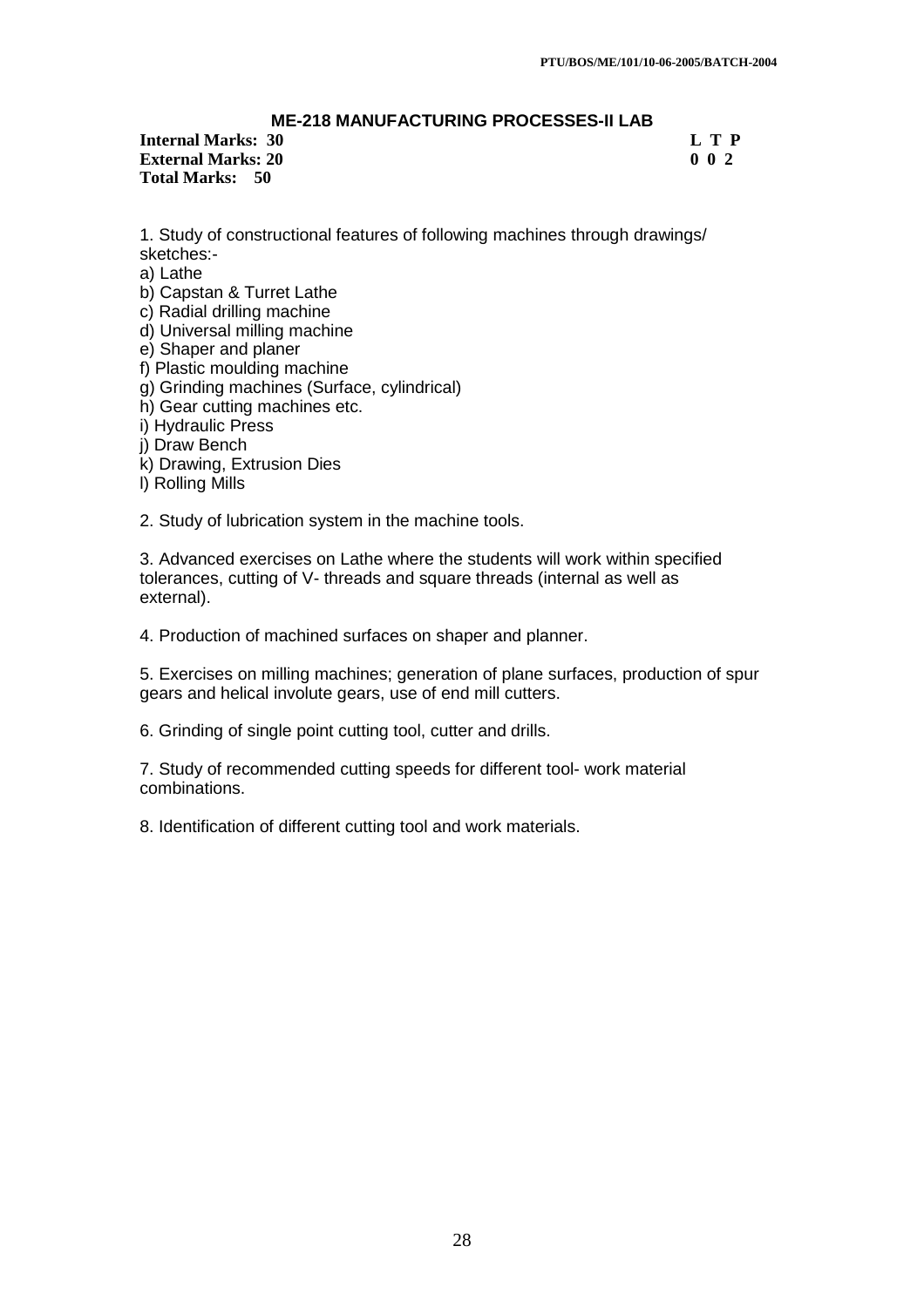## ME-218 MANUFACTURING PROCESSES-II LAB

| **Internal Marks: 30** | **L T P** |
|---|---|
| **External Marks: 20** | **0 0 2** |
| **Total Marks: 50** | |

1. Study of constructional features of following machines through drawings/ sketches:-

a) Lathe
b) Capstan & Turret Lathe
c) Radial drilling machine
d) Universal milling machine
e) Shaper and planer
f) Plastic moulding machine
g) Grinding machines (Surface, cylindrical)
h) Gear cutting machines etc.
i) Hydraulic Press
j) Draw Bench
k) Drawing, Extrusion Dies
l) Rolling Mills

2. Study of lubrication system in the machine tools.

3. Advanced exercises on Lathe where the students will work within specified tolerances, cutting of V- threads and square threads (internal as well as external).

4. Production of machined surfaces on shaper and planner.

5. Exercises on milling machines; generation of plane surfaces, production of spur gears and helical involute gears, use of end mill cutters.

6. Grinding of single point cutting tool, cutter and drills.

7. Study of recommended cutting speeds for different tool- work material combinations.

8. Identification of different cutting tool and work materials.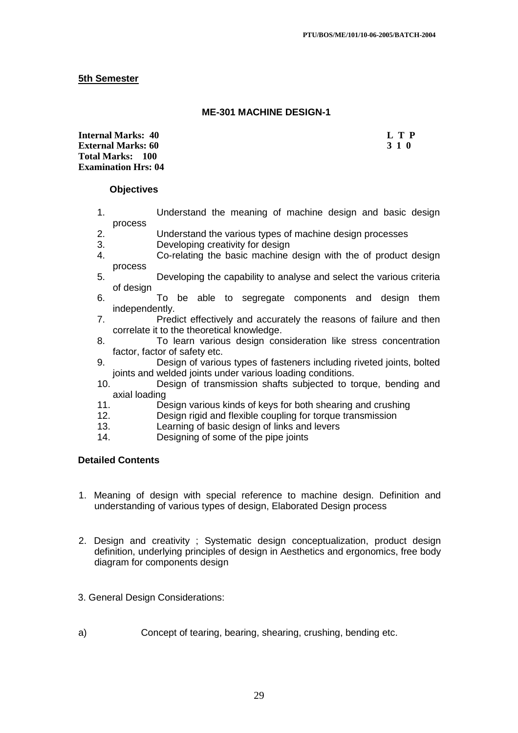**5th Semester**

## ME-301 MACHINE DESIGN-1

**Internal Marks: 40**
**External Marks: 60**
**Total Marks: 100**
**Examination Hrs: 04**

| L | T | P |
|---|---|---|
| 3 | 1 | 0 |

### Objectives

1. Understand the meaning of machine design and basic design process
2. Understand the various types of machine design processes
3. Developing creativity for design
4. Co-relating the basic machine design with the of product design process
5. Developing the capability to analyse and select the various criteria of design
6. To be able to segregate components and design them independently.
7. Predict effectively and accurately the reasons of failure and then correlate it to the theoretical knowledge.
8. To learn various design consideration like stress concentration factor, factor of safety etc.
9. Design of various types of fasteners including riveted joints, bolted joints and welded joints under various loading conditions.
10. Design of transmission shafts subjected to torque, bending and axial loading
11. Design various kinds of keys for both shearing and crushing
12. Design rigid and flexible coupling for torque transmission
13. Learning of basic design of links and levers
14. Designing of some of the pipe joints

### Detailed Contents

1. Meaning of design with special reference to machine design. Definition and understanding of various types of design, Elaborated Design process

2. Design and creativity ; Systematic design conceptualization, product design definition, underlying principles of design in Aesthetics and ergonomics, free body diagram for components design

3. General Design Considerations:

a) Concept of tearing, bearing, shearing, crushing, bending etc.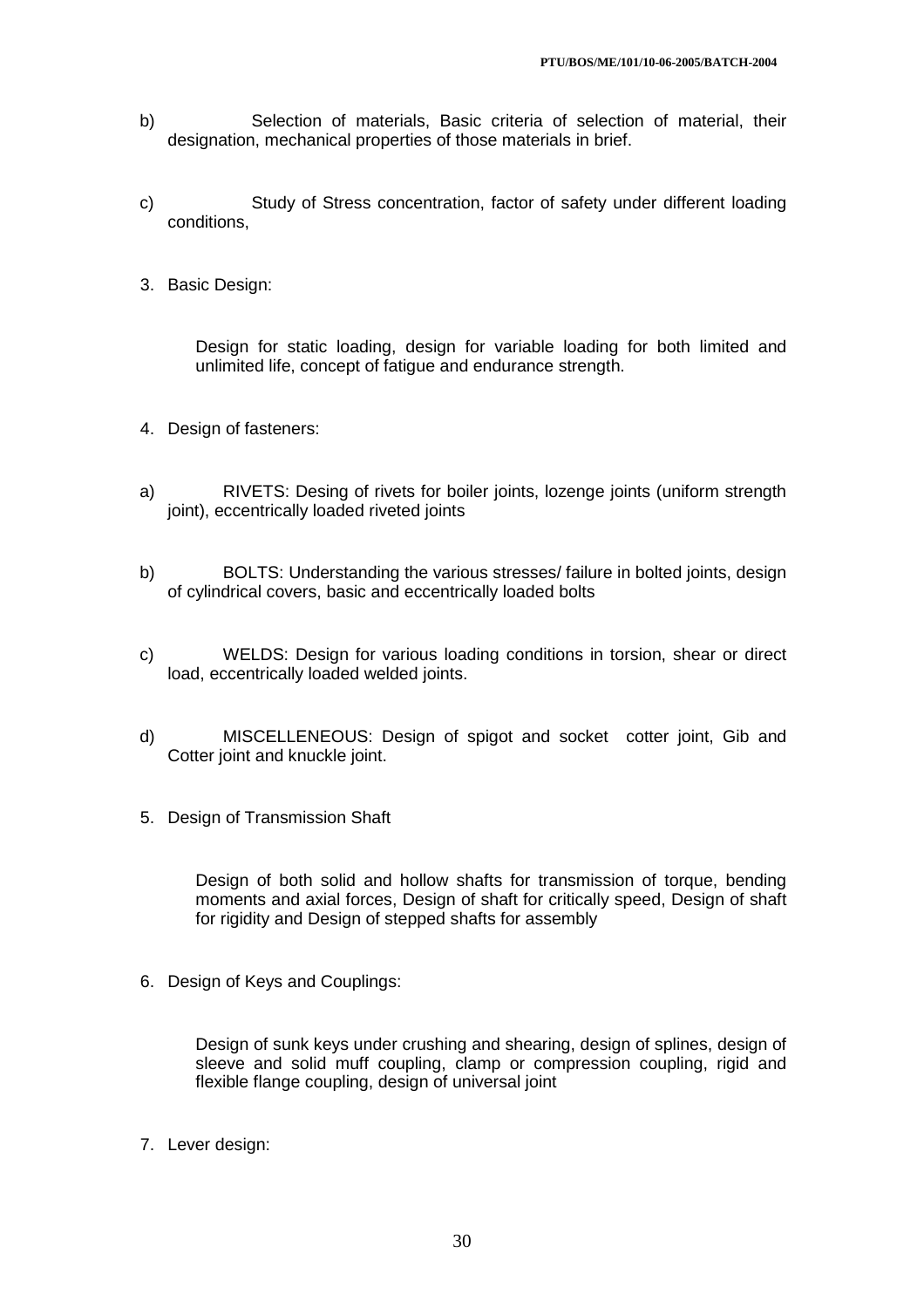b) Selection of materials, Basic criteria of selection of material, their designation, mechanical properties of those materials in brief.

c) Study of Stress concentration, factor of safety under different loading conditions,

3. Basic Design:

   Design for static loading, design for variable loading for both limited and unlimited life, concept of fatigue and endurance strength.

4. Design of fasteners:

a) RIVETS: Desing of rivets for boiler joints, lozenge joints (uniform strength joint), eccentrically loaded riveted joints

b) BOLTS: Understanding the various stresses/ failure in bolted joints, design of cylindrical covers, basic and eccentrically loaded bolts

c) WELDS: Design for various loading conditions in torsion, shear or direct load, eccentrically loaded welded joints.

d) MISCELLENEOUS: Design of spigot and socket cotter joint, Gib and Cotter joint and knuckle joint.

5. Design of Transmission Shaft

   Design of both solid and hollow shafts for transmission of torque, bending moments and axial forces, Design of shaft for critically speed, Design of shaft for rigidity and Design of stepped shafts for assembly

6. Design of Keys and Couplings:

   Design of sunk keys under crushing and shearing, design of splines, design of sleeve and solid muff coupling, clamp or compression coupling, rigid and flexible flange coupling, design of universal joint

7. Lever design: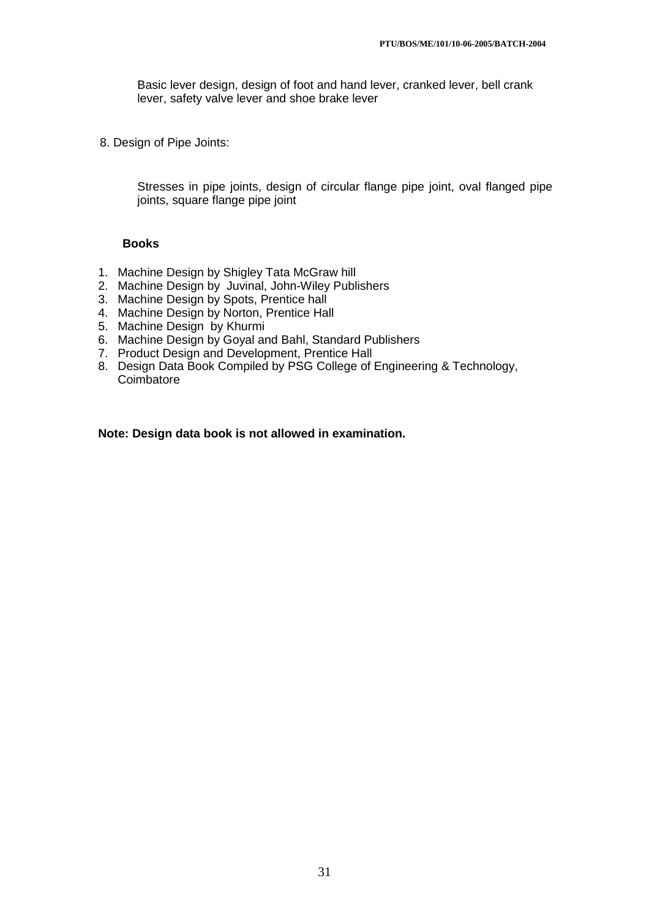Basic lever design, design of foot and hand lever, cranked lever, bell crank lever, safety valve lever and shoe brake lever

8. Design of Pipe Joints:

Stresses in pipe joints, design of circular flange pipe joint, oval flanged pipe joints, square flange pipe joint

**Books**

1. Machine Design by Shigley Tata McGraw hill
2. Machine Design by Juvinal, John-Wiley Publishers
3. Machine Design by Spots, Prentice hall
4. Machine Design by Norton, Prentice Hall
5. Machine Design by Khurmi
6. Machine Design by Goyal and Bahl, Standard Publishers
7. Product Design and Development, Prentice Hall
8. Design Data Book Compiled by PSG College of Engineering & Technology, Coimbatore

**Note: Design data book is not allowed in examination.**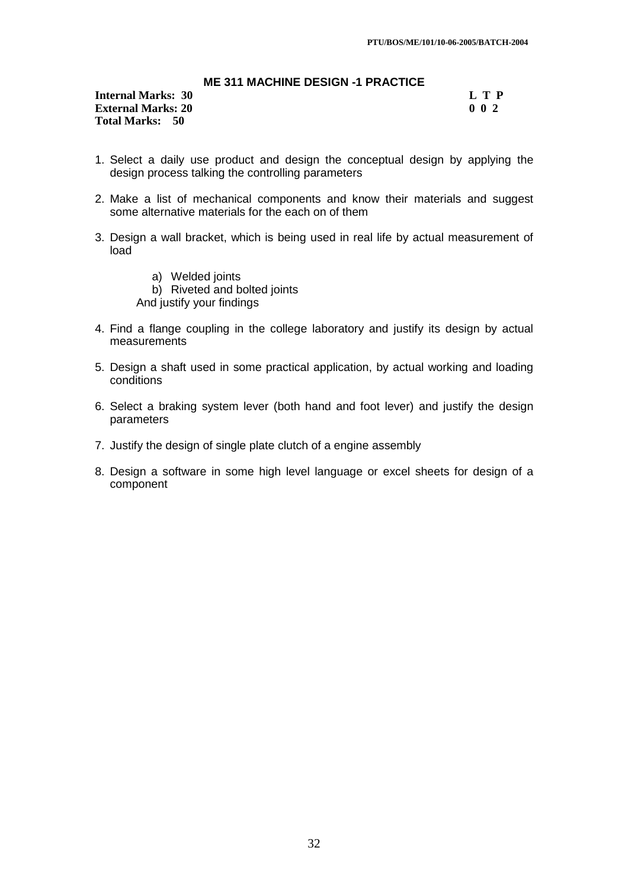## ME 311 MACHINE DESIGN -1 PRACTICE

**Internal Marks: 30** **L T P**
**External Marks: 20** **0 0 2**
**Total Marks: 50**

1. Select a daily use product and design the conceptual design by applying the design process talking the controlling parameters

2. Make a list of mechanical components and know their materials and suggest some alternative materials for the each on of them

3. Design a wall bracket, which is being used in real life by actual measurement of load

   a) Welded joints
   b) Riveted and bolted joints

   And justify your findings

4. Find a flange coupling in the college laboratory and justify its design by actual measurements

5. Design a shaft used in some practical application, by actual working and loading conditions

6. Select a braking system lever (both hand and foot lever) and justify the design parameters

7. Justify the design of single plate clutch of a engine assembly

8. Design a software in some high level language or excel sheets for design of a component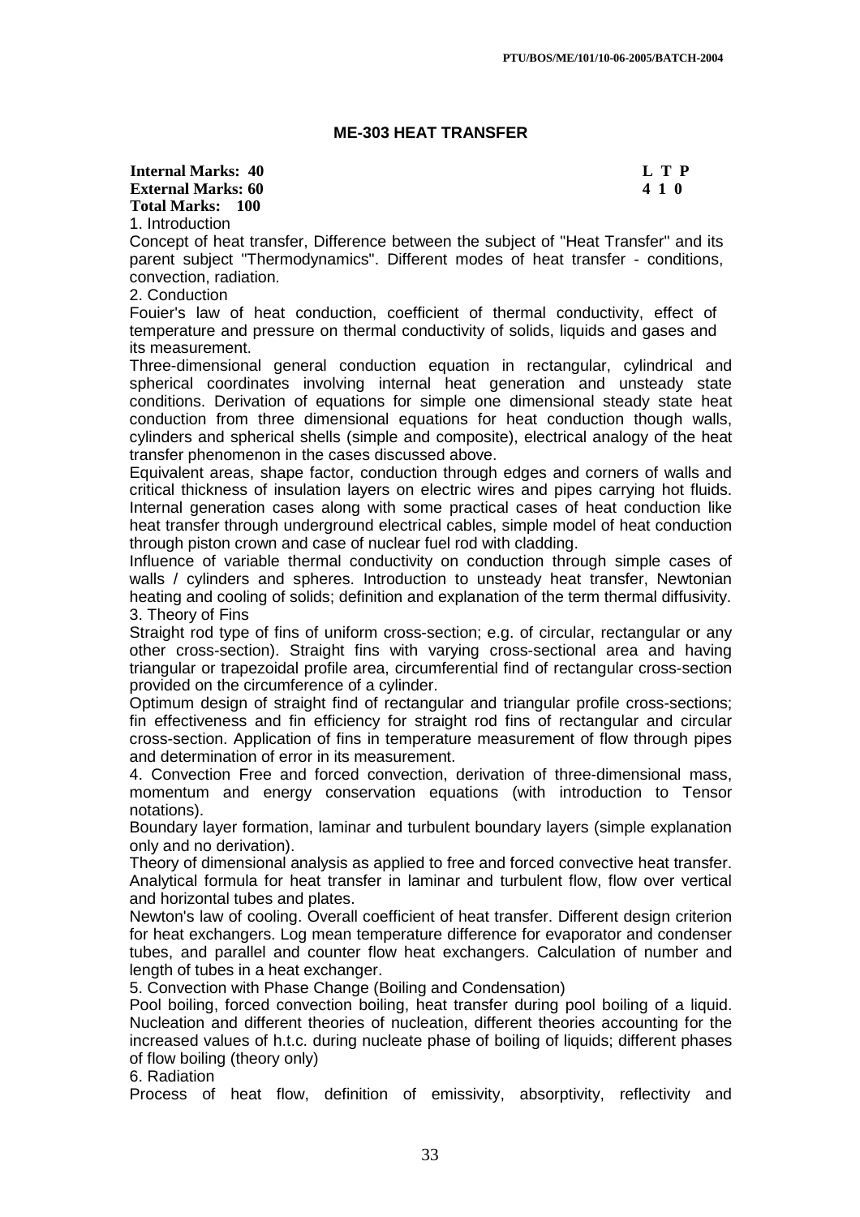## ME-303 HEAT TRANSFER

**Internal Marks: 40** **L T P**
**External Marks: 60** **4 1 0**
**Total Marks: 100**

1. Introduction

Concept of heat transfer, Difference between the subject of "Heat Transfer" and its parent subject "Thermodynamics". Different modes of heat transfer - conditions, convection, radiation.

2. Conduction

Fouier's law of heat conduction, coefficient of thermal conductivity, effect of temperature and pressure on thermal conductivity of solids, liquids and gases and its measurement.

Three-dimensional general conduction equation in rectangular, cylindrical and spherical coordinates involving internal heat generation and unsteady state conditions. Derivation of equations for simple one dimensional steady state heat conduction from three dimensional equations for heat conduction though walls, cylinders and spherical shells (simple and composite), electrical analogy of the heat transfer phenomenon in the cases discussed above.

Equivalent areas, shape factor, conduction through edges and corners of walls and critical thickness of insulation layers on electric wires and pipes carrying hot fluids. Internal generation cases along with some practical cases of heat conduction like heat transfer through underground electrical cables, simple model of heat conduction through piston crown and case of nuclear fuel rod with cladding.

Influence of variable thermal conductivity on conduction through simple cases of walls / cylinders and spheres. Introduction to unsteady heat transfer, Newtonian heating and cooling of solids; definition and explanation of the term thermal diffusivity.

3. Theory of Fins

Straight rod type of fins of uniform cross-section; e.g. of circular, rectangular or any other cross-section). Straight fins with varying cross-sectional area and having triangular or trapezoidal profile area, circumferential find of rectangular cross-section provided on the circumference of a cylinder.

Optimum design of straight find of rectangular and triangular profile cross-sections; fin effectiveness and fin efficiency for straight rod fins of rectangular and circular cross-section. Application of fins in temperature measurement of flow through pipes and determination of error in its measurement.

4. Convection Free and forced convection, derivation of three-dimensional mass, momentum and energy conservation equations (with introduction to Tensor notations).

Boundary layer formation, laminar and turbulent boundary layers (simple explanation only and no derivation).

Theory of dimensional analysis as applied to free and forced convective heat transfer. Analytical formula for heat transfer in laminar and turbulent flow, flow over vertical and horizontal tubes and plates.

Newton's law of cooling. Overall coefficient of heat transfer. Different design criterion for heat exchangers. Log mean temperature difference for evaporator and condenser tubes, and parallel and counter flow heat exchangers. Calculation of number and length of tubes in a heat exchanger.

5. Convection with Phase Change (Boiling and Condensation)

Pool boiling, forced convection boiling, heat transfer during pool boiling of a liquid. Nucleation and different theories of nucleation, different theories accounting for the increased values of h.t.c. during nucleate phase of boiling of liquids; different phases of flow boiling (theory only)

6. Radiation

Process of heat flow, definition of emissivity, absorptivity, reflectivity and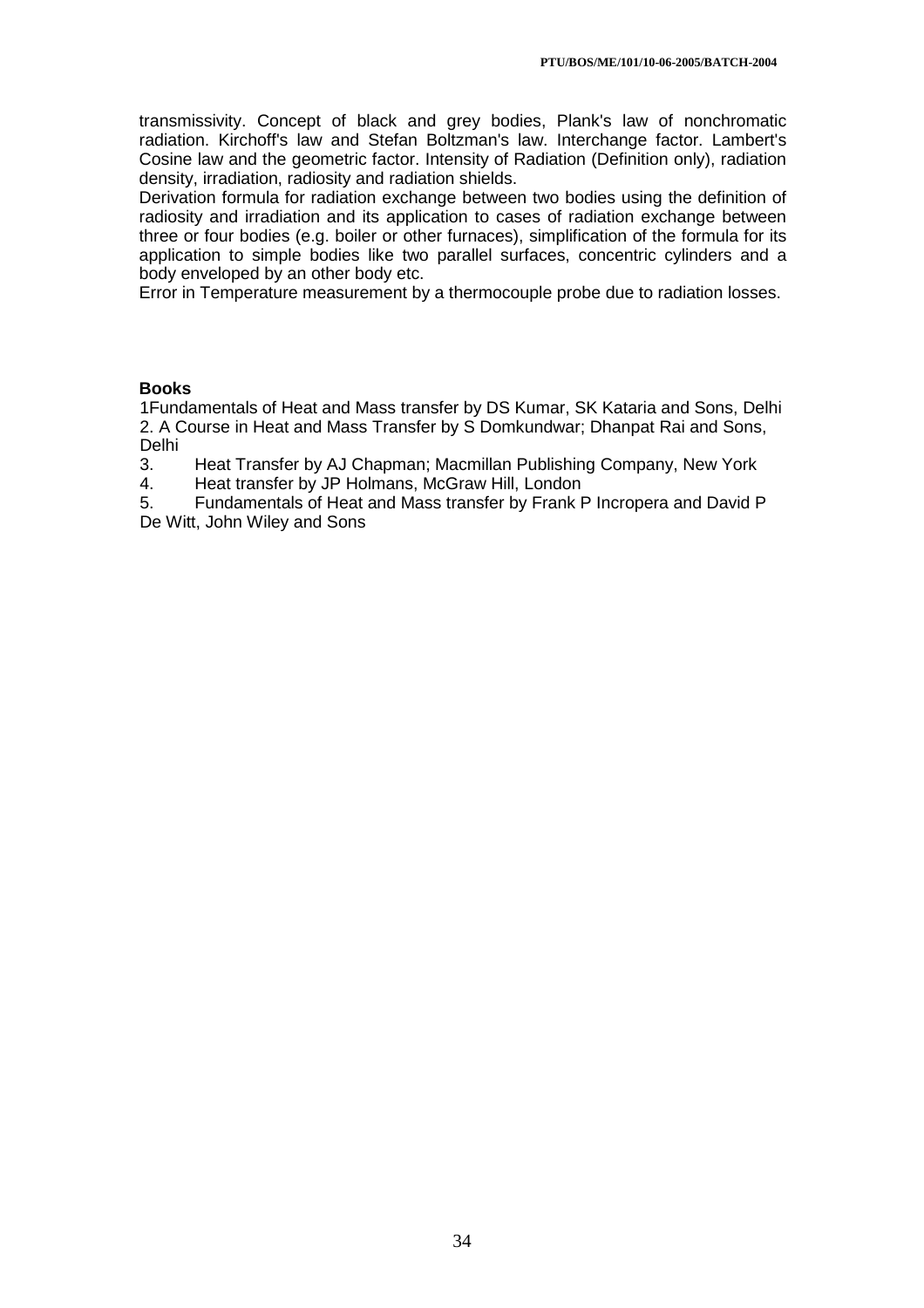transmissivity. Concept of black and grey bodies, Plank's law of nonchromatic radiation. Kirchoff's law and Stefan Boltzman's law. Interchange factor. Lambert's Cosine law and the geometric factor. Intensity of Radiation (Definition only), radiation density, irradiation, radiosity and radiation shields.

Derivation formula for radiation exchange between two bodies using the definition of radiosity and irradiation and its application to cases of radiation exchange between three or four bodies (e.g. boiler or other furnaces), simplification of the formula for its application to simple bodies like two parallel surfaces, concentric cylinders and a body enveloped by an other body etc.

Error in Temperature measurement by a thermocouple probe due to radiation losses.

**Books**

1Fundamentals of Heat and Mass transfer by DS Kumar, SK Kataria and Sons, Delhi
2. A Course in Heat and Mass Transfer by S Domkundwar; Dhanpat Rai and Sons, Delhi
3. Heat Transfer by AJ Chapman; Macmillan Publishing Company, New York
4. Heat transfer by JP Holmans, McGraw Hill, London
5. Fundamentals of Heat and Mass transfer by Frank P Incropera and David P De Witt, John Wiley and Sons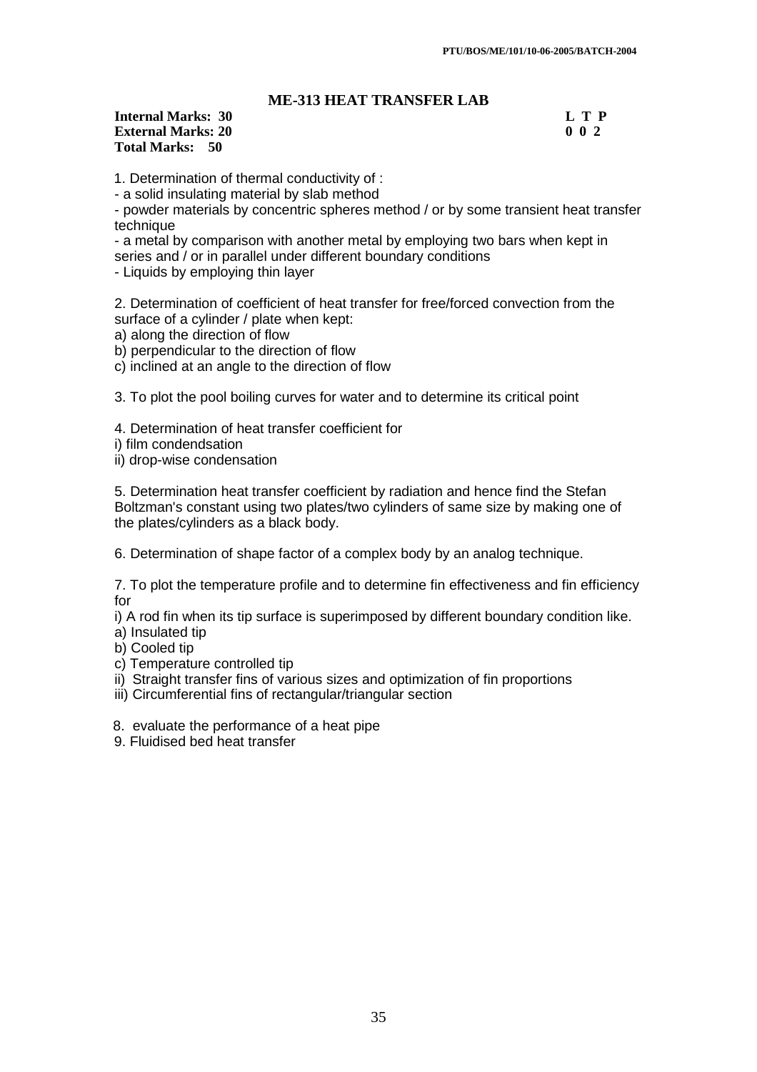## ME-313 HEAT TRANSFER LAB

**Internal Marks: 30** **L T P**
**External Marks: 20** **0 0 2**
**Total Marks: 50**

1. Determination of thermal conductivity of :
- a solid insulating material by slab method
- powder materials by concentric spheres method / or by some transient heat transfer technique
- a metal by comparison with another metal by employing two bars when kept in series and / or in parallel under different boundary conditions
- Liquids by employing thin layer

2. Determination of coefficient of heat transfer for free/forced convection from the surface of a cylinder / plate when kept:
a) along the direction of flow
b) perpendicular to the direction of flow
c) inclined at an angle to the direction of flow

3. To plot the pool boiling curves for water and to determine its critical point

4. Determination of heat transfer coefficient for
i) film condendsation
ii) drop-wise condensation

5. Determination heat transfer coefficient by radiation and hence find the Stefan Boltzman's constant using two plates/two cylinders of same size by making one of the plates/cylinders as a black body.

6. Determination of shape factor of a complex body by an analog technique.

7. To plot the temperature profile and to determine fin effectiveness and fin efficiency for
i) A rod fin when its tip surface is superimposed by different boundary condition like.
a) Insulated tip
b) Cooled tip
c) Temperature controlled tip
ii) Straight transfer fins of various sizes and optimization of fin proportions
iii) Circumferential fins of rectangular/triangular section

8. evaluate the performance of a heat pipe
9. Fluidised bed heat transfer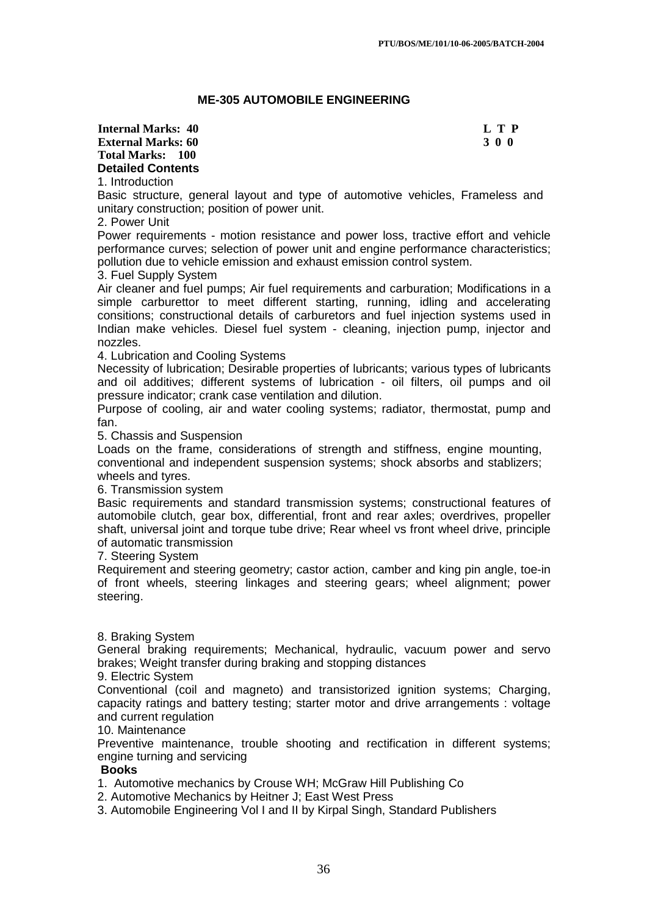## ME-305 AUTOMOBILE ENGINEERING

**Internal Marks: 40** **L T P**
**External Marks: 60** **3 0 0**
**Total Marks: 100**

**Detailed Contents**

1. Introduction

Basic structure, general layout and type of automotive vehicles, Frameless and unitary construction; position of power unit.

2. Power Unit

Power requirements - motion resistance and power loss, tractive effort and vehicle performance curves; selection of power unit and engine performance characteristics; pollution due to vehicle emission and exhaust emission control system.

3. Fuel Supply System

Air cleaner and fuel pumps; Air fuel requirements and carburation; Modifications in a simple carburettor to meet different starting, running, idling and accelerating consitions; constructional details of carburetors and fuel injection systems used in Indian make vehicles. Diesel fuel system - cleaning, injection pump, injector and nozzles.

4. Lubrication and Cooling Systems

Necessity of lubrication; Desirable properties of lubricants; various types of lubricants and oil additives; different systems of lubrication - oil filters, oil pumps and oil pressure indicator; crank case ventilation and dilution.

Purpose of cooling, air and water cooling systems; radiator, thermostat, pump and fan.

5. Chassis and Suspension

Loads on the frame, considerations of strength and stiffness, engine mounting, conventional and independent suspension systems; shock absorbs and stablizers; wheels and tyres.

6. Transmission system

Basic requirements and standard transmission systems; constructional features of automobile clutch, gear box, differential, front and rear axles; overdrives, propeller shaft, universal joint and torque tube drive; Rear wheel vs front wheel drive, principle of automatic transmission

7. Steering System

Requirement and steering geometry; castor action, camber and king pin angle, toe-in of front wheels, steering linkages and steering gears; wheel alignment; power steering.

8. Braking System

General braking requirements; Mechanical, hydraulic, vacuum power and servo brakes; Weight transfer during braking and stopping distances

9. Electric System

Conventional (coil and magneto) and transistorized ignition systems; Charging, capacity ratings and battery testing; starter motor and drive arrangements : voltage and current regulation

10. Maintenance

Preventive maintenance, trouble shooting and rectification in different systems; engine turning and servicing

**Books**

1. Automotive mechanics by Crouse WH; McGraw Hill Publishing Co
2. Automotive Mechanics by Heitner J; East West Press
3. Automobile Engineering Vol I and II by Kirpal Singh, Standard Publishers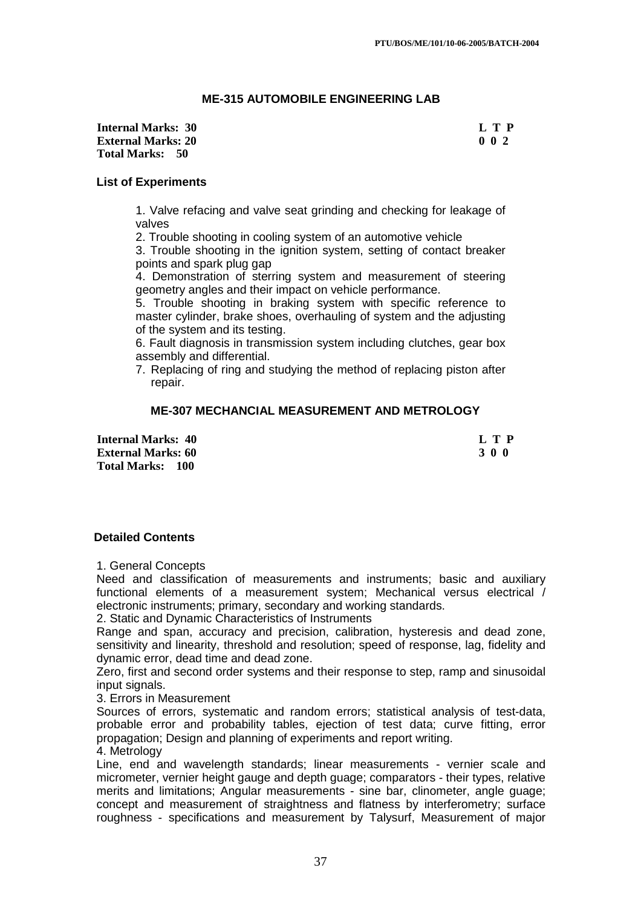## ME-315 AUTOMOBILE ENGINEERING LAB

**Internal Marks: 30** **L T P**
**External Marks: 20** **0 0 2**
**Total Marks: 50**

### List of Experiments

1. Valve refacing and valve seat grinding and checking for leakage of valves
2. Trouble shooting in cooling system of an automotive vehicle
3. Trouble shooting in the ignition system, setting of contact breaker points and spark plug gap
4. Demonstration of sterring system and measurement of steering geometry angles and their impact on vehicle performance.
5. Trouble shooting in braking system with specific reference to master cylinder, brake shoes, overhauling of system and the adjusting of the system and its testing.
6. Fault diagnosis in transmission system including clutches, gear box assembly and differential.
7. Replacing of ring and studying the method of replacing piston after repair.

## ME-307 MECHANCIAL MEASUREMENT AND METROLOGY

**Internal Marks: 40** **L T P**
**External Marks: 60** **3 0 0**
**Total Marks: 100**

### Detailed Contents

1. General Concepts

Need and classification of measurements and instruments; basic and auxiliary functional elements of a measurement system; Mechanical versus electrical / electronic instruments; primary, secondary and working standards.

2. Static and Dynamic Characteristics of Instruments

Range and span, accuracy and precision, calibration, hysteresis and dead zone, sensitivity and linearity, threshold and resolution; speed of response, lag, fidelity and dynamic error, dead time and dead zone.

Zero, first and second order systems and their response to step, ramp and sinusoidal input signals.

3. Errors in Measurement

Sources of errors, systematic and random errors; statistical analysis of test-data, probable error and probability tables, ejection of test data; curve fitting, error propagation; Design and planning of experiments and report writing.

4. Metrology

Line, end and wavelength standards; linear measurements - vernier scale and micrometer, vernier height gauge and depth guage; comparators - their types, relative merits and limitations; Angular measurements - sine bar, clinometer, angle guage; concept and measurement of straightness and flatness by interferometry; surface roughness - specifications and measurement by Talysurf, Measurement of major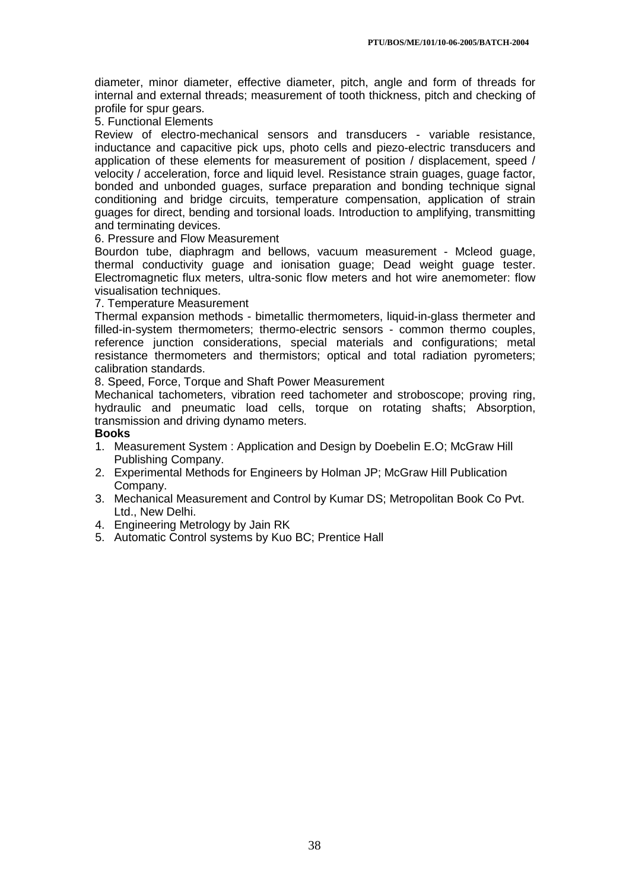diameter, minor diameter, effective diameter, pitch, angle and form of threads for internal and external threads; measurement of tooth thickness, pitch and checking of profile for spur gears.

5. Functional Elements

Review of electro-mechanical sensors and transducers - variable resistance, inductance and capacitive pick ups, photo cells and piezo-electric transducers and application of these elements for measurement of position / displacement, speed / velocity / acceleration, force and liquid level. Resistance strain guages, guage factor, bonded and unbonded guages, surface preparation and bonding technique signal conditioning and bridge circuits, temperature compensation, application of strain guages for direct, bending and torsional loads. Introduction to amplifying, transmitting and terminating devices.

6. Pressure and Flow Measurement

Bourdon tube, diaphragm and bellows, vacuum measurement - Mcleod guage, thermal conductivity guage and ionisation guage; Dead weight guage tester. Electromagnetic flux meters, ultra-sonic flow meters and hot wire anemometer: flow visualisation techniques.

7. Temperature Measurement

Thermal expansion methods - bimetallic thermometers, liquid-in-glass thermeter and filled-in-system thermometers; thermo-electric sensors - common thermo couples, reference junction considerations, special materials and configurations; metal resistance thermometers and thermistors; optical and total radiation pyrometers; calibration standards.

8. Speed, Force, Torque and Shaft Power Measurement

Mechanical tachometers, vibration reed tachometer and stroboscope; proving ring, hydraulic and pneumatic load cells, torque on rotating shafts; Absorption, transmission and driving dynamo meters.

**Books**

1. Measurement System : Application and Design by Doebelin E.O; McGraw Hill Publishing Company.
2. Experimental Methods for Engineers by Holman JP; McGraw Hill Publication Company.
3. Mechanical Measurement and Control by Kumar DS; Metropolitan Book Co Pvt. Ltd., New Delhi.
4. Engineering Metrology by Jain RK
5. Automatic Control systems by Kuo BC; Prentice Hall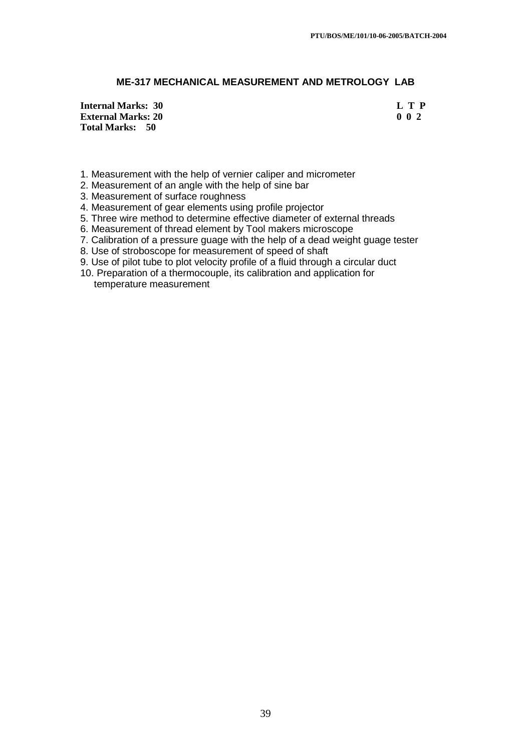## ME-317 MECHANICAL MEASUREMENT AND METROLOGY LAB

**Internal Marks: 30** **L T P**
**External Marks: 20** **0 0 2**
**Total Marks: 50**

1. Measurement with the help of vernier caliper and micrometer
2. Measurement of an angle with the help of sine bar
3. Measurement of surface roughness
4. Measurement of gear elements using profile projector
5. Three wire method to determine effective diameter of external threads
6. Measurement of thread element by Tool makers microscope
7. Calibration of a pressure guage with the help of a dead weight guage tester
8. Use of stroboscope for measurement of speed of shaft
9. Use of pilot tube to plot velocity profile of a fluid through a circular duct
10. Preparation of a thermocouple, its calibration and application for temperature measurement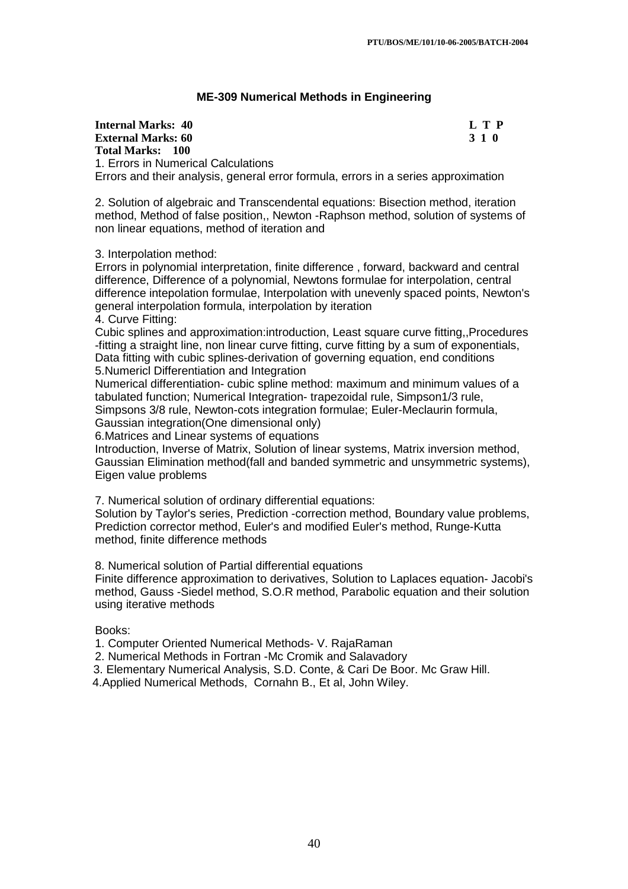## ME-309 Numerical Methods in Engineering

| **Internal Marks: 40** | **L T P** |
|---|---|
| **External Marks: 60** | **3 1 0** |
| **Total Marks: 100** | |

1. Errors in Numerical Calculations

Errors and their analysis, general error formula, errors in a series approximation

2. Solution of algebraic and Transcendental equations: Bisection method, iteration method, Method of false position,, Newton -Raphson method, solution of systems of non linear equations, method of iteration and

3. Interpolation method:

Errors in polynomial interpretation, finite difference , forward, backward and central difference, Difference of a polynomial, Newtons formulae for interpolation, central difference intepolation formulae, Interpolation with unevenly spaced points, Newton's general interpolation formula, interpolation by iteration

4. Curve Fitting:

Cubic splines and approximation:introduction, Least square curve fitting,,Procedures -fitting a straight line, non linear curve fitting, curve fitting by a sum of exponentials, Data fitting with cubic splines-derivation of governing equation, end conditions

5.Numericl Differentiation and Integration

Numerical differentiation- cubic spline method: maximum and minimum values of a tabulated function; Numerical Integration- trapezoidal rule, Simpson1/3 rule, Simpsons 3/8 rule, Newton-cots integration formulae; Euler-Meclaurin formula, Gaussian integration(One dimensional only)

6.Matrices and Linear systems of equations

Introduction, Inverse of Matrix, Solution of linear systems, Matrix inversion method, Gaussian Elimination method(fall and banded symmetric and unsymmetric systems), Eigen value problems

7. Numerical solution of ordinary differential equations:

Solution by Taylor's series, Prediction -correction method, Boundary value problems, Prediction corrector method, Euler's and modified Euler's method, Runge-Kutta method, finite difference methods

8. Numerical solution of Partial differential equations

Finite difference approximation to derivatives, Solution to Laplaces equation- Jacobi's method, Gauss -Siedel method, S.O.R method, Parabolic equation and their solution using iterative methods

Books:

1. Computer Oriented Numerical Methods- V. RajaRaman
2. Numerical Methods in Fortran -Mc Cromik and Salavadory
3. Elementary Numerical Analysis, S.D. Conte, & Cari De Boor. Mc Graw Hill.
4. Applied Numerical Methods, Cornahn B., Et al, John Wiley.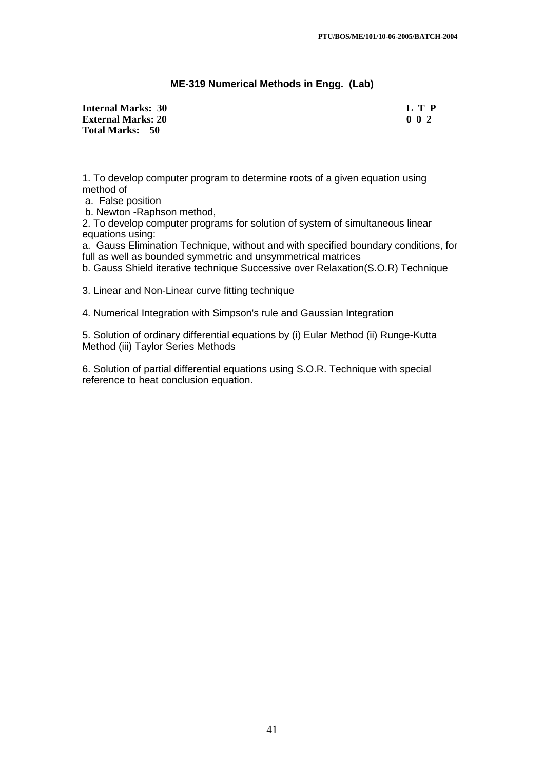## ME-319 Numerical Methods in Engg. (Lab)

| | |
|---|---|
| **Internal Marks: 30** | **L T P** |
| **External Marks: 20** | **0 0 2** |
| **Total Marks: 50** | |

1. To develop computer program to determine roots of a given equation using method of
   a. False position
   b. Newton -Raphson method,
2. To develop computer programs for solution of system of simultaneous linear equations using:
   a. Gauss Elimination Technique, without and with specified boundary conditions, for full as well as bounded symmetric and unsymmetrical matrices
   b. Gauss Shield iterative technique Successive over Relaxation(S.O.R) Technique
3. Linear and Non-Linear curve fitting technique
4. Numerical Integration with Simpson's rule and Gaussian Integration
5. Solution of ordinary differential equations by (i) Eular Method (ii) Runge-Kutta Method (iii) Taylor Series Methods
6. Solution of partial differential equations using S.O.R. Technique with special reference to heat conclusion equation.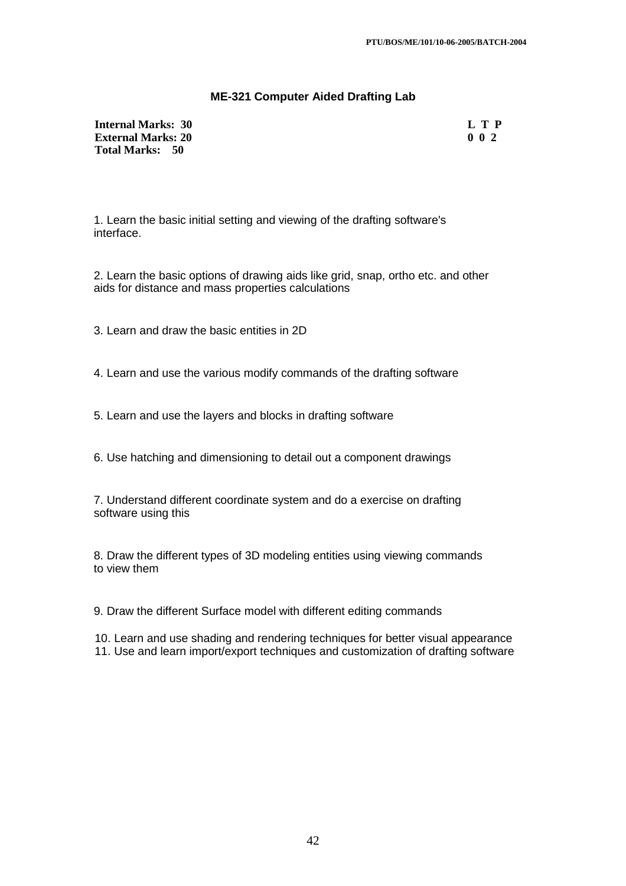## ME-321 Computer Aided Drafting Lab

| | |
|---|---|
| **Internal Marks: 30** | **L T P** |
| **External Marks: 20** | **0 0 2** |
| **Total Marks: 50** | |

1. Learn the basic initial setting and viewing of the drafting software's interface.

2. Learn the basic options of drawing aids like grid, snap, ortho etc. and other aids for distance and mass properties calculations

3. Learn and draw the basic entities in 2D

4. Learn and use the various modify commands of the drafting software

5. Learn and use the layers and blocks in drafting software

6. Use hatching and dimensioning to detail out a component drawings

7. Understand different coordinate system and do a exercise on drafting software using this

8. Draw the different types of 3D modeling entities using viewing commands to view them

9. Draw the different Surface model with different editing commands

10. Learn and use shading and rendering techniques for better visual appearance
11. Use and learn import/export techniques and customization of drafting software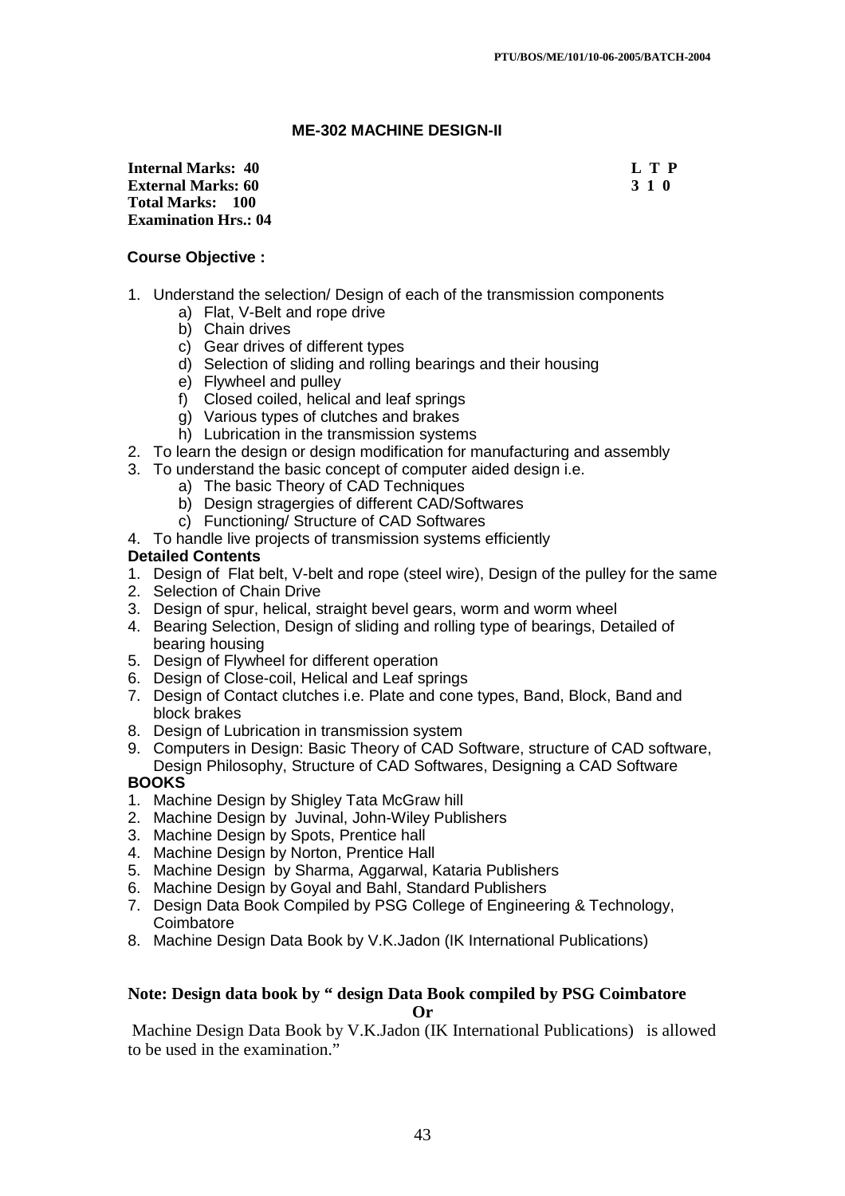## ME-302 MACHINE DESIGN-II

**Internal Marks: 40**
**External Marks: 60**
**Total Marks: 100**
**Examination Hrs.: 04**

| L | T | P |
|---|---|---|
| 3 | 1 | 0 |

**Course Objective :**

1. Understand the selection/ Design of each of the transmission components
   a) Flat, V-Belt and rope drive
   b) Chain drives
   c) Gear drives of different types
   d) Selection of sliding and rolling bearings and their housing
   e) Flywheel and pulley
   f) Closed coiled, helical and leaf springs
   g) Various types of clutches and brakes
   h) Lubrication in the transmission systems
2. To learn the design or design modification for manufacturing and assembly
3. To understand the basic concept of computer aided design i.e.
   a) The basic Theory of CAD Techniques
   b) Design stragergies of different CAD/Softwares
   c) Functioning/ Structure of CAD Softwares
4. To handle live projects of transmission systems efficiently

**Detailed Contents**

1. Design of Flat belt, V-belt and rope (steel wire), Design of the pulley for the same
2. Selection of Chain Drive
3. Design of spur, helical, straight bevel gears, worm and worm wheel
4. Bearing Selection, Design of sliding and rolling type of bearings, Detailed of bearing housing
5. Design of Flywheel for different operation
6. Design of Close-coil, Helical and Leaf springs
7. Design of Contact clutches i.e. Plate and cone types, Band, Block, Band and block brakes
8. Design of Lubrication in transmission system
9. Computers in Design: Basic Theory of CAD Software, structure of CAD software, Design Philosophy, Structure of CAD Softwares, Designing a CAD Software

**BOOKS**

1. Machine Design by Shigley Tata McGraw hill
2. Machine Design by Juvinal, John-Wiley Publishers
3. Machine Design by Spots, Prentice hall
4. Machine Design by Norton, Prentice Hall
5. Machine Design by Sharma, Aggarwal, Kataria Publishers
6. Machine Design by Goyal and Bahl, Standard Publishers
7. Design Data Book Compiled by PSG College of Engineering & Technology, Coimbatore
8. Machine Design Data Book by V.K.Jadon (IK International Publications)

**Note: Design data book by " design Data Book compiled by PSG Coimbatore**

**Or**

Machine Design Data Book by V.K.Jadon (IK International Publications) is allowed to be used in the examination."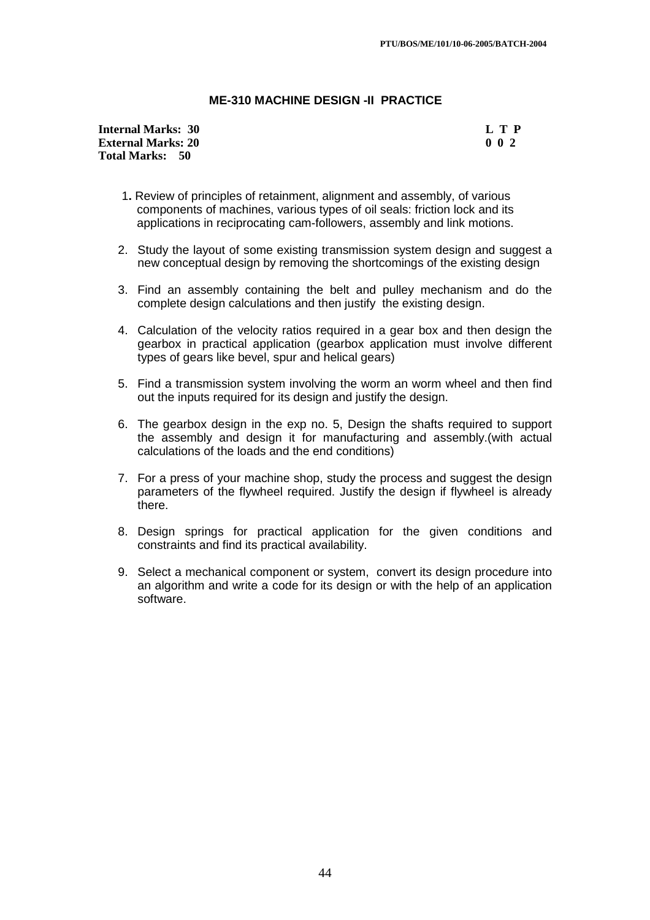### ME-310 MACHINE DESIGN -II PRACTICE

**Internal Marks: 30** **L T P**
**External Marks: 20** **0 0 2**
**Total Marks: 50**

1. Review of principles of retainment, alignment and assembly, of various components of machines, various types of oil seals: friction lock and its applications in reciprocating cam-followers, assembly and link motions.

2. Study the layout of some existing transmission system design and suggest a new conceptual design by removing the shortcomings of the existing design

3. Find an assembly containing the belt and pulley mechanism and do the complete design calculations and then justify the existing design.

4. Calculation of the velocity ratios required in a gear box and then design the gearbox in practical application (gearbox application must involve different types of gears like bevel, spur and helical gears)

5. Find a transmission system involving the worm an worm wheel and then find out the inputs required for its design and justify the design.

6. The gearbox design in the exp no. 5, Design the shafts required to support the assembly and design it for manufacturing and assembly.(with actual calculations of the loads and the end conditions)

7. For a press of your machine shop, study the process and suggest the design parameters of the flywheel required. Justify the design if flywheel is already there.

8. Design springs for practical application for the given conditions and constraints and find its practical availability.

9. Select a mechanical component or system, convert its design procedure into an algorithm and write a code for its design or with the help of an application software.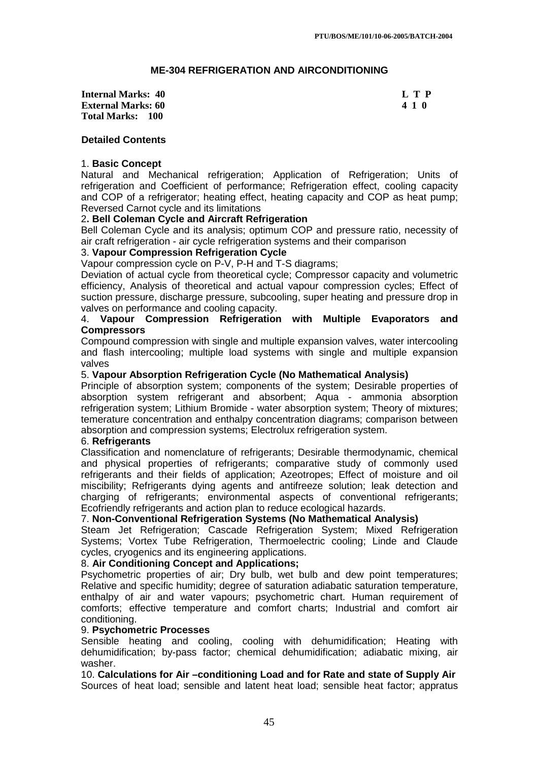PTU/BOS/ME/101/10-06-2005/BATCH-2004

## ME-304 REFRIGERATION AND AIRCONDITIONING

**Internal Marks: 40** **L T P**
**External Marks: 60** **4 1 0**
**Total Marks: 100**

### Detailed Contents

1. **Basic Concept**
Natural and Mechanical refrigeration; Application of Refrigeration; Units of refrigeration and Coefficient of performance; Refrigeration effect, cooling capacity and COP of a refrigerator; heating effect, heating capacity and COP as heat pump; Reversed Carnot cycle and its limitations

2**. Bell Coleman Cycle and Aircraft Refrigeration**
Bell Coleman Cycle and its analysis; optimum COP and pressure ratio, necessity of air craft refrigeration - air cycle refrigeration systems and their comparison

3. **Vapour Compression Refrigeration Cycle**
Vapour compression cycle on P-V, P-H and T-S diagrams;
Deviation of actual cycle from theoretical cycle; Compressor capacity and volumetric efficiency, Analysis of theoretical and actual vapour compression cycles; Effect of suction pressure, discharge pressure, subcooling, super heating and pressure drop in valves on performance and cooling capacity.

4. **Vapour Compression Refrigeration with Multiple Evaporators and Compressors**
Compound compression with single and multiple expansion valves, water intercooling and flash intercooling; multiple load systems with single and multiple expansion valves

5. **Vapour Absorption Refrigeration Cycle (No Mathematical Analysis)**
Principle of absorption system; components of the system; Desirable properties of absorption system refrigerant and absorbent; Aqua - ammonia absorption refrigeration system; Lithium Bromide - water absorption system; Theory of mixtures; temerature concentration and enthalpy concentration diagrams; comparison between absorption and compression systems; Electrolux refrigeration system.

6. **Refrigerants**
Classification and nomenclature of refrigerants; Desirable thermodynamic, chemical and physical properties of refrigerants; comparative study of commonly used refrigerants and their fields of application; Azeotropes; Effect of moisture and oil miscibility; Refrigerants dying agents and antifreeze solution; leak detection and charging of refrigerants; environmental aspects of conventional refrigerants; Ecofriendly refrigerants and action plan to reduce ecological hazards.

7. **Non-Conventional Refrigeration Systems (No Mathematical Analysis)**
Steam Jet Refrigeration; Cascade Refrigeration System; Mixed Refrigeration Systems; Vortex Tube Refrigeration, Thermoelectric cooling; Linde and Claude cycles, cryogenics and its engineering applications.

8. **Air Conditioning Concept and Applications;**
Psychometric properties of air; Dry bulb, wet bulb and dew point temperatures; Relative and specific humidity; degree of saturation adiabatic saturation temperature, enthalpy of air and water vapours; psychometric chart. Human requirement of comforts; effective temperature and comfort charts; Industrial and comfort air conditioning.

9. **Psychometric Processes**
Sensible heating and cooling, cooling with dehumidification; Heating with dehumidification; by-pass factor; chemical dehumidification; adiabatic mixing, air washer.

10. **Calculations for Air –conditioning Load and for Rate and state of Supply Air**
Sources of heat load; sensible and latent heat load; sensible heat factor; appratus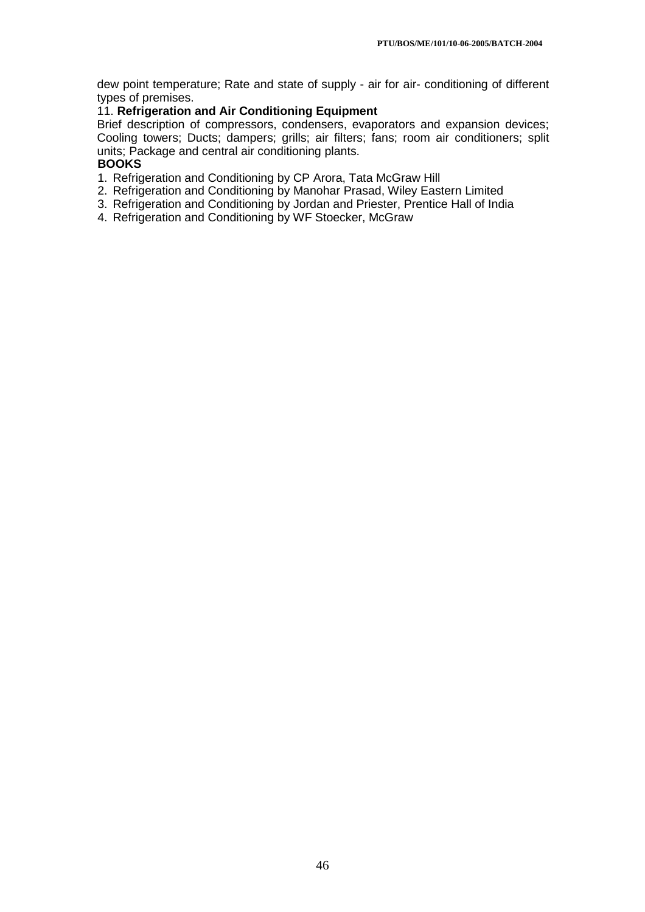dew point temperature; Rate and state of supply - air for air- conditioning of different types of premises.

11. **Refrigeration and Air Conditioning Equipment**

Brief description of compressors, condensers, evaporators and expansion devices; Cooling towers; Ducts; dampers; grills; air filters; fans; room air conditioners; split units; Package and central air conditioning plants.

**BOOKS**

1. Refrigeration and Conditioning by CP Arora, Tata McGraw Hill
2. Refrigeration and Conditioning by Manohar Prasad, Wiley Eastern Limited
3. Refrigeration and Conditioning by Jordan and Priester, Prentice Hall of India
4. Refrigeration and Conditioning by WF Stoecker, McGraw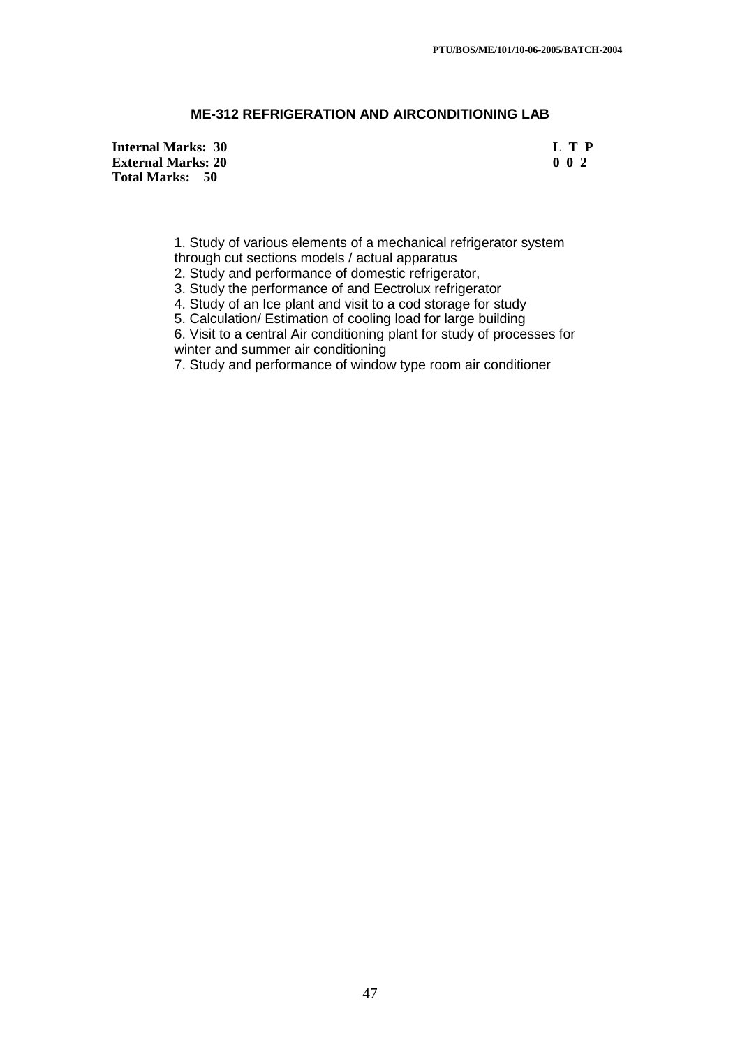## ME-312 REFRIGERATION AND AIRCONDITIONING LAB

**Internal Marks: 30**
**External Marks: 20**
**Total Marks: 50**

| L | T | P |
|---|---|---|
| 0 | 0 | 2 |

1. Study of various elements of a mechanical refrigerator system through cut sections models / actual apparatus
2. Study and performance of domestic refrigerator,
3. Study the performance of and Eectrolux refrigerator
4. Study of an Ice plant and visit to a cod storage for study
5. Calculation/ Estimation of cooling load for large building
6. Visit to a central Air conditioning plant for study of processes for winter and summer air conditioning
7. Study and performance of window type room air conditioner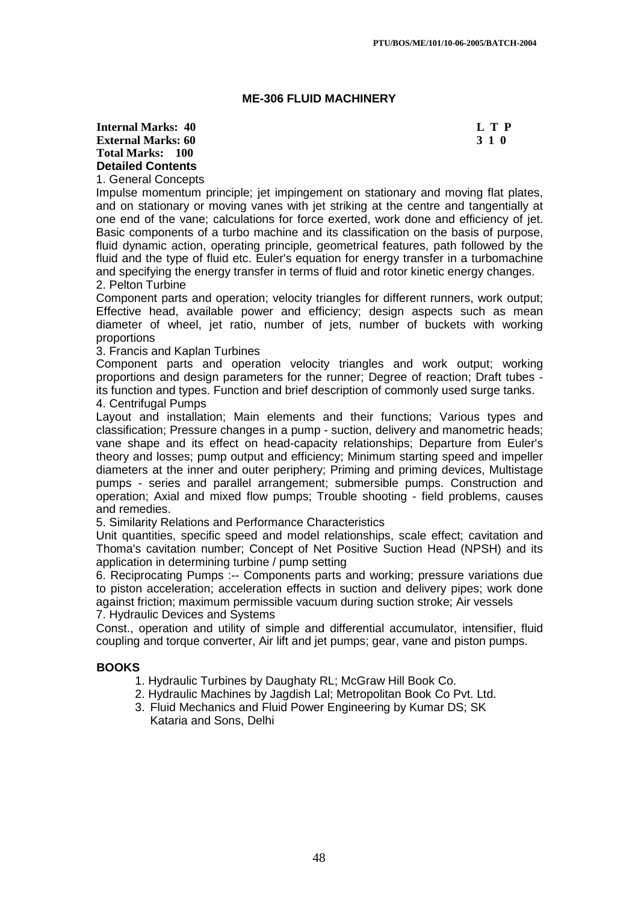## ME-306 FLUID MACHINERY

**Internal Marks: 40**
**External Marks: 60**
**Total Marks: 100**

| L | T | P |
|---|---|---|
| 3 | 1 | 0 |

**Detailed Contents**

1. General Concepts

Impulse momentum principle; jet impingement on stationary and moving flat plates, and on stationary or moving vanes with jet striking at the centre and tangentially at one end of the vane; calculations for force exerted, work done and efficiency of jet. Basic components of a turbo machine and its classification on the basis of purpose, fluid dynamic action, operating principle, geometrical features, path followed by the fluid and the type of fluid etc. Euler's equation for energy transfer in a turbomachine and specifying the energy transfer in terms of fluid and rotor kinetic energy changes.

2. Pelton Turbine

Component parts and operation; velocity triangles for different runners, work output; Effective head, available power and efficiency; design aspects such as mean diameter of wheel, jet ratio, number of jets, number of buckets with working proportions

3. Francis and Kaplan Turbines

Component parts and operation velocity triangles and work output; working proportions and design parameters for the runner; Degree of reaction; Draft tubes - its function and types. Function and brief description of commonly used surge tanks.

4. Centrifugal Pumps

Layout and installation; Main elements and their functions; Various types and classification; Pressure changes in a pump - suction, delivery and manometric heads; vane shape and its effect on head-capacity relationships; Departure from Euler's theory and losses; pump output and efficiency; Minimum starting speed and impeller diameters at the inner and outer periphery; Priming and priming devices, Multistage pumps - series and parallel arrangement; submersible pumps. Construction and operation; Axial and mixed flow pumps; Trouble shooting - field problems, causes and remedies.

5. Similarity Relations and Performance Characteristics

Unit quantities, specific speed and model relationships, scale effect; cavitation and Thoma's cavitation number; Concept of Net Positive Suction Head (NPSH) and its application in determining turbine / pump setting

6. Reciprocating Pumps :-- Components parts and working; pressure variations due to piston acceleration; acceleration effects in suction and delivery pipes; work done against friction; maximum permissible vacuum during suction stroke; Air vessels

7. Hydraulic Devices and Systems

Const., operation and utility of simple and differential accumulator, intensifier, fluid coupling and torque converter, Air lift and jet pumps; gear, vane and piston pumps.

### BOOKS

1. Hydraulic Turbines by Daughaty RL; McGraw Hill Book Co.
2. Hydraulic Machines by Jagdish Lal; Metropolitan Book Co Pvt. Ltd.
3. Fluid Mechanics and Fluid Power Engineering by Kumar DS; SK Kataria and Sons, Delhi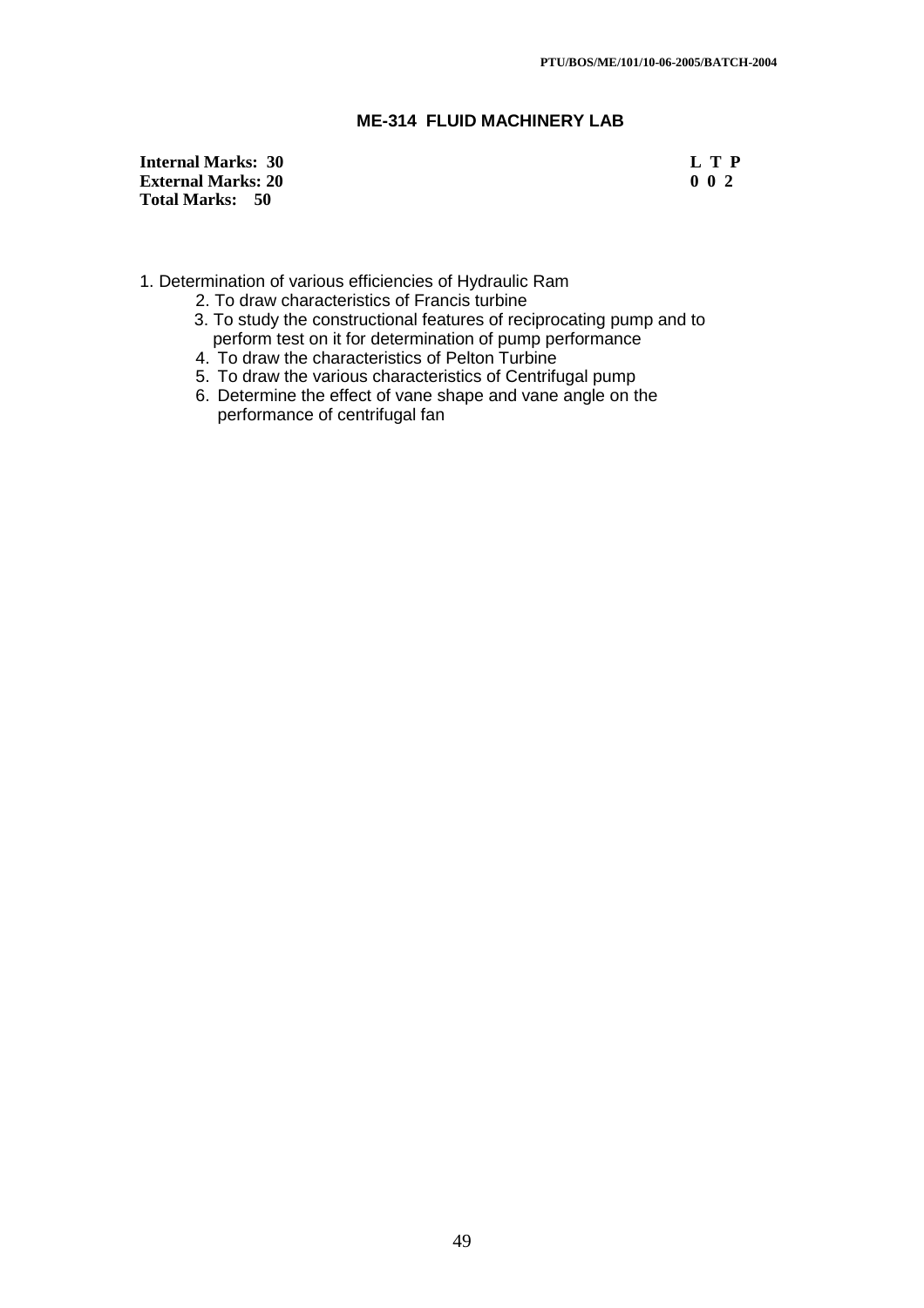PTU/BOS/ME/101/10-06-2005/BATCH-2004

## ME-314 FLUID MACHINERY LAB

**Internal Marks: 30** **L T P**
**External Marks: 20** **0 0 2**
**Total Marks: 50**

1. Determination of various efficiencies of Hydraulic Ram
2. To draw characteristics of Francis turbine
3. To study the constructional features of reciprocating pump and to perform test on it for determination of pump performance
4. To draw the characteristics of Pelton Turbine
5. To draw the various characteristics of Centrifugal pump
6. Determine the effect of vane shape and vane angle on the performance of centrifugal fan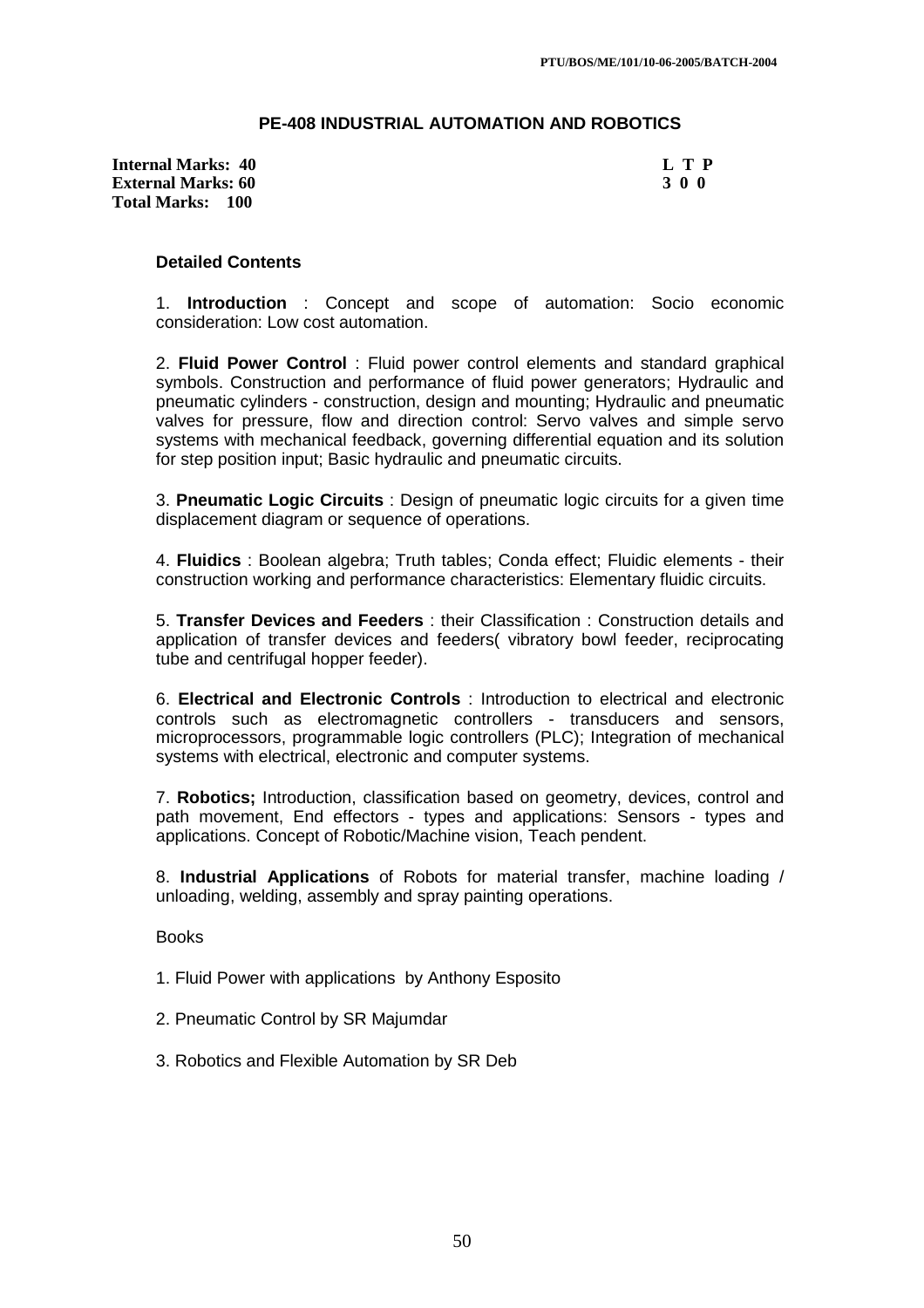## PE-408 INDUSTRIAL AUTOMATION AND ROBOTICS

**Internal Marks: 40**
**External Marks: 60**
**Total Marks: 100**

**L T P**
**3 0 0**

### Detailed Contents

1. **Introduction** : Concept and scope of automation: Socio economic consideration: Low cost automation.

2. **Fluid Power Control** : Fluid power control elements and standard graphical symbols. Construction and performance of fluid power generators; Hydraulic and pneumatic cylinders - construction, design and mounting; Hydraulic and pneumatic valves for pressure, flow and direction control: Servo valves and simple servo systems with mechanical feedback, governing differential equation and its solution for step position input; Basic hydraulic and pneumatic circuits.

3. **Pneumatic Logic Circuits** : Design of pneumatic logic circuits for a given time displacement diagram or sequence of operations.

4. **Fluidics** : Boolean algebra; Truth tables; Conda effect; Fluidic elements - their construction working and performance characteristics: Elementary fluidic circuits.

5. **Transfer Devices and Feeders** : their Classification : Construction details and application of transfer devices and feeders( vibratory bowl feeder, reciprocating tube and centrifugal hopper feeder).

6. **Electrical and Electronic Controls** : Introduction to electrical and electronic controls such as electromagnetic controllers - transducers and sensors, microprocessors, programmable logic controllers (PLC); Integration of mechanical systems with electrical, electronic and computer systems.

7. **Robotics;** Introduction, classification based on geometry, devices, control and path movement, End effectors - types and applications: Sensors - types and applications. Concept of Robotic/Machine vision, Teach pendent.

8. **Industrial Applications** of Robots for material transfer, machine loading / unloading, welding, assembly and spray painting operations.

Books

1. Fluid Power with applications by Anthony Esposito

2. Pneumatic Control by SR Majumdar

3. Robotics and Flexible Automation by SR Deb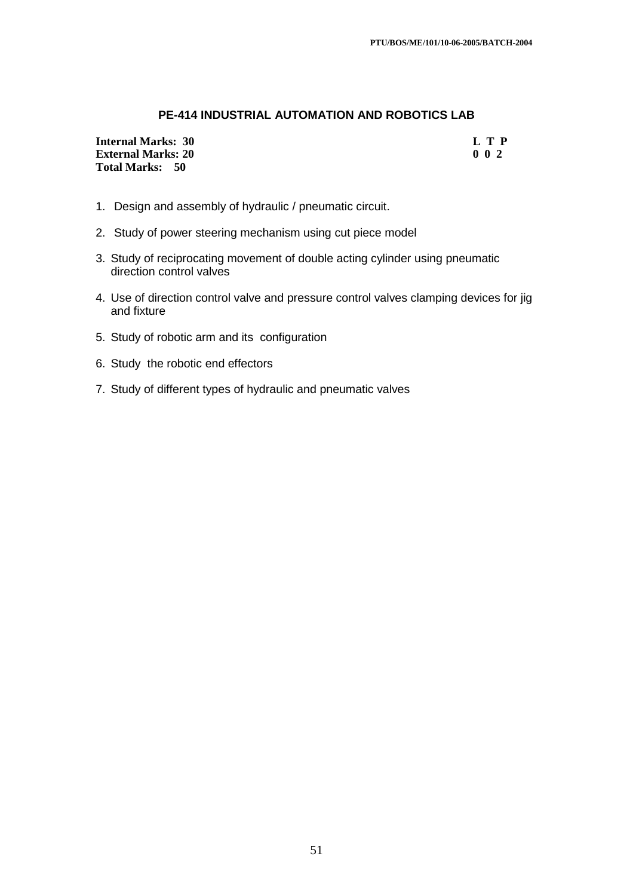## PE-414 INDUSTRIAL AUTOMATION AND ROBOTICS LAB

| | L T P |
|---|---|
| **Internal Marks: 30** | **L T P** |
| **External Marks: 20** | **0 0 2** |
| **Total Marks: 50** | |

1. Design and assembly of hydraulic / pneumatic circuit.
2. Study of power steering mechanism using cut piece model
3. Study of reciprocating movement of double acting cylinder using pneumatic direction control valves
4. Use of direction control valve and pressure control valves clamping devices for jig and fixture
5. Study of robotic arm and its configuration
6. Study the robotic end effectors
7. Study of different types of hydraulic and pneumatic valves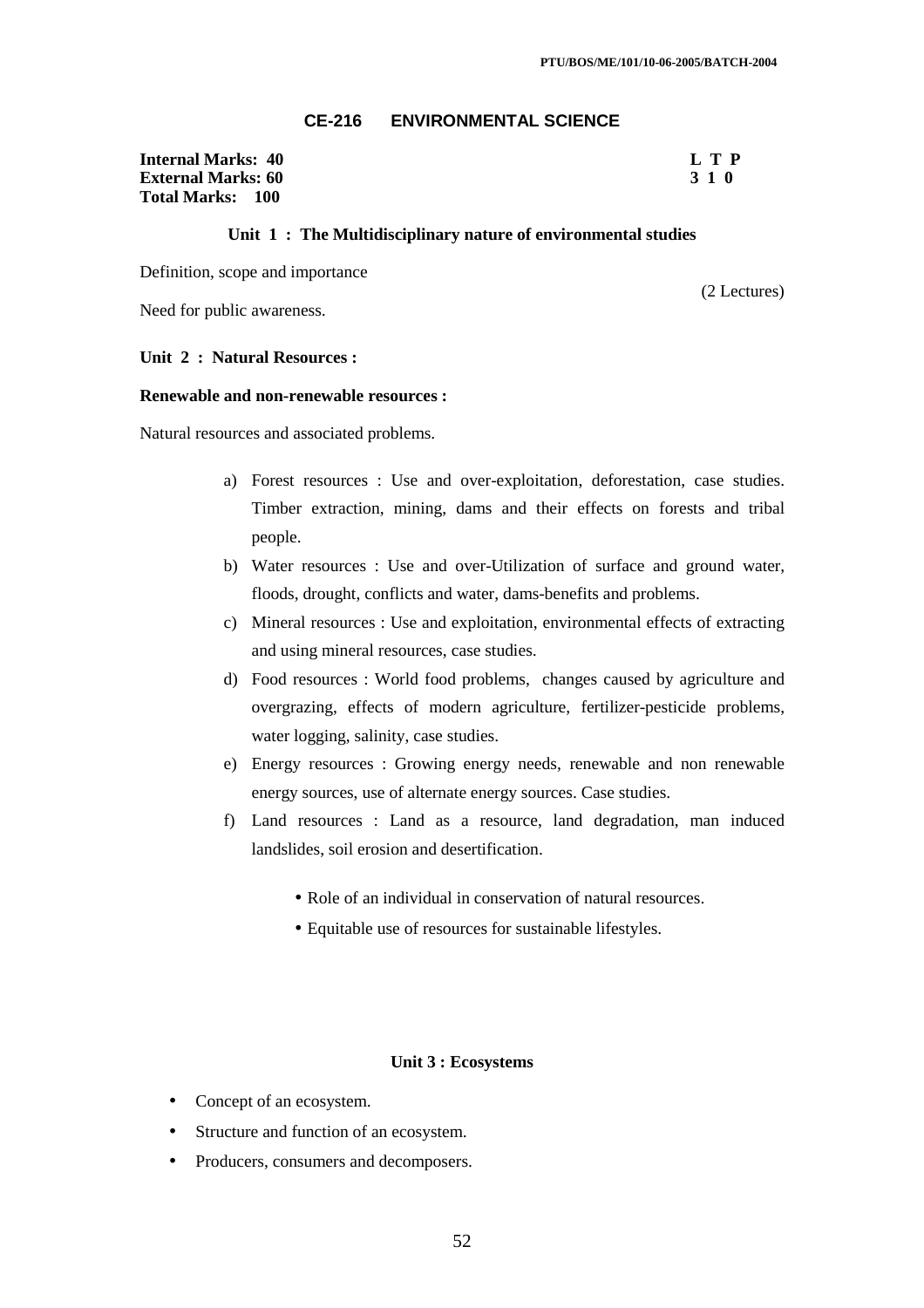## CE-216 ENVIRONMENTAL SCIENCE

**Internal Marks: 40**
**External Marks: 60**
**Total Marks: 100**

**L T P**
**3 1 0**

### Unit 1 : The Multidisciplinary nature of environmental studies

Definition, scope and importance

Need for public awareness.

(2 Lectures)

### Unit 2 : Natural Resources :

**Renewable and non-renewable resources :**

Natural resources and associated problems.

a) Forest resources : Use and over-exploitation, deforestation, case studies. Timber extraction, mining, dams and their effects on forests and tribal people.
b) Water resources : Use and over-Utilization of surface and ground water, floods, drought, conflicts and water, dams-benefits and problems.
c) Mineral resources : Use and exploitation, environmental effects of extracting and using mineral resources, case studies.
d) Food resources : World food problems, changes caused by agriculture and overgrazing, effects of modern agriculture, fertilizer-pesticide problems, water logging, salinity, case studies.
e) Energy resources : Growing energy needs, renewable and non renewable energy sources, use of alternate energy sources. Case studies.
f) Land resources : Land as a resource, land degradation, man induced landslides, soil erosion and desertification.

- Role of an individual in conservation of natural resources.
- Equitable use of resources for sustainable lifestyles.

### Unit 3 : Ecosystems

- Concept of an ecosystem.
- Structure and function of an ecosystem.
- Producers, consumers and decomposers.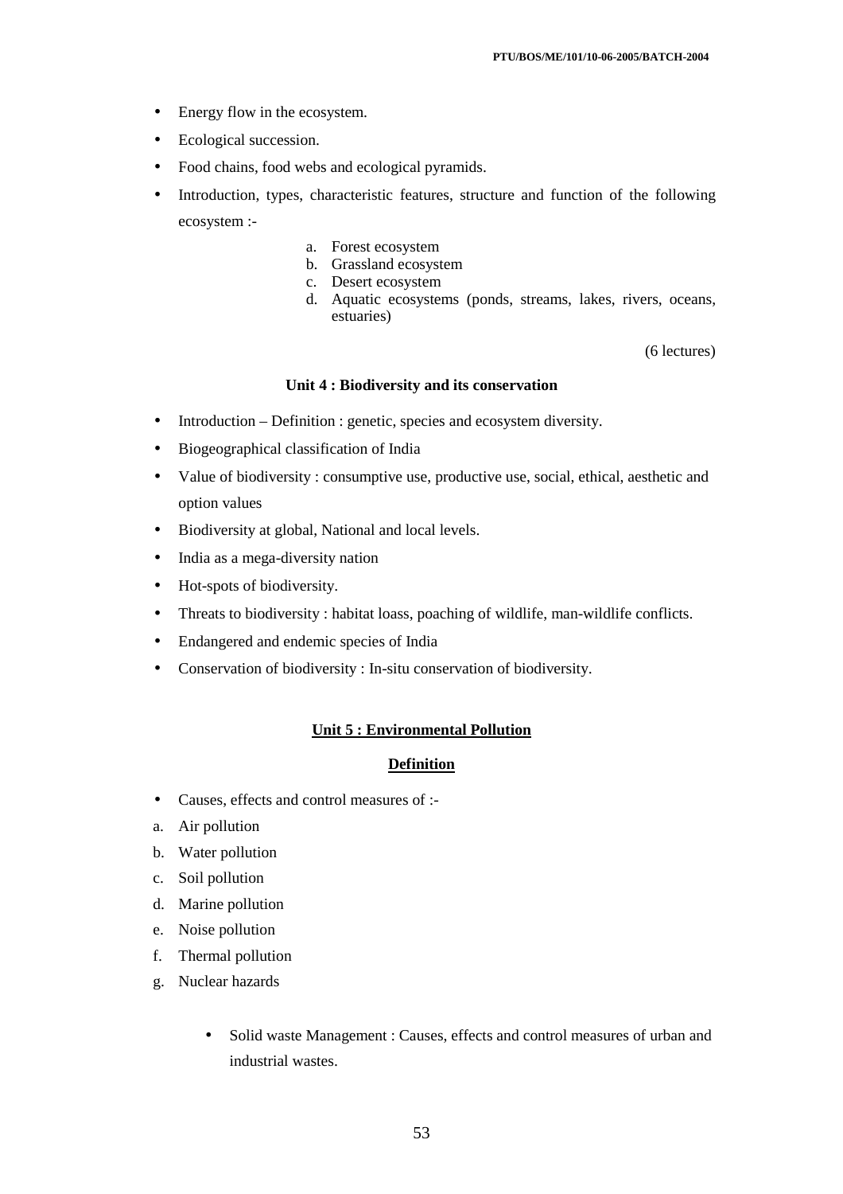- Energy flow in the ecosystem.
- Ecological succession.
- Food chains, food webs and ecological pyramids.
- Introduction, types, characteristic features, structure and function of the following ecosystem :-
    a. Forest ecosystem
    b. Grassland ecosystem
    c. Desert ecosystem
    d. Aquatic ecosystems (ponds, streams, lakes, rivers, oceans, estuaries)

(6 lectures)

### Unit 4 : Biodiversity and its conservation

- Introduction – Definition : genetic, species and ecosystem diversity.
- Biogeographical classification of India
- Value of biodiversity : consumptive use, productive use, social, ethical, aesthetic and option values
- Biodiversity at global, National and local levels.
- India as a mega-diversity nation
- Hot-spots of biodiversity.
- Threats to biodiversity : habitat loass, poaching of wildlife, man-wildlife conflicts.
- Endangered and endemic species of India
- Conservation of biodiversity : In-situ conservation of biodiversity.

### Unit 5 : Environmental Pollution

**Definition**

- Causes, effects and control measures of :-

a. Air pollution
b. Water pollution
c. Soil pollution
d. Marine pollution
e. Noise pollution
f. Thermal pollution
g. Nuclear hazards

- Solid waste Management : Causes, effects and control measures of urban and industrial wastes.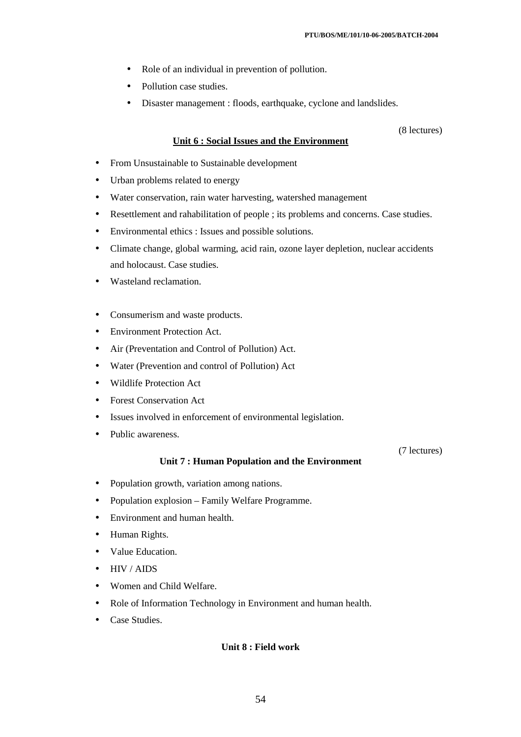- Role of an individual in prevention of pollution.
- Pollution case studies.
- Disaster management : floods, earthquake, cyclone and landslides.

(8 lectures)

### Unit 6 : Social Issues and the Environment

- From Unsustainable to Sustainable development
- Urban problems related to energy
- Water conservation, rain water harvesting, watershed management
- Resettlement and rahabilitation of people ; its problems and concerns. Case studies.
- Environmental ethics : Issues and possible solutions.
- Climate change, global warming, acid rain, ozone layer depletion, nuclear accidents and holocaust. Case studies.
- Wasteland reclamation.

- Consumerism and waste products.
- Environment Protection Act.
- Air (Preventation and Control of Pollution) Act.
- Water (Prevention and control of Pollution) Act
- Wildlife Protection Act
- Forest Conservation Act
- Issues involved in enforcement of environmental legislation.
- Public awareness.

(7 lectures)

### Unit 7 : Human Population and the Environment

- Population growth, variation among nations.
- Population explosion – Family Welfare Programme.
- Environment and human health.
- Human Rights.
- Value Education.
- HIV / AIDS
- Women and Child Welfare.
- Role of Information Technology in Environment and human health.
- Case Studies.

### Unit 8 : Field work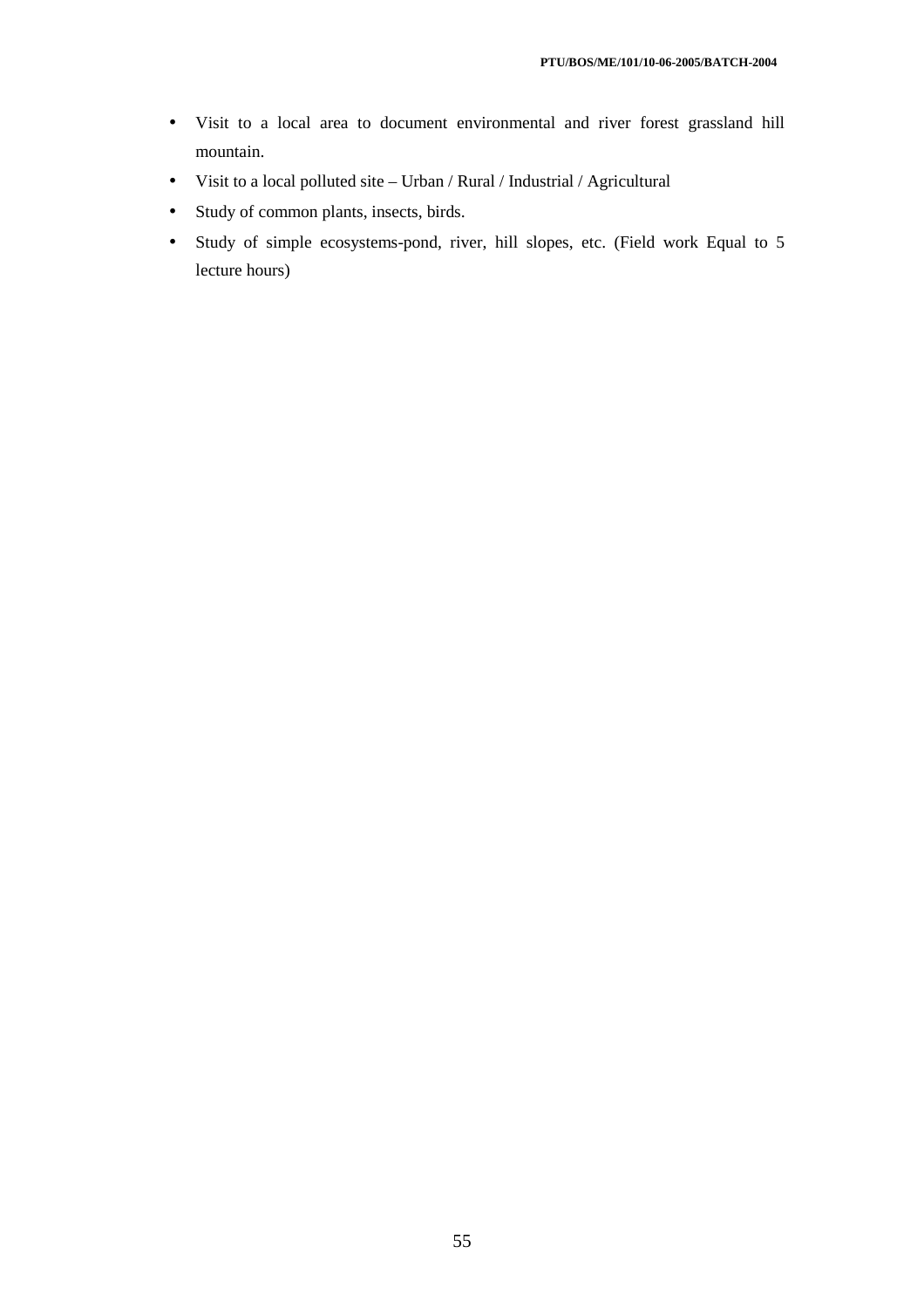- Visit to a local area to document environmental and river forest grassland hill mountain.
- Visit to a local polluted site – Urban / Rural / Industrial / Agricultural
- Study of common plants, insects, birds.
- Study of simple ecosystems-pond, river, hill slopes, etc. (Field work Equal to 5 lecture hours)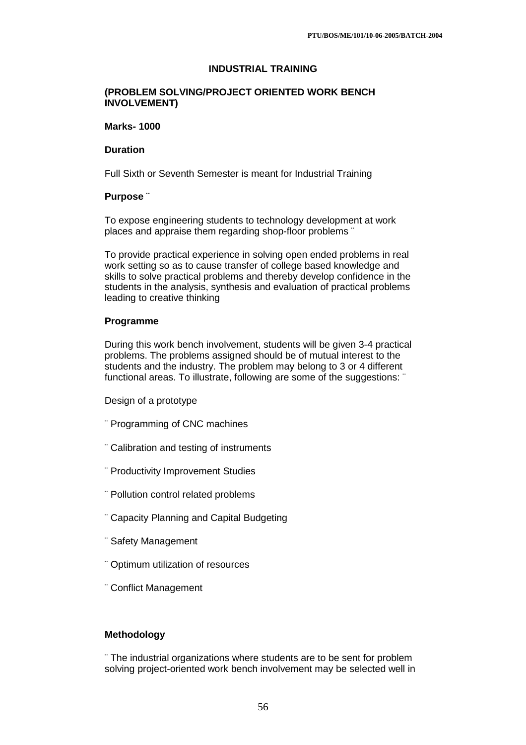## INDUSTRIAL TRAINING

### (PROBLEM SOLVING/PROJECT ORIENTED WORK BENCH INVOLVEMENT)

**Marks- 1000**

**Duration**

Full Sixth or Seventh Semester is meant for Industrial Training

**Purpose ¨**

To expose engineering students to technology development at work places and appraise them regarding shop-floor problems ¨

To provide practical experience in solving open ended problems in real work setting so as to cause transfer of college based knowledge and skills to solve practical problems and thereby develop confidence in the students in the analysis, synthesis and evaluation of practical problems leading to creative thinking

**Programme**

During this work bench involvement, students will be given 3-4 practical problems. The problems assigned should be of mutual interest to the students and the industry. The problem may belong to 3 or 4 different functional areas. To illustrate, following are some of the suggestions: ¨

Design of a prototype

¨ Programming of CNC machines

¨ Calibration and testing of instruments

¨ Productivity Improvement Studies

¨ Pollution control related problems

¨ Capacity Planning and Capital Budgeting

¨ Safety Management

¨ Optimum utilization of resources

¨ Conflict Management

**Methodology**

¨ The industrial organizations where students are to be sent for problem solving project-oriented work bench involvement may be selected well in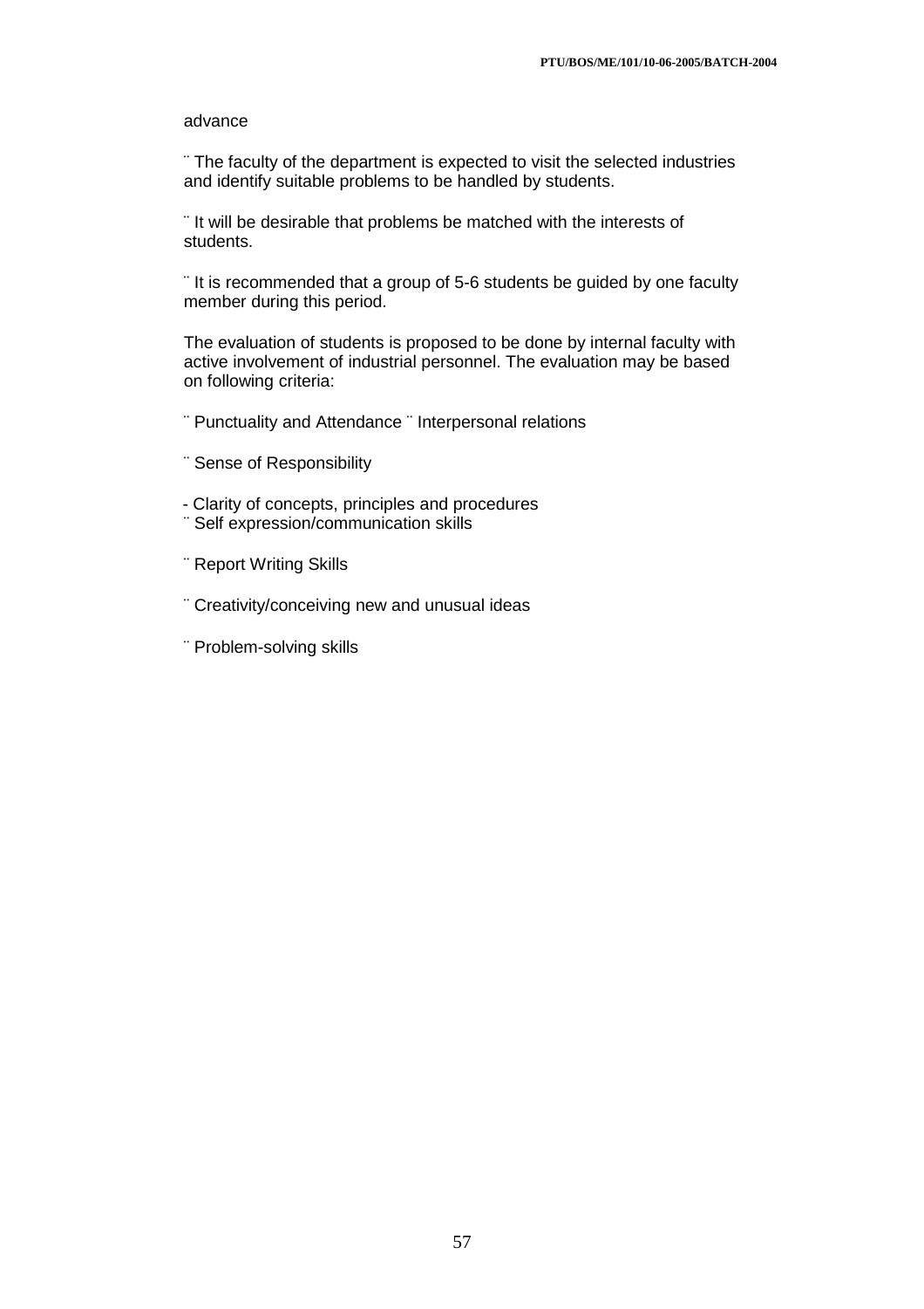advance

- The faculty of the department is expected to visit the selected industries and identify suitable problems to be handled by students.

- It will be desirable that problems be matched with the interests of students.

- It is recommended that a group of 5-6 students be guided by one faculty member during this period.

The evaluation of students is proposed to be done by internal faculty with active involvement of industrial personnel. The evaluation may be based on following criteria:

- Punctuality and Attendance
- Interpersonal relations
- Sense of Responsibility
- Clarity of concepts, principles and procedures
- Self expression/communication skills
- Report Writing Skills
- Creativity/conceiving new and unusual ideas
- Problem-solving skills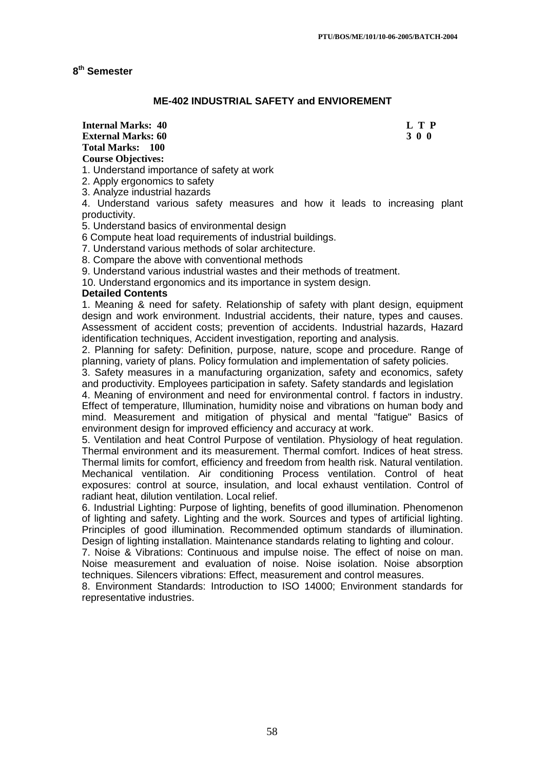## 8th Semester

### ME-402 INDUSTRIAL SAFETY and ENVIOREMENT

**Internal Marks: 40** **L T P**
**External Marks: 60** **3 0 0**
**Total Marks: 100**

**Course Objectives:**

1. Understand importance of safety at work
2. Apply ergonomics to safety
3. Analyze industrial hazards
4. Understand various safety measures and how it leads to increasing plant productivity.
5. Understand basics of environmental design
6 Compute heat load requirements of industrial buildings.
7. Understand various methods of solar architecture.
8. Compare the above with conventional methods
9. Understand various industrial wastes and their methods of treatment.
10. Understand ergonomics and its importance in system design.

**Detailed Contents**

1. Meaning & need for safety. Relationship of safety with plant design, equipment design and work environment. Industrial accidents, their nature, types and causes. Assessment of accident costs; prevention of accidents. Industrial hazards, Hazard identification techniques, Accident investigation, reporting and analysis.

2. Planning for safety: Definition, purpose, nature, scope and procedure. Range of planning, variety of plans. Policy formulation and implementation of safety policies.

3. Safety measures in a manufacturing organization, safety and economics, safety and productivity. Employees participation in safety. Safety standards and legislation

4. Meaning of environment and need for environmental control. f factors in industry. Effect of temperature, Illumination, humidity noise and vibrations on human body and mind. Measurement and mitigation of physical and mental "fatigue" Basics of environment design for improved efficiency and accuracy at work.

5. Ventilation and heat Control Purpose of ventilation. Physiology of heat regulation. Thermal environment and its measurement. Thermal comfort. Indices of heat stress. Thermal limits for comfort, efficiency and freedom from health risk. Natural ventilation. Mechanical ventilation. Air conditioning Process ventilation. Control of heat exposures: control at source, insulation, and local exhaust ventilation. Control of radiant heat, dilution ventilation. Local relief.

6. Industrial Lighting: Purpose of lighting, benefits of good illumination. Phenomenon of lighting and safety. Lighting and the work. Sources and types of artificial lighting. Principles of good illumination. Recommended optimum standards of illumination. Design of lighting installation. Maintenance standards relating to lighting and colour.

7. Noise & Vibrations: Continuous and impulse noise. The effect of noise on man. Noise measurement and evaluation of noise. Noise isolation. Noise absorption techniques. Silencers vibrations: Effect, measurement and control measures.

8. Environment Standards: Introduction to ISO 14000; Environment standards for representative industries.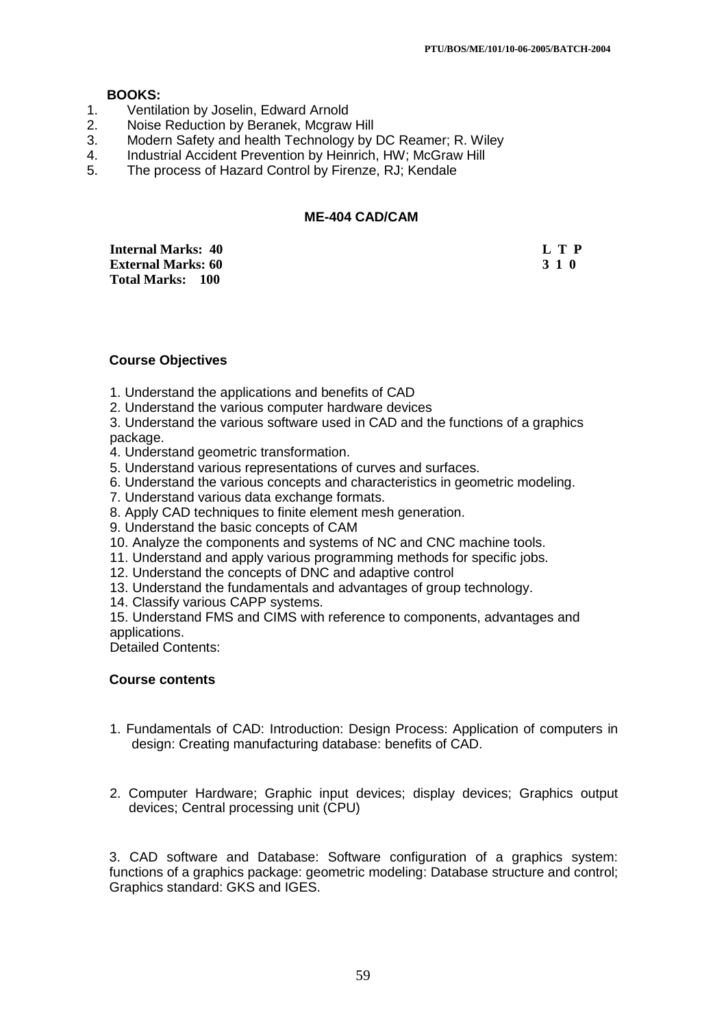**BOOKS:**

1. Ventilation by Joselin, Edward Arnold
2. Noise Reduction by Beranek, Mcgraw Hill
3. Modern Safety and health Technology by DC Reamer; R. Wiley
4. Industrial Accident Prevention by Heinrich, HW; McGraw Hill
5. The process of Hazard Control by Firenze, RJ; Kendale

## ME-404 CAD/CAM

| | L T P |
|---|---|
| **Internal Marks: 40** | **L T P** |
| **External Marks: 60** | **3 1 0** |
| **Total Marks: 100** | |

### Course Objectives

1. Understand the applications and benefits of CAD
2. Understand the various computer hardware devices
3. Understand the various software used in CAD and the functions of a graphics package.
4. Understand geometric transformation.
5. Understand various representations of curves and surfaces.
6. Understand the various concepts and characteristics in geometric modeling.
7. Understand various data exchange formats.
8. Apply CAD techniques to finite element mesh generation.
9. Understand the basic concepts of CAM
10. Analyze the components and systems of NC and CNC machine tools.
11. Understand and apply various programming methods for specific jobs.
12. Understand the concepts of DNC and adaptive control
13. Understand the fundamentals and advantages of group technology.
14. Classify various CAPP systems.
15. Understand FMS and CIMS with reference to components, advantages and applications.

Detailed Contents:

### Course contents

1. Fundamentals of CAD: Introduction: Design Process: Application of computers in design: Creating manufacturing database: benefits of CAD.

2. Computer Hardware; Graphic input devices; display devices; Graphics output devices; Central processing unit (CPU)

3. CAD software and Database: Software configuration of a graphics system: functions of a graphics package: geometric modeling: Database structure and control; Graphics standard: GKS and IGES.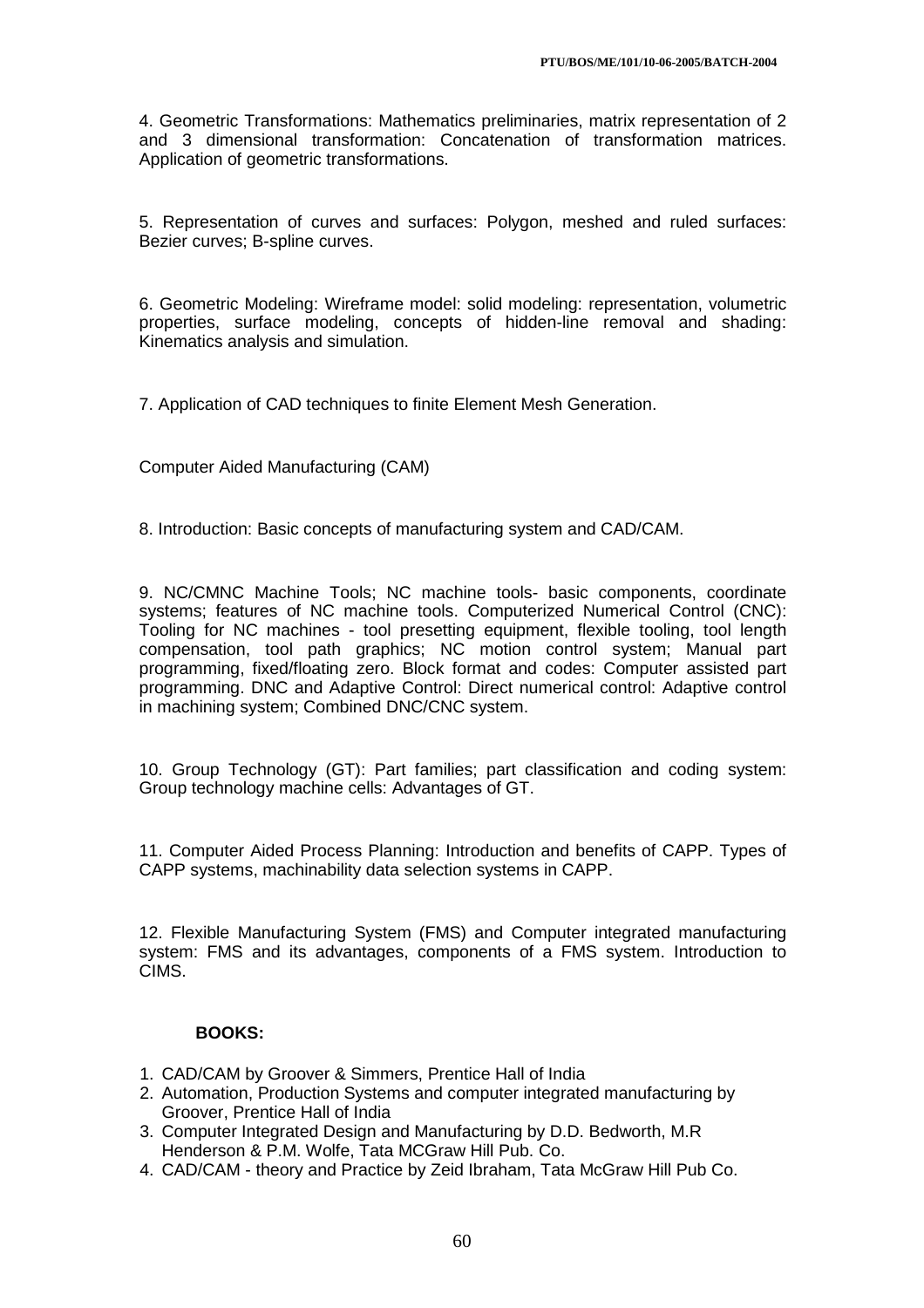4. Geometric Transformations: Mathematics preliminaries, matrix representation of 2 and 3 dimensional transformation: Concatenation of transformation matrices. Application of geometric transformations.

5. Representation of curves and surfaces: Polygon, meshed and ruled surfaces: Bezier curves; B-spline curves.

6. Geometric Modeling: Wireframe model: solid modeling: representation, volumetric properties, surface modeling, concepts of hidden-line removal and shading: Kinematics analysis and simulation.

7. Application of CAD techniques to finite Element Mesh Generation.

Computer Aided Manufacturing (CAM)

8. Introduction: Basic concepts of manufacturing system and CAD/CAM.

9. NC/CMNC Machine Tools; NC machine tools- basic components, coordinate systems; features of NC machine tools. Computerized Numerical Control (CNC): Tooling for NC machines - tool presetting equipment, flexible tooling, tool length compensation, tool path graphics; NC motion control system; Manual part programming, fixed/floating zero. Block format and codes: Computer assisted part programming. DNC and Adaptive Control: Direct numerical control: Adaptive control in machining system; Combined DNC/CNC system.

10. Group Technology (GT): Part families; part classification and coding system: Group technology machine cells: Advantages of GT.

11. Computer Aided Process Planning: Introduction and benefits of CAPP. Types of CAPP systems, machinability data selection systems in CAPP.

12. Flexible Manufacturing System (FMS) and Computer integrated manufacturing system: FMS and its advantages, components of a FMS system. Introduction to CIMS.

**BOOKS:**

1. CAD/CAM by Groover & Simmers, Prentice Hall of India
2. Automation, Production Systems and computer integrated manufacturing by Groover, Prentice Hall of India
3. Computer Integrated Design and Manufacturing by D.D. Bedworth, M.R Henderson & P.M. Wolfe, Tata MCGraw Hill Pub. Co.
4. CAD/CAM - theory and Practice by Zeid Ibraham, Tata McGraw Hill Pub Co.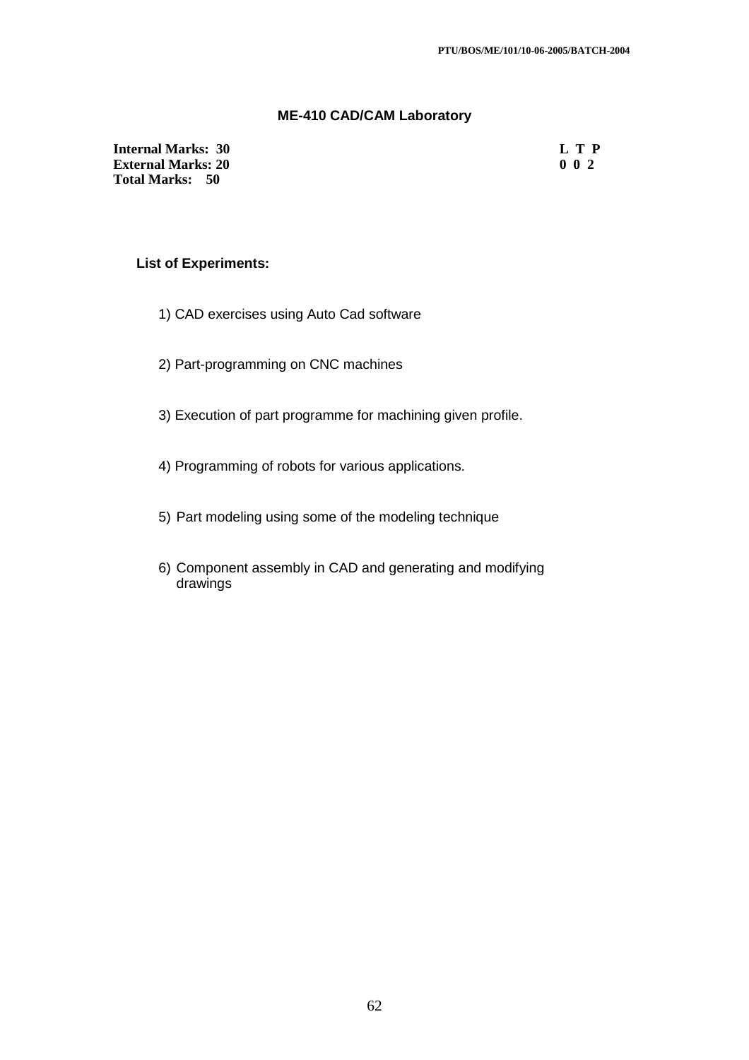## ME-410 CAD/CAM Laboratory

| | |
|---|---|
| **Internal Marks: 30** | **L T P** |
| **External Marks: 20** | **0 0 2** |
| **Total Marks: 50** | |

### List of Experiments:

1) CAD exercises using Auto Cad software

2) Part-programming on CNC machines

3) Execution of part programme for machining given profile.

4) Programming of robots for various applications.

5) Part modeling using some of the modeling technique

6) Component assembly in CAD and generating and modifying drawings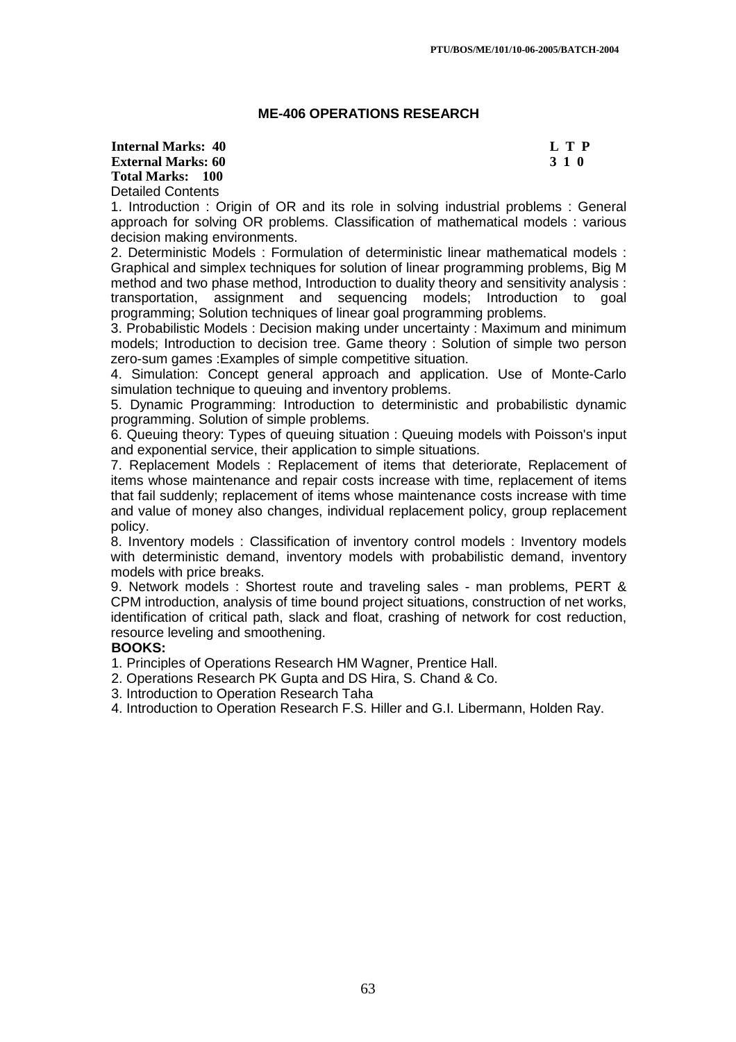## ME-406 OPERATIONS RESEARCH

**Internal Marks: 40** **L T P**
**External Marks: 60** **3 1 0**
**Total Marks: 100**

Detailed Contents

1. Introduction : Origin of OR and its role in solving industrial problems : General approach for solving OR problems. Classification of mathematical models : various decision making environments.
2. Deterministic Models : Formulation of deterministic linear mathematical models : Graphical and simplex techniques for solution of linear programming problems, Big M method and two phase method, Introduction to duality theory and sensitivity analysis : transportation, assignment and sequencing models; Introduction to goal programming; Solution techniques of linear goal programming problems.
3. Probabilistic Models : Decision making under uncertainty : Maximum and minimum models; Introduction to decision tree. Game theory : Solution of simple two person zero-sum games :Examples of simple competitive situation.
4. Simulation: Concept general approach and application. Use of Monte-Carlo simulation technique to queuing and inventory problems.
5. Dynamic Programming: Introduction to deterministic and probabilistic dynamic programming. Solution of simple problems.
6. Queuing theory: Types of queuing situation : Queuing models with Poisson's input and exponential service, their application to simple situations.
7. Replacement Models : Replacement of items that deteriorate, Replacement of items whose maintenance and repair costs increase with time, replacement of items that fail suddenly; replacement of items whose maintenance costs increase with time and value of money also changes, individual replacement policy, group replacement policy.
8. Inventory models : Classification of inventory control models : Inventory models with deterministic demand, inventory models with probabilistic demand, inventory models with price breaks.
9. Network models : Shortest route and traveling sales - man problems, PERT & CPM introduction, analysis of time bound project situations, construction of net works, identification of critical path, slack and float, crashing of network for cost reduction, resource leveling and smoothening.

**BOOKS:**

1. Principles of Operations Research HM Wagner, Prentice Hall.
2. Operations Research PK Gupta and DS Hira, S. Chand & Co.
3. Introduction to Operation Research Taha
4. Introduction to Operation Research F.S. Hiller and G.I. Libermann, Holden Ray.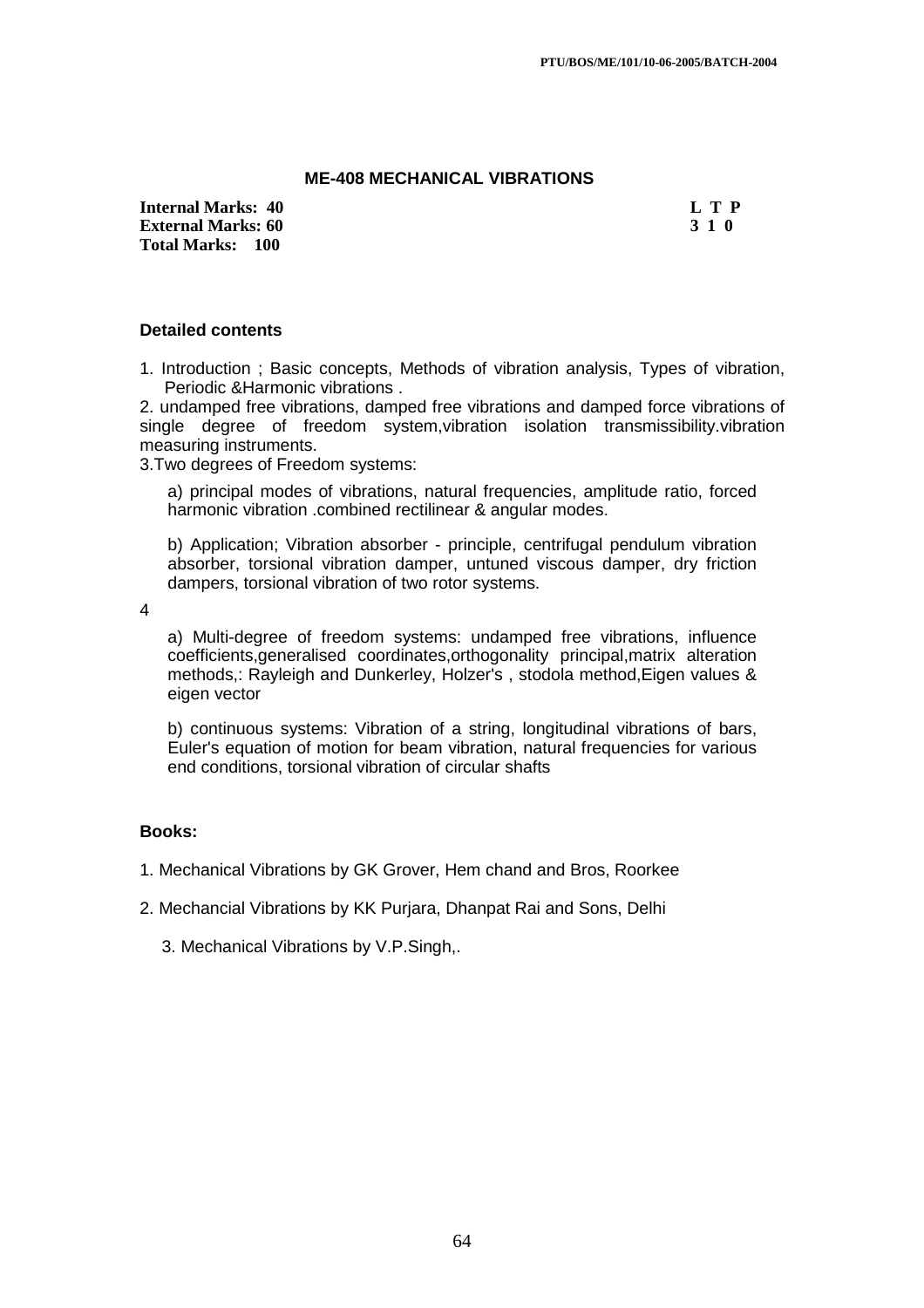## ME-408 MECHANICAL VIBRATIONS

**Internal Marks: 40**
**External Marks: 60**
**Total Marks: 100**

| L | T | P |
|---|---|---|
| 3 | 1 | 0 |

### Detailed contents

1. Introduction ; Basic concepts, Methods of vibration analysis, Types of vibration, Periodic &Harmonic vibrations .

2. undamped free vibrations, damped free vibrations and damped force vibrations of single degree of freedom system,vibration isolation transmissibility.vibration measuring instruments.

3.Two degrees of Freedom systems:

a) principal modes of vibrations, natural frequencies, amplitude ratio, forced harmonic vibration .combined rectilinear & angular modes.

b) Application; Vibration absorber - principle, centrifugal pendulum vibration absorber, torsional vibration damper, untuned viscous damper, dry friction dampers, torsional vibration of two rotor systems.

4

a) Multi-degree of freedom systems: undamped free vibrations, influence coefficients,generalised coordinates,orthogonality principal,matrix alteration methods,: Rayleigh and Dunkerley, Holzer's , stodola method,Eigen values & eigen vector

b) continuous systems: Vibration of a string, longitudinal vibrations of bars, Euler's equation of motion for beam vibration, natural frequencies for various end conditions, torsional vibration of circular shafts

### Books:

1. Mechanical Vibrations by GK Grover, Hem chand and Bros, Roorkee
2. Mechancial Vibrations by KK Purjara, Dhanpat Rai and Sons, Delhi
3. Mechanical Vibrations by V.P.Singh,.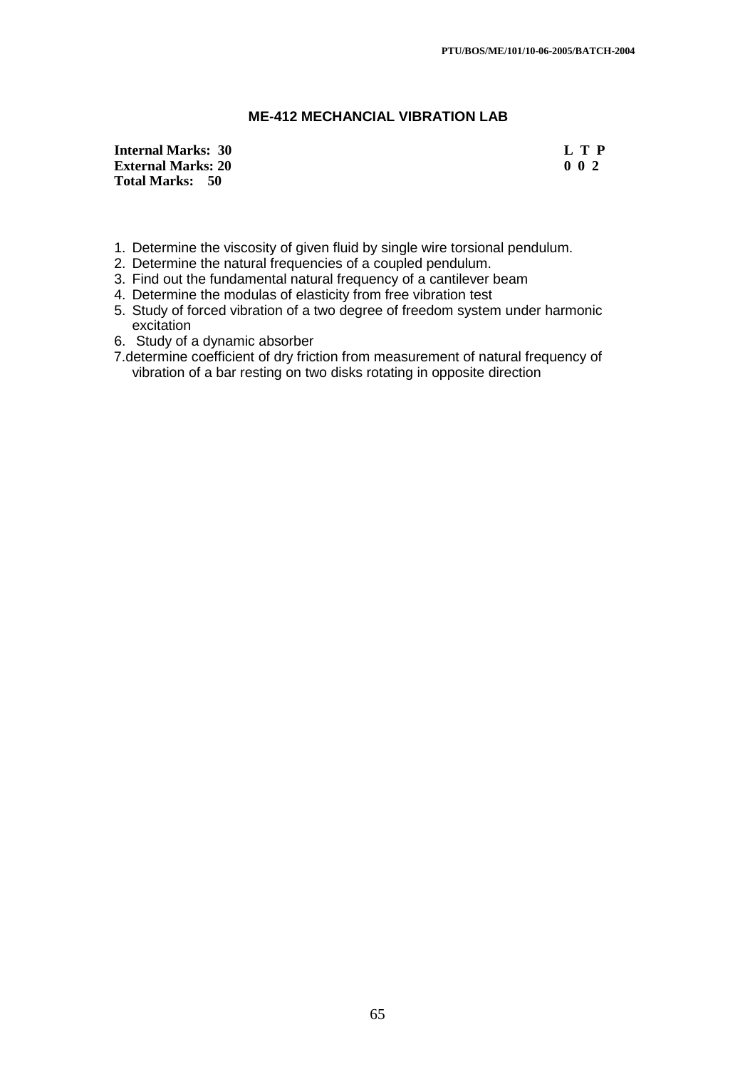## ME-412 MECHANCIAL VIBRATION LAB

| | |
|---|---|
| **Internal Marks: 30** | **L T P** |
| **External Marks: 20** | **0 0 2** |
| **Total Marks: 50** | |

1. Determine the viscosity of given fluid by single wire torsional pendulum.
2. Determine the natural frequencies of a coupled pendulum.
3. Find out the fundamental natural frequency of a cantilever beam
4. Determine the modulas of elasticity from free vibration test
5. Study of forced vibration of a two degree of freedom system under harmonic excitation
6. Study of a dynamic absorber
7. determine coefficient of dry friction from measurement of natural frequency of vibration of a bar resting on two disks rotating in opposite direction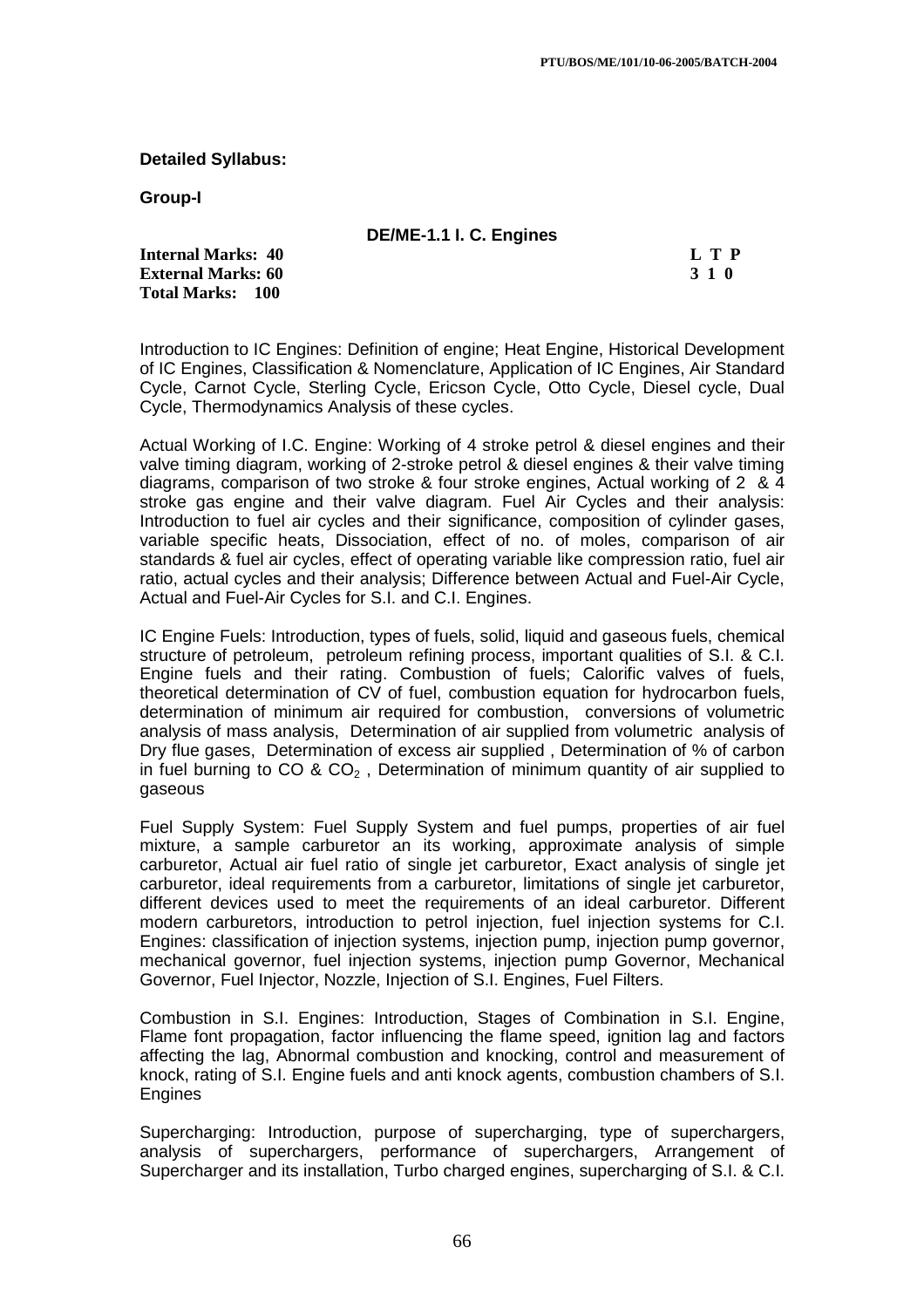**Detailed Syllabus:**

**Group-I**

**DE/ME-1.1 I. C. Engines**

| | |
|---|---|
| **Internal Marks: 40** | **L T P** |
| **External Marks: 60** | **3 1 0** |
| **Total Marks: 100** | |

Introduction to IC Engines: Definition of engine; Heat Engine, Historical Development of IC Engines, Classification & Nomenclature, Application of IC Engines, Air Standard Cycle, Carnot Cycle, Sterling Cycle, Ericson Cycle, Otto Cycle, Diesel cycle, Dual Cycle, Thermodynamics Analysis of these cycles.

Actual Working of I.C. Engine: Working of 4 stroke petrol & diesel engines and their valve timing diagram, working of 2-stroke petrol & diesel engines & their valve timing diagrams, comparison of two stroke & four stroke engines, Actual working of 2 & 4 stroke gas engine and their valve diagram. Fuel Air Cycles and their analysis: Introduction to fuel air cycles and their significance, composition of cylinder gases, variable specific heats, Dissociation, effect of no. of moles, comparison of air standards & fuel air cycles, effect of operating variable like compression ratio, fuel air ratio, actual cycles and their analysis; Difference between Actual and Fuel-Air Cycle, Actual and Fuel-Air Cycles for S.I. and C.I. Engines.

IC Engine Fuels: Introduction, types of fuels, solid, liquid and gaseous fuels, chemical structure of petroleum, petroleum refining process, important qualities of S.I. & C.I. Engine fuels and their rating. Combustion of fuels; Calorific valves of fuels, theoretical determination of CV of fuel, combustion equation for hydrocarbon fuels, determination of minimum air required for combustion, conversions of volumetric analysis of mass analysis, Determination of air supplied from volumetric analysis of Dry flue gases, Determination of excess air supplied , Determination of % of carbon in fuel burning to CO & $CO_2$ , Determination of minimum quantity of air supplied to gaseous

Fuel Supply System: Fuel Supply System and fuel pumps, properties of air fuel mixture, a sample carburetor an its working, approximate analysis of simple carburetor, Actual air fuel ratio of single jet carburetor, Exact analysis of single jet carburetor, ideal requirements from a carburetor, limitations of single jet carburetor, different devices used to meet the requirements of an ideal carburetor. Different modern carburetors, introduction to petrol injection, fuel injection systems for C.I. Engines: classification of injection systems, injection pump, injection pump governor, mechanical governor, fuel injection systems, injection pump Governor, Mechanical Governor, Fuel Injector, Nozzle, Injection of S.I. Engines, Fuel Filters.

Combustion in S.I. Engines: Introduction, Stages of Combination in S.I. Engine, Flame font propagation, factor influencing the flame speed, ignition lag and factors affecting the lag, Abnormal combustion and knocking, control and measurement of knock, rating of S.I. Engine fuels and anti knock agents, combustion chambers of S.I. Engines

Supercharging: Introduction, purpose of supercharging, type of superchargers, analysis of superchargers, performance of superchargers, Arrangement of Supercharger and its installation, Turbo charged engines, supercharging of S.I. & C.I.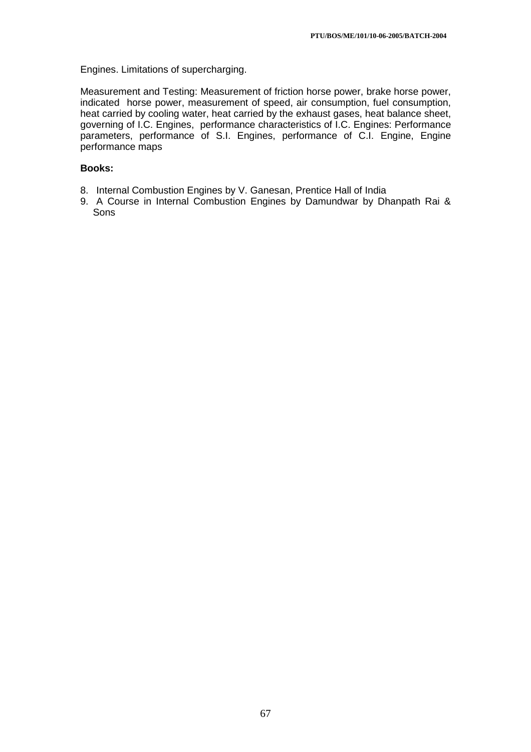Engines. Limitations of supercharging.

Measurement and Testing: Measurement of friction horse power, brake horse power, indicated horse power, measurement of speed, air consumption, fuel consumption, heat carried by cooling water, heat carried by the exhaust gases, heat balance sheet, governing of I.C. Engines, performance characteristics of I.C. Engines: Performance parameters, performance of S.I. Engines, performance of C.I. Engine, Engine performance maps

**Books:**

8. Internal Combustion Engines by V. Ganesan, Prentice Hall of India
9. A Course in Internal Combustion Engines by Damundwar by Dhanpath Rai & Sons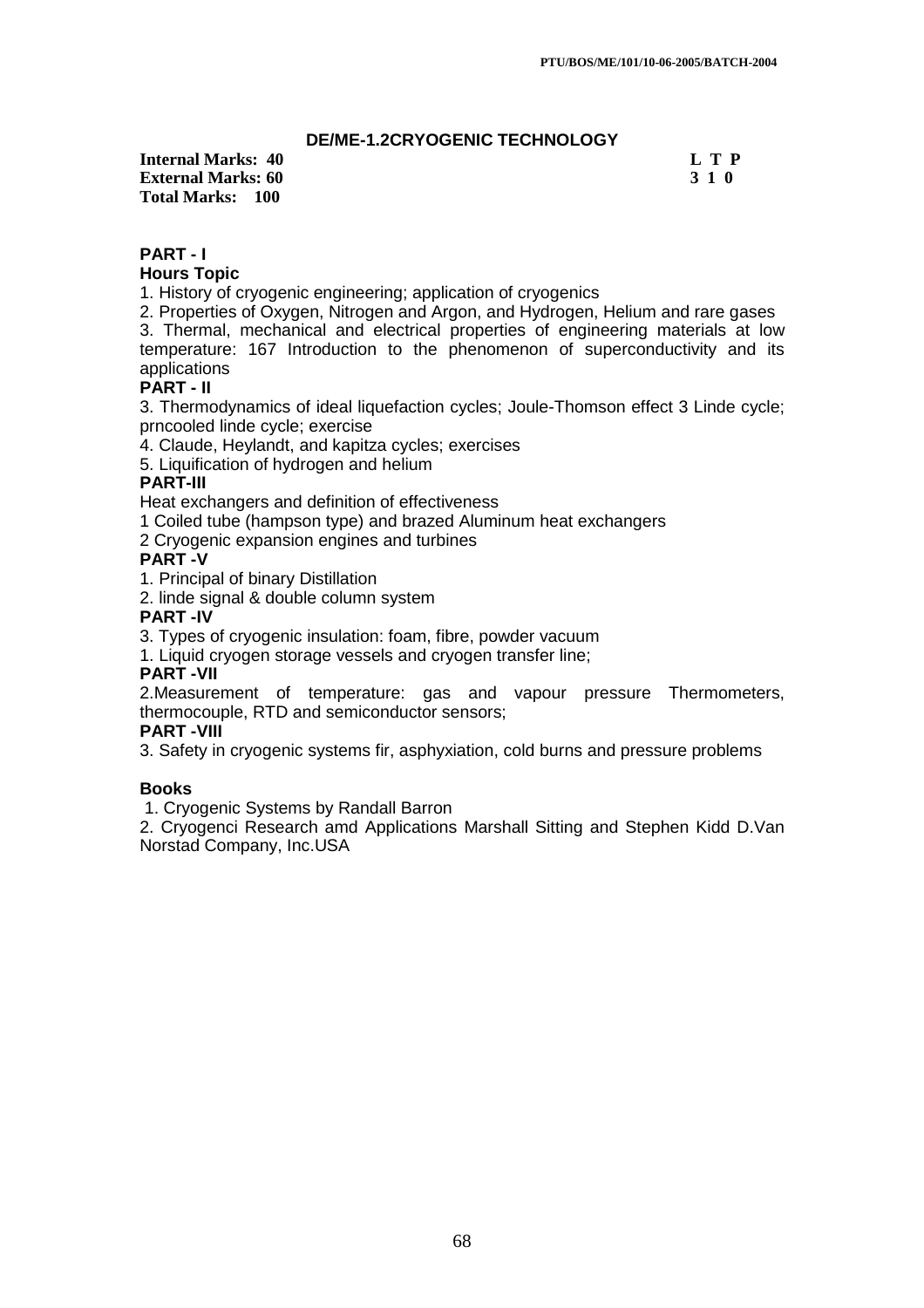PTU/BOS/ME/101/10-06-2005/BATCH-2004

## DE/ME-1.2CRYOGENIC TECHNOLOGY

**Internal Marks: 40**
**External Marks: 60**
**Total Marks: 100**

**L T P**
**3 1 0**

### PART - I

**Hours Topic**

1. History of cryogenic engineering; application of cryogenics
2. Properties of Oxygen, Nitrogen and Argon, and Hydrogen, Helium and rare gases
3. Thermal, mechanical and electrical properties of engineering materials at low temperature: 167 Introduction to the phenomenon of superconductivity and its applications

### PART - II

3. Thermodynamics of ideal liquefaction cycles; Joule-Thomson effect 3 Linde cycle; prncooled linde cycle; exercise
4. Claude, Heylandt, and kapitza cycles; exercises
5. Liquification of hydrogen and helium

### PART-III

Heat exchangers and definition of effectiveness

1 Coiled tube (hampson type) and brazed Aluminum heat exchangers

2 Cryogenic expansion engines and turbines

### PART -V

1. Principal of binary Distillation
2. linde signal & double column system

### PART -IV

3. Types of cryogenic insulation: foam, fibre, powder vacuum
1. Liquid cryogen storage vessels and cryogen transfer line;

### PART -VII

2.Measurement of temperature: gas and vapour pressure Thermometers, thermocouple, RTD and semiconductor sensors;

### PART -VIII

3. Safety in cryogenic systems fir, asphyxiation, cold burns and pressure problems

### Books

1. Cryogenic Systems by Randall Barron
2. Cryogenci Research amd Applications Marshall Sitting and Stephen Kidd D.Van Norstad Company, Inc.USA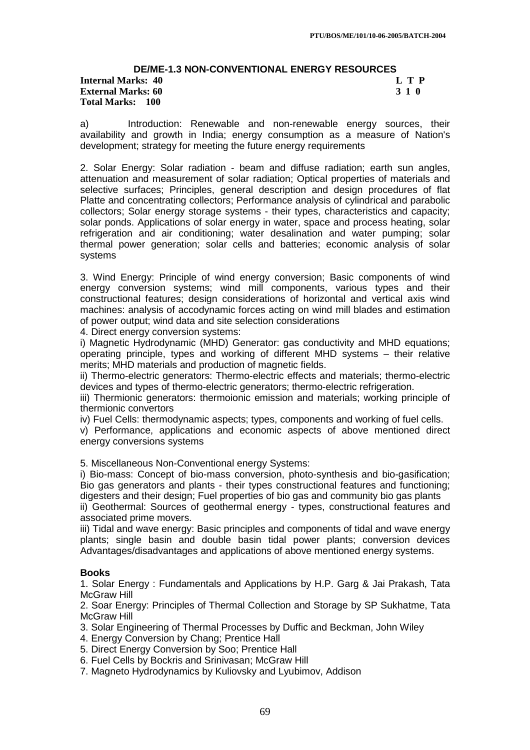### DE/ME-1.3 NON-CONVENTIONAL ENERGY RESOURCES

| | |
|---|---|
| **Internal Marks: 40** | **L T P** |
| **External Marks: 60** | **3 1 0** |
| **Total Marks: 100** | |

a) Introduction: Renewable and non-renewable energy sources, their availability and growth in India; energy consumption as a measure of Nation's development; strategy for meeting the future energy requirements

2. Solar Energy: Solar radiation - beam and diffuse radiation; earth sun angles, attenuation and measurement of solar radiation; Optical properties of materials and selective surfaces; Principles, general description and design procedures of flat Platte and concentrating collectors; Performance analysis of cylindrical and parabolic collectors; Solar energy storage systems - their types, characteristics and capacity; solar ponds. Applications of solar energy in water, space and process heating, solar refrigeration and air conditioning; water desalination and water pumping; solar thermal power generation; solar cells and batteries; economic analysis of solar systems

3. Wind Energy: Principle of wind energy conversion; Basic components of wind energy conversion systems; wind mill components, various types and their constructional features; design considerations of horizontal and vertical axis wind machines: analysis of accodynamic forces acting on wind mill blades and estimation of power output; wind data and site selection considerations

4. Direct energy conversion systems:

i) Magnetic Hydrodynamic (MHD) Generator: gas conductivity and MHD equations; operating principle, types and working of different MHD systems – their relative merits; MHD materials and production of magnetic fields.

ii) Thermo-electric generators: Thermo-electric effects and materials; thermo-electric devices and types of thermo-electric generators; thermo-electric refrigeration.

iii) Thermionic generators: thermoionic emission and materials; working principle of thermionic convertors

iv) Fuel Cells: thermodynamic aspects; types, components and working of fuel cells.

v) Performance, applications and economic aspects of above mentioned direct energy conversions systems

5. Miscellaneous Non-Conventional energy Systems:

i) Bio-mass: Concept of bio-mass conversion, photo-synthesis and bio-gasification; Bio gas generators and plants - their types constructional features and functioning; digesters and their design; Fuel properties of bio gas and community bio gas plants

ii) Geothermal: Sources of geothermal energy - types, constructional features and associated prime movers.

iii) Tidal and wave energy: Basic principles and components of tidal and wave energy plants; single basin and double basin tidal power plants; conversion devices Advantages/disadvantages and applications of above mentioned energy systems.

**Books**

1. Solar Energy : Fundamentals and Applications by H.P. Garg & Jai Prakash, Tata McGraw Hill
2. Soar Energy: Principles of Thermal Collection and Storage by SP Sukhatme, Tata McGraw Hill
3. Solar Engineering of Thermal Processes by Duffic and Beckman, John Wiley
4. Energy Conversion by Chang; Prentice Hall
5. Direct Energy Conversion by Soo; Prentice Hall
6. Fuel Cells by Bockris and Srinivasan; McGraw Hill
7. Magneto Hydrodynamics by Kuliovsky and Lyubimov, Addison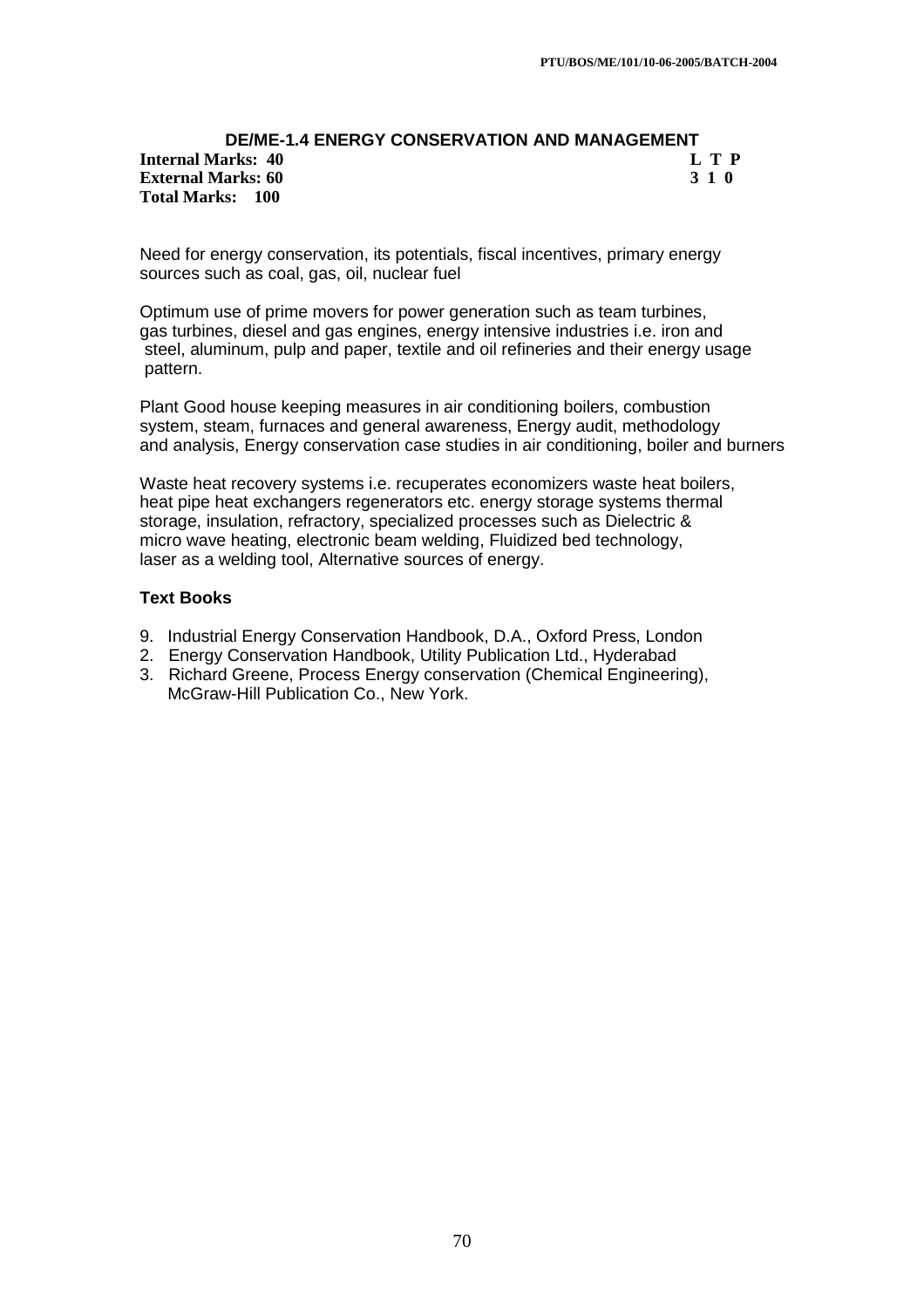## DE/ME-1.4 ENERGY CONSERVATION AND MANAGEMENT

**Internal Marks: 40** **L T P**
**External Marks: 60** **3 1 0**
**Total Marks: 100**

Need for energy conservation, its potentials, fiscal incentives, primary energy sources such as coal, gas, oil, nuclear fuel

Optimum use of prime movers for power generation such as team turbines, gas turbines, diesel and gas engines, energy intensive industries i.e. iron and steel, aluminum, pulp and paper, textile and oil refineries and their energy usage pattern.

Plant Good house keeping measures in air conditioning boilers, combustion system, steam, furnaces and general awareness, Energy audit, methodology and analysis, Energy conservation case studies in air conditioning, boiler and burners

Waste heat recovery systems i.e. recuperates economizers waste heat boilers, heat pipe heat exchangers regenerators etc. energy storage systems thermal storage, insulation, refractory, specialized processes such as Dielectric & micro wave heating, electronic beam welding, Fluidized bed technology, laser as a welding tool, Alternative sources of energy.

**Text Books**

9. Industrial Energy Conservation Handbook, D.A., Oxford Press, London
2. Energy Conservation Handbook, Utility Publication Ltd., Hyderabad
3. Richard Greene, Process Energy conservation (Chemical Engineering), McGraw-Hill Publication Co., New York.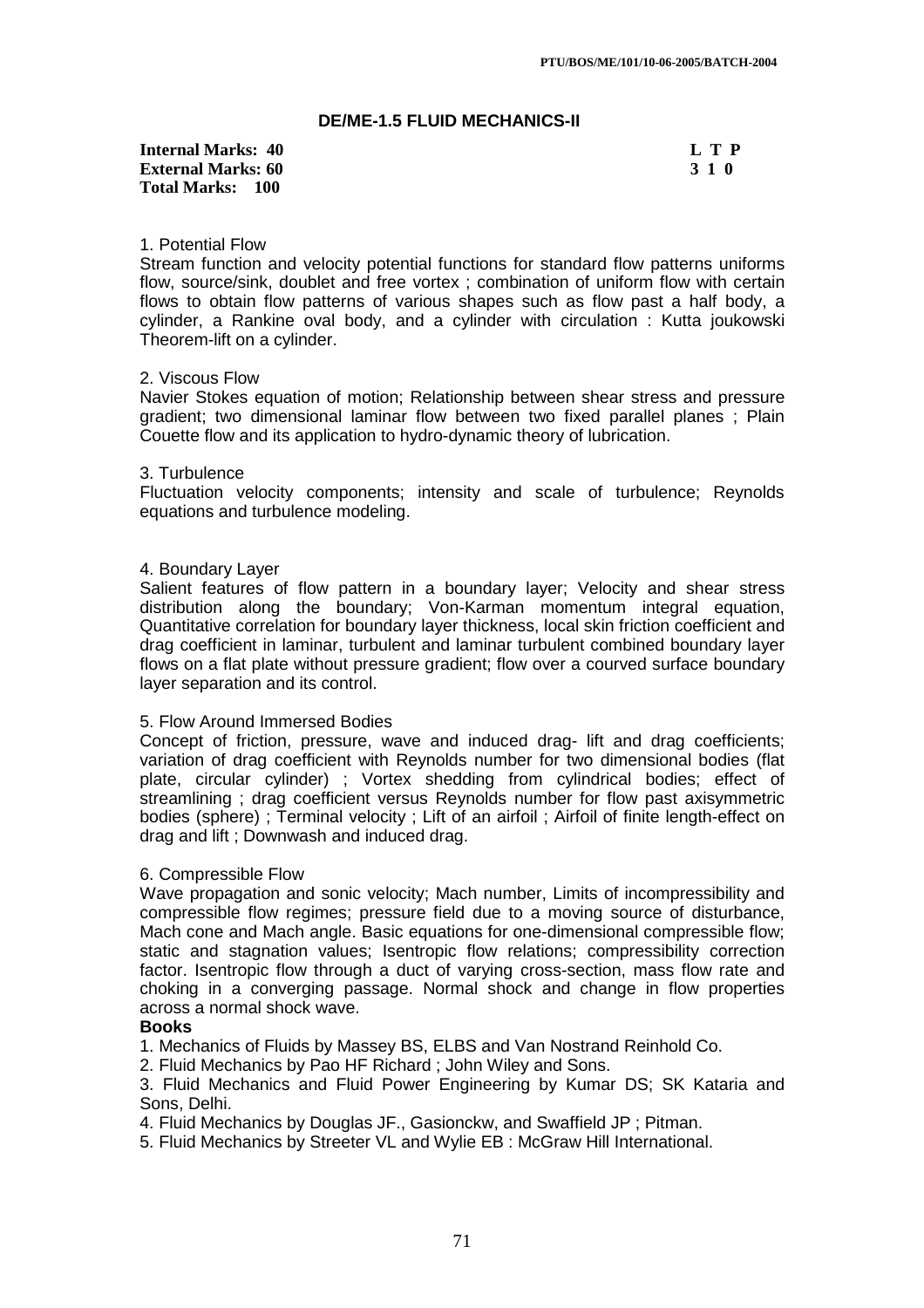PTU/BOS/ME/101/10-06-2005/BATCH-2004

## DE/ME-1.5 FLUID MECHANICS-II

| | |
|---|---|
| **Internal Marks: 40** | **L T P** |
| **External Marks: 60** | **3 1 0** |
| **Total Marks: 100** | |

1. Potential Flow

Stream function and velocity potential functions for standard flow patterns uniforms flow, source/sink, doublet and free vortex ; combination of uniform flow with certain flows to obtain flow patterns of various shapes such as flow past a half body, a cylinder, a Rankine oval body, and a cylinder with circulation : Kutta joukowski Theorem-lift on a cylinder.

2. Viscous Flow

Navier Stokes equation of motion; Relationship between shear stress and pressure gradient; two dimensional laminar flow between two fixed parallel planes ; Plain Couette flow and its application to hydro-dynamic theory of lubrication.

3. Turbulence

Fluctuation velocity components; intensity and scale of turbulence; Reynolds equations and turbulence modeling.

4. Boundary Layer

Salient features of flow pattern in a boundary layer; Velocity and shear stress distribution along the boundary; Von-Karman momentum integral equation, Quantitative correlation for boundary layer thickness, local skin friction coefficient and drag coefficient in laminar, turbulent and laminar turbulent combined boundary layer flows on a flat plate without pressure gradient; flow over a courved surface boundary layer separation and its control.

5. Flow Around Immersed Bodies

Concept of friction, pressure, wave and induced drag- lift and drag coefficients; variation of drag coefficient with Reynolds number for two dimensional bodies (flat plate, circular cylinder) ; Vortex shedding from cylindrical bodies; effect of streamlining ; drag coefficient versus Reynolds number for flow past axisymmetric bodies (sphere) ; Terminal velocity ; Lift of an airfoil ; Airfoil of finite length-effect on drag and lift ; Downwash and induced drag.

6. Compressible Flow

Wave propagation and sonic velocity; Mach number, Limits of incompressibility and compressible flow regimes; pressure field due to a moving source of disturbance, Mach cone and Mach angle. Basic equations for one-dimensional compressible flow; static and stagnation values; Isentropic flow relations; compressibility correction factor. Isentropic flow through a duct of varying cross-section, mass flow rate and choking in a converging passage. Normal shock and change in flow properties across a normal shock wave.

**Books**

1. Mechanics of Fluids by Massey BS, ELBS and Van Nostrand Reinhold Co.
2. Fluid Mechanics by Pao HF Richard ; John Wiley and Sons.
3. Fluid Mechanics and Fluid Power Engineering by Kumar DS; SK Kataria and Sons, Delhi.
4. Fluid Mechanics by Douglas JF., Gasionckw, and Swaffield JP ; Pitman.
5. Fluid Mechanics by Streeter VL and Wylie EB : McGraw Hill International.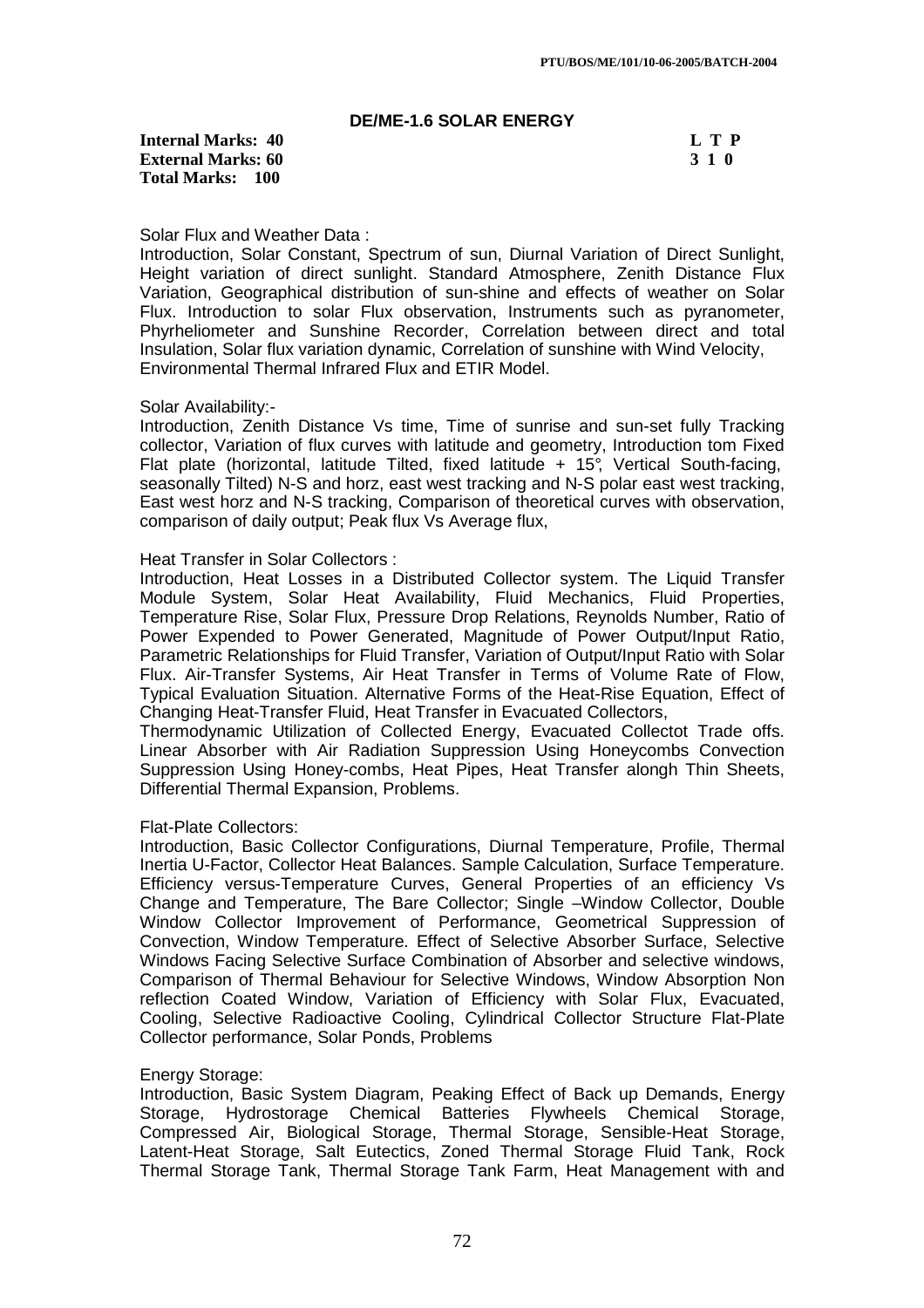## DE/ME-1.6 SOLAR ENERGY

**Internal Marks: 40** **L T P**
**External Marks: 60** **3 1 0**
**Total Marks: 100**

Solar Flux and Weather Data :

Introduction, Solar Constant, Spectrum of sun, Diurnal Variation of Direct Sunlight, Height variation of direct sunlight. Standard Atmosphere, Zenith Distance Flux Variation, Geographical distribution of sun-shine and effects of weather on Solar Flux. Introduction to solar Flux observation, Instruments such as pyranometer, Phyrheliometer and Sunshine Recorder, Correlation between direct and total Insulation, Solar flux variation dynamic, Correlation of sunshine with Wind Velocity, Environmental Thermal Infrared Flux and ETIR Model.

Solar Availability:-

Introduction, Zenith Distance Vs time, Time of sunrise and sun-set fully Tracking collector, Variation of flux curves with latitude and geometry, Introduction tom Fixed Flat plate (horizontal, latitude Tilted, fixed latitude + 15°, Vertical South-facing, seasonally Tilted) N-S and horz, east west tracking and N-S polar east west tracking, East west horz and N-S tracking, Comparison of theoretical curves with observation, comparison of daily output; Peak flux Vs Average flux,

Heat Transfer in Solar Collectors :

Introduction, Heat Losses in a Distributed Collector system. The Liquid Transfer Module System, Solar Heat Availability, Fluid Mechanics, Fluid Properties, Temperature Rise, Solar Flux, Pressure Drop Relations, Reynolds Number, Ratio of Power Expended to Power Generated, Magnitude of Power Output/Input Ratio, Parametric Relationships for Fluid Transfer, Variation of Output/Input Ratio with Solar Flux. Air-Transfer Systems, Air Heat Transfer in Terms of Volume Rate of Flow, Typical Evaluation Situation. Alternative Forms of the Heat-Rise Equation, Effect of Changing Heat-Transfer Fluid, Heat Transfer in Evacuated Collectors,

Thermodynamic Utilization of Collected Energy, Evacuated Collectot Trade offs. Linear Absorber with Air Radiation Suppression Using Honeycombs Convection Suppression Using Honey-combs, Heat Pipes, Heat Transfer alongh Thin Sheets, Differential Thermal Expansion, Problems.

Flat-Plate Collectors:

Introduction, Basic Collector Configurations, Diurnal Temperature, Profile, Thermal Inertia U-Factor, Collector Heat Balances. Sample Calculation, Surface Temperature. Efficiency versus-Temperature Curves, General Properties of an efficiency Vs Change and Temperature, The Bare Collector; Single –Window Collector, Double Window Collector Improvement of Performance, Geometrical Suppression of Convection, Window Temperature. Effect of Selective Absorber Surface, Selective Windows Facing Selective Surface Combination of Absorber and selective windows, Comparison of Thermal Behaviour for Selective Windows, Window Absorption Non reflection Coated Window, Variation of Efficiency with Solar Flux, Evacuated, Cooling, Selective Radioactive Cooling, Cylindrical Collector Structure Flat-Plate Collector performance, Solar Ponds, Problems

Energy Storage:

Introduction, Basic System Diagram, Peaking Effect of Back up Demands, Energy Storage, Hydrostorage Chemical Batteries Flywheels Chemical Storage, Compressed Air, Biological Storage, Thermal Storage, Sensible-Heat Storage, Latent-Heat Storage, Salt Eutectics, Zoned Thermal Storage Fluid Tank, Rock Thermal Storage Tank, Thermal Storage Tank Farm, Heat Management with and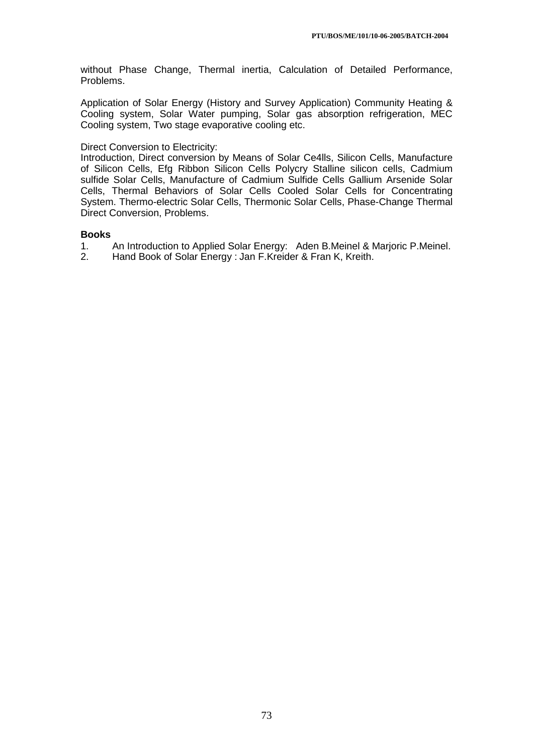without Phase Change, Thermal inertia, Calculation of Detailed Performance, Problems.

Application of Solar Energy (History and Survey Application) Community Heating & Cooling system, Solar Water pumping, Solar gas absorption refrigeration, MEC Cooling system, Two stage evaporative cooling etc.

Direct Conversion to Electricity:
Introduction, Direct conversion by Means of Solar Ce4lls, Silicon Cells, Manufacture of Silicon Cells, Efg Ribbon Silicon Cells Polycry Stalline silicon cells, Cadmium sulfide Solar Cells, Manufacture of Cadmium Sulfide Cells Gallium Arsenide Solar Cells, Thermal Behaviors of Solar Cells Cooled Solar Cells for Concentrating System. Thermo-electric Solar Cells, Thermonic Solar Cells, Phase-Change Thermal Direct Conversion, Problems.

**Books**

1. An Introduction to Applied Solar Energy: Aden B.Meinel & Marjoric P.Meinel.
2. Hand Book of Solar Energy : Jan F.Kreider & Fran K, Kreith.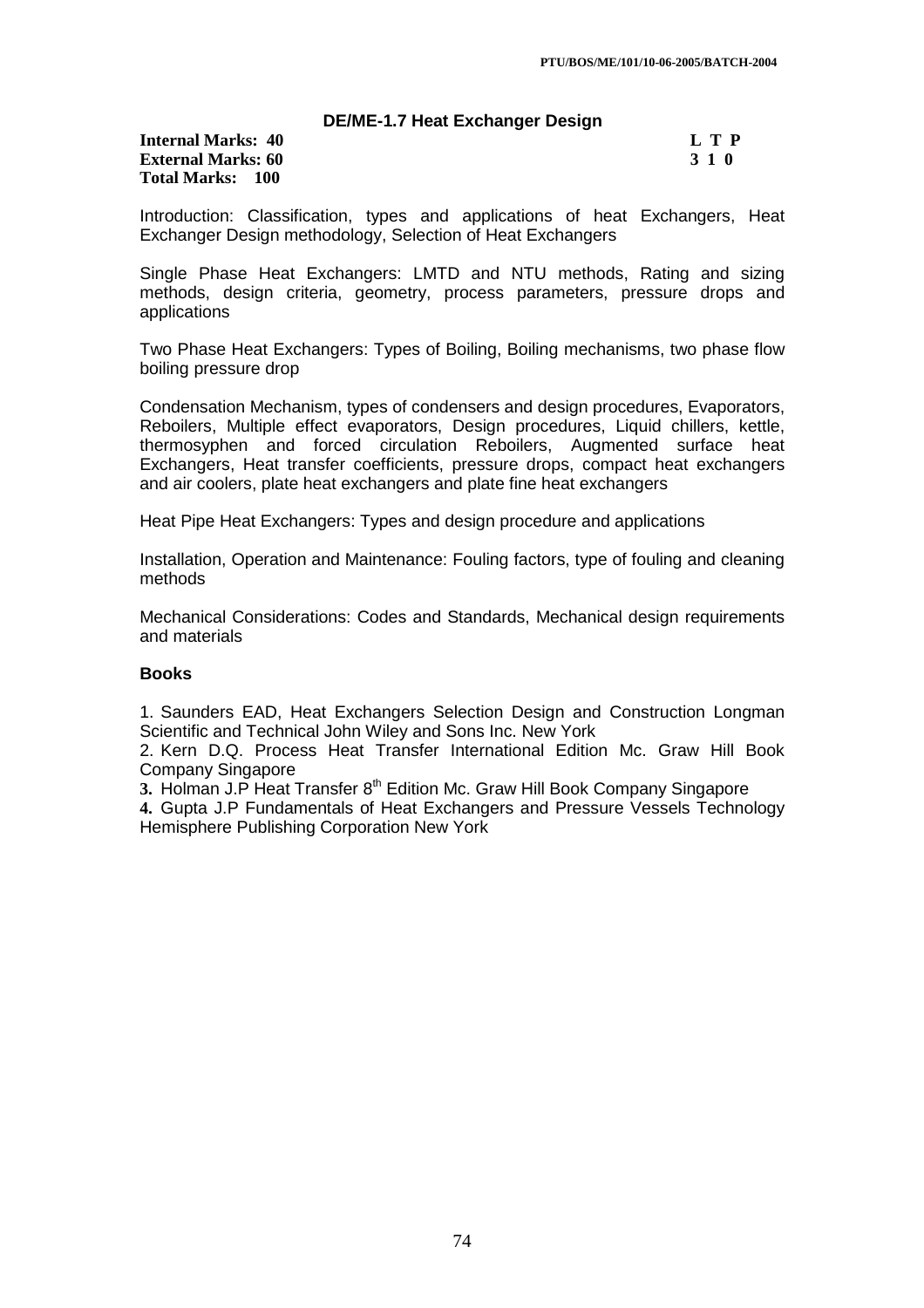### DE/ME-1.7 Heat Exchanger Design

**Internal Marks: 40**
**External Marks: 60**
**Total Marks: 100**

| L | T | P |
|---|---|---|
| 3 | 1 | 0 |

Introduction: Classification, types and applications of heat Exchangers, Heat Exchanger Design methodology, Selection of Heat Exchangers

Single Phase Heat Exchangers: LMTD and NTU methods, Rating and sizing methods, design criteria, geometry, process parameters, pressure drops and applications

Two Phase Heat Exchangers: Types of Boiling, Boiling mechanisms, two phase flow boiling pressure drop

Condensation Mechanism, types of condensers and design procedures, Evaporators, Reboilers, Multiple effect evaporators, Design procedures, Liquid chillers, kettle, thermosyphen and forced circulation Reboilers, Augmented surface heat Exchangers, Heat transfer coefficients, pressure drops, compact heat exchangers and air coolers, plate heat exchangers and plate fine heat exchangers

Heat Pipe Heat Exchangers: Types and design procedure and applications

Installation, Operation and Maintenance: Fouling factors, type of fouling and cleaning methods

Mechanical Considerations: Codes and Standards, Mechanical design requirements and materials

#### Books

1. Saunders EAD, Heat Exchangers Selection Design and Construction Longman Scientific and Technical John Wiley and Sons Inc. New York
2. Kern D.Q. Process Heat Transfer International Edition Mc. Graw Hill Book Company Singapore
3. Holman J.P Heat Transfer 8th Edition Mc. Graw Hill Book Company Singapore
4. Gupta J.P Fundamentals of Heat Exchangers and Pressure Vessels Technology Hemisphere Publishing Corporation New York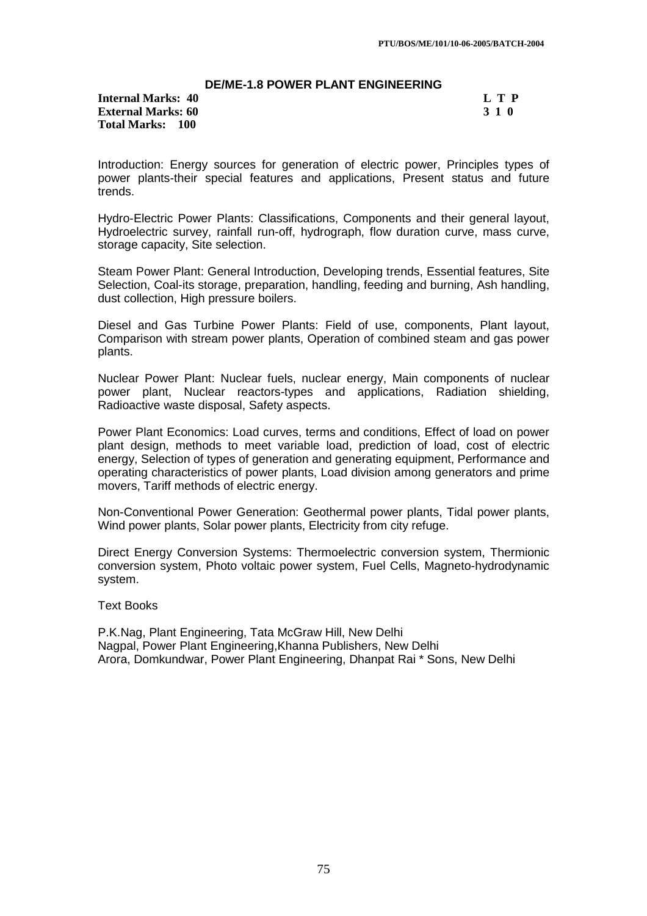## DE/ME-1.8 POWER PLANT ENGINEERING

**Internal Marks: 40** **L T P**
**External Marks: 60** **3 1 0**
**Total Marks: 100**

Introduction: Energy sources for generation of electric power, Principles types of power plants-their special features and applications, Present status and future trends.

Hydro-Electric Power Plants: Classifications, Components and their general layout, Hydroelectric survey, rainfall run-off, hydrograph, flow duration curve, mass curve, storage capacity, Site selection.

Steam Power Plant: General Introduction, Developing trends, Essential features, Site Selection, Coal-its storage, preparation, handling, feeding and burning, Ash handling, dust collection, High pressure boilers.

Diesel and Gas Turbine Power Plants: Field of use, components, Plant layout, Comparison with stream power plants, Operation of combined steam and gas power plants.

Nuclear Power Plant: Nuclear fuels, nuclear energy, Main components of nuclear power plant, Nuclear reactors-types and applications, Radiation shielding, Radioactive waste disposal, Safety aspects.

Power Plant Economics: Load curves, terms and conditions, Effect of load on power plant design, methods to meet variable load, prediction of load, cost of electric energy, Selection of types of generation and generating equipment, Performance and operating characteristics of power plants, Load division among generators and prime movers, Tariff methods of electric energy.

Non-Conventional Power Generation: Geothermal power plants, Tidal power plants, Wind power plants, Solar power plants, Electricity from city refuge.

Direct Energy Conversion Systems: Thermoelectric conversion system, Thermionic conversion system, Photo voltaic power system, Fuel Cells, Magneto-hydrodynamic system.

Text Books

P.K.Nag, Plant Engineering, Tata McGraw Hill, New Delhi
Nagpal, Power Plant Engineering,Khanna Publishers, New Delhi
Arora, Domkundwar, Power Plant Engineering, Dhanpat Rai * Sons, New Delhi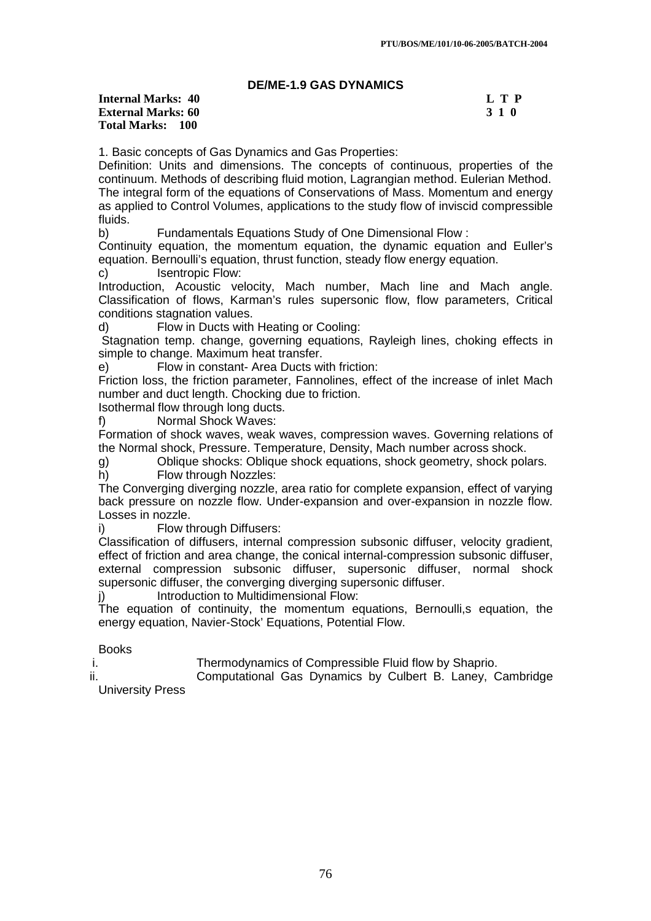## DE/ME-1.9 GAS DYNAMICS

**Internal Marks: 40** **L T P**
**External Marks: 60** **3 1 0**
**Total Marks: 100**

1. Basic concepts of Gas Dynamics and Gas Properties:

Definition: Units and dimensions. The concepts of continuous, properties of the continuum. Methods of describing fluid motion, Lagrangian method. Eulerian Method. The integral form of the equations of Conservations of Mass. Momentum and energy as applied to Control Volumes, applications to the study flow of inviscid compressible fluids.

b) Fundamentals Equations Study of One Dimensional Flow :

Continuity equation, the momentum equation, the dynamic equation and Euller's equation. Bernoulli's equation, thrust function, steady flow energy equation.

c) Isentropic Flow:

Introduction, Acoustic velocity, Mach number, Mach line and Mach angle. Classification of flows, Karman's rules supersonic flow, flow parameters, Critical conditions stagnation values.

d) Flow in Ducts with Heating or Cooling:

Stagnation temp. change, governing equations, Rayleigh lines, choking effects in simple to change. Maximum heat transfer.

e) Flow in constant- Area Ducts with friction:

Friction loss, the friction parameter, Fannolines, effect of the increase of inlet Mach number and duct length. Chocking due to friction.

Isothermal flow through long ducts.

f) Normal Shock Waves:

Formation of shock waves, weak waves, compression waves. Governing relations of the Normal shock, Pressure. Temperature, Density, Mach number across shock.

g) Oblique shocks: Oblique shock equations, shock geometry, shock polars.

h) Flow through Nozzles:

The Converging diverging nozzle, area ratio for complete expansion, effect of varying back pressure on nozzle flow. Under-expansion and over-expansion in nozzle flow. Losses in nozzle.

i) Flow through Diffusers:

Classification of diffusers, internal compression subsonic diffuser, velocity gradient, effect of friction and area change, the conical internal-compression subsonic diffuser, external compression subsonic diffuser, supersonic diffuser, normal shock supersonic diffuser, the converging diverging supersonic diffuser.

j) Introduction to Multidimensional Flow:

The equation of continuity, the momentum equations, Bernoulli,s equation, the energy equation, Navier-Stock' Equations, Potential Flow.

Books

i. Thermodynamics of Compressible Fluid flow by Shaprio.
ii. Computational Gas Dynamics by Culbert B. Laney, Cambridge University Press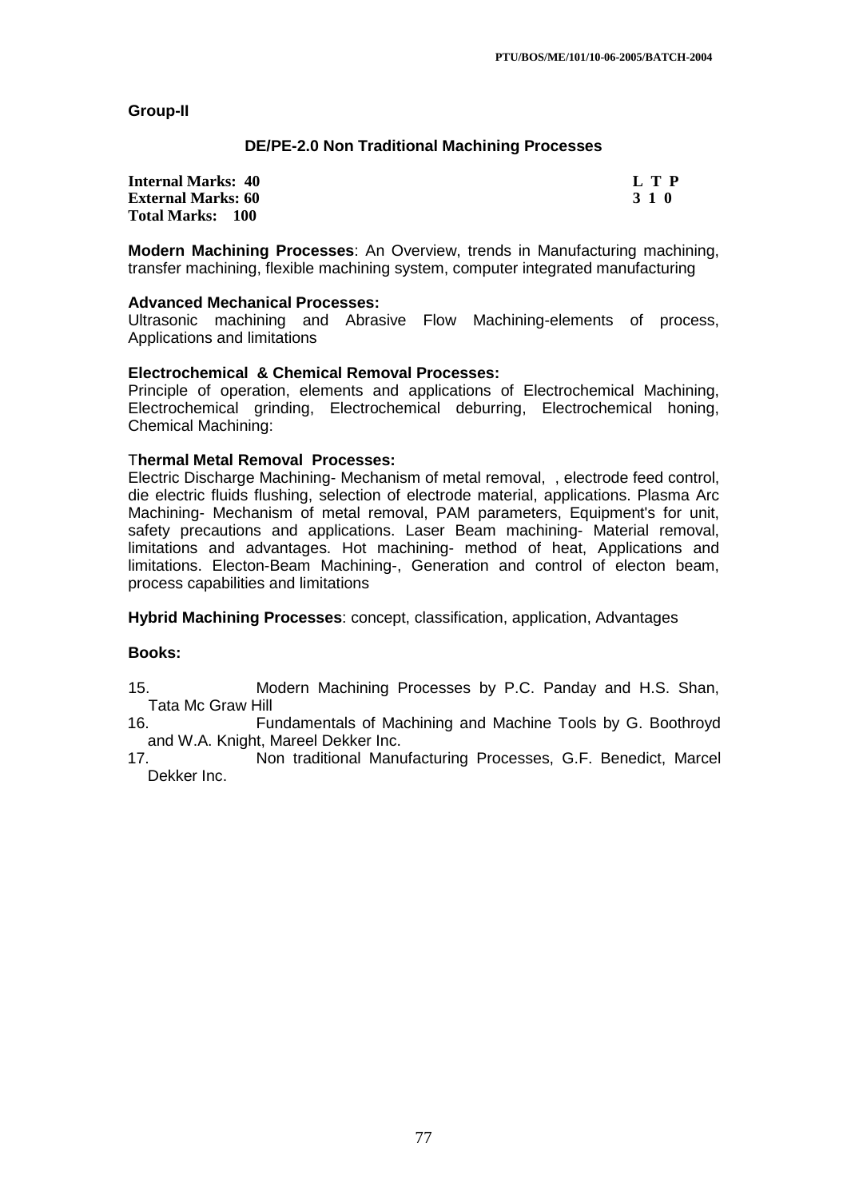## Group-II

### DE/PE-2.0 Non Traditional Machining Processes

| | |
|---|---|
| **Internal Marks: 40** | **L T P** |
| **External Marks: 60** | **3 1 0** |
| **Total Marks: 100** | |

**Modern Machining Processes**: An Overview, trends in Manufacturing machining, transfer machining, flexible machining system, computer integrated manufacturing

**Advanced Mechanical Processes:**
Ultrasonic machining and Abrasive Flow Machining-elements of process, Applications and limitations

**Electrochemical & Chemical Removal Processes:**
Principle of operation, elements and applications of Electrochemical Machining, Electrochemical grinding, Electrochemical deburring, Electrochemical honing, Chemical Machining:

**Thermal Metal Removal Processes:**
Electric Discharge Machining- Mechanism of metal removal, , electrode feed control, die electric fluids flushing, selection of electrode material, applications. Plasma Arc Machining- Mechanism of metal removal, PAM parameters, Equipment's for unit, safety precautions and applications. Laser Beam machining- Material removal, limitations and advantages. Hot machining- method of heat, Applications and limitations. Electon-Beam Machining-, Generation and control of electon beam, process capabilities and limitations

**Hybrid Machining Processes**: concept, classification, application, Advantages

**Books:**

15. Modern Machining Processes by P.C. Panday and H.S. Shan, Tata Mc Graw Hill
16. Fundamentals of Machining and Machine Tools by G. Boothroyd and W.A. Knight, Mareel Dekker Inc.
17. Non traditional Manufacturing Processes, G.F. Benedict, Marcel Dekker Inc.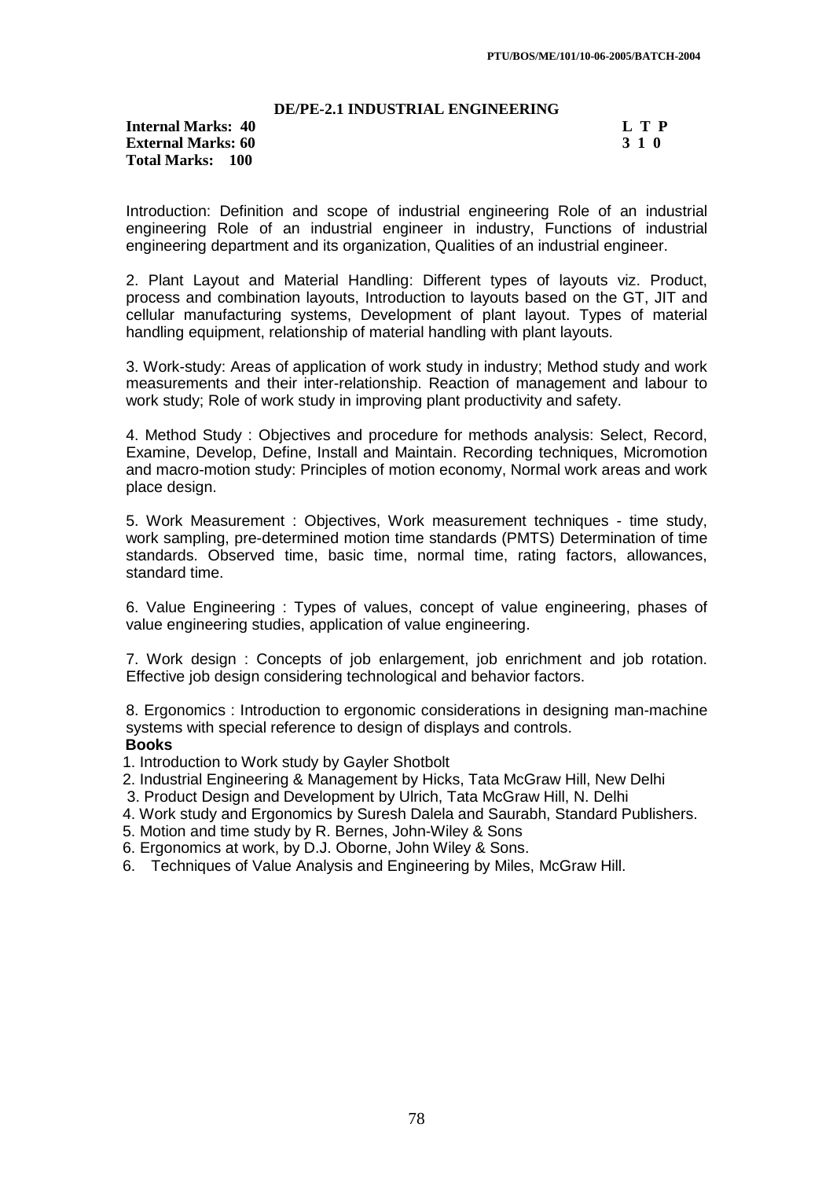## DE/PE-2.1 INDUSTRIAL ENGINEERING

**Internal Marks: 40**
**External Marks: 60**
**Total Marks: 100**

| L | T | P |
|---|---|---|
| 3 | 1 | 0 |

Introduction: Definition and scope of industrial engineering Role of an industrial engineering Role of an industrial engineer in industry, Functions of industrial engineering department and its organization, Qualities of an industrial engineer.

2. Plant Layout and Material Handling: Different types of layouts viz. Product, process and combination layouts, Introduction to layouts based on the GT, JIT and cellular manufacturing systems, Development of plant layout. Types of material handling equipment, relationship of material handling with plant layouts.

3. Work-study: Areas of application of work study in industry; Method study and work measurements and their inter-relationship. Reaction of management and labour to work study; Role of work study in improving plant productivity and safety.

4. Method Study : Objectives and procedure for methods analysis: Select, Record, Examine, Develop, Define, Install and Maintain. Recording techniques, Micromotion and macro-motion study: Principles of motion economy, Normal work areas and work place design.

5. Work Measurement : Objectives, Work measurement techniques - time study, work sampling, pre-determined motion time standards (PMTS) Determination of time standards. Observed time, basic time, normal time, rating factors, allowances, standard time.

6. Value Engineering : Types of values, concept of value engineering, phases of value engineering studies, application of value engineering.

7. Work design : Concepts of job enlargement, job enrichment and job rotation. Effective job design considering technological and behavior factors.

8. Ergonomics : Introduction to ergonomic considerations in designing man-machine systems with special reference to design of displays and controls.

**Books**

1. Introduction to Work study by Gayler Shotbolt
2. Industrial Engineering & Management by Hicks, Tata McGraw Hill, New Delhi
3. Product Design and Development by Ulrich, Tata McGraw Hill, N. Delhi
4. Work study and Ergonomics by Suresh Dalela and Saurabh, Standard Publishers.
5. Motion and time study by R. Bernes, John-Wiley & Sons
6. Ergonomics at work, by D.J. Oborne, John Wiley & Sons.
6. Techniques of Value Analysis and Engineering by Miles, McGraw Hill.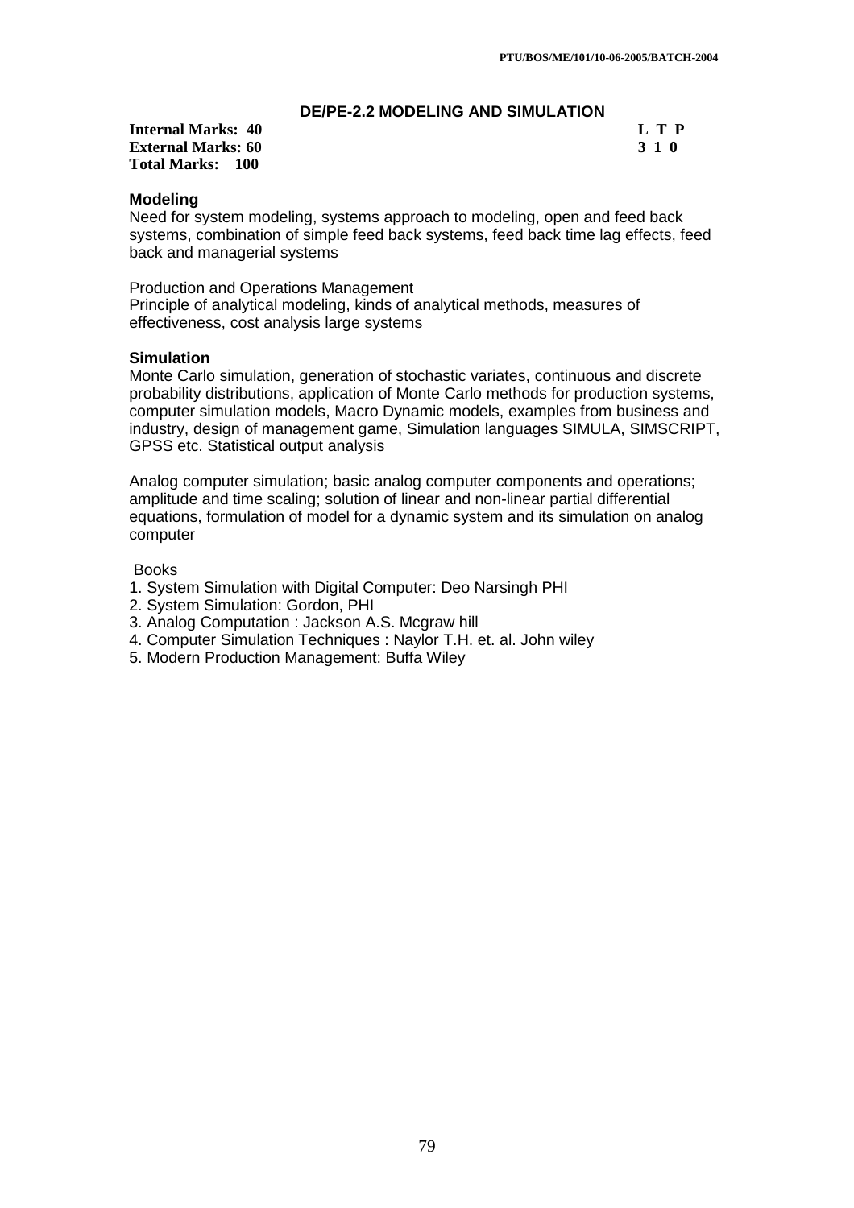## DE/PE-2.2 MODELING AND SIMULATION

**Internal Marks: 40** 
**External Marks: 60** 
**Total Marks: 100**

| L | T | P |
|---|---|---|
| 3 | 1 | 0 |

### Modeling

Need for system modeling, systems approach to modeling, open and feed back systems, combination of simple feed back systems, feed back time lag effects, feed back and managerial systems

Production and Operations Management

Principle of analytical modeling, kinds of analytical methods, measures of effectiveness, cost analysis large systems

### Simulation

Monte Carlo simulation, generation of stochastic variates, continuous and discrete probability distributions, application of Monte Carlo methods for production systems, computer simulation models, Macro Dynamic models, examples from business and industry, design of management game, Simulation languages SIMULA, SIMSCRIPT, GPSS etc. Statistical output analysis

Analog computer simulation; basic analog computer components and operations; amplitude and time scaling; solution of linear and non-linear partial differential equations, formulation of model for a dynamic system and its simulation on analog computer

Books

1. System Simulation with Digital Computer: Deo Narsingh PHI
2. System Simulation: Gordon, PHI
3. Analog Computation : Jackson A.S. Mcgraw hill
4. Computer Simulation Techniques : Naylor T.H. et. al. John wiley
5. Modern Production Management: Buffa Wiley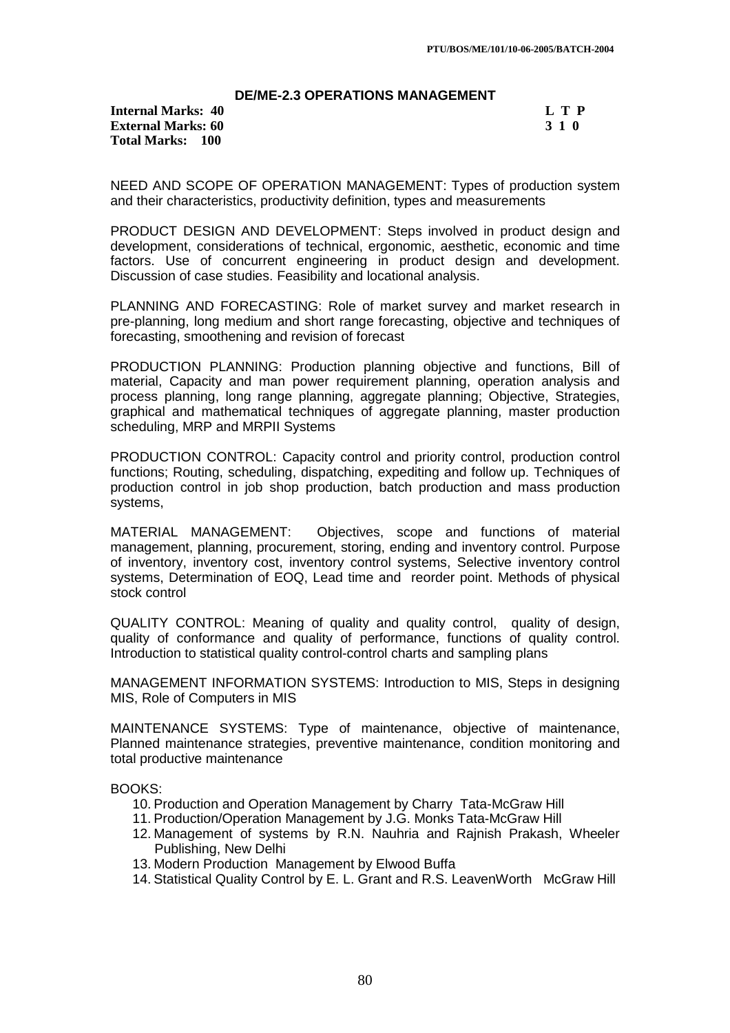## DE/ME-2.3 OPERATIONS MANAGEMENT

**Internal Marks: 40** **L T P**
**External Marks: 60** **3 1 0**
**Total Marks: 100**

NEED AND SCOPE OF OPERATION MANAGEMENT: Types of production system and their characteristics, productivity definition, types and measurements

PRODUCT DESIGN AND DEVELOPMENT: Steps involved in product design and development, considerations of technical, ergonomic, aesthetic, economic and time factors. Use of concurrent engineering in product design and development. Discussion of case studies. Feasibility and locational analysis.

PLANNING AND FORECASTING: Role of market survey and market research in pre-planning, long medium and short range forecasting, objective and techniques of forecasting, smoothening and revision of forecast

PRODUCTION PLANNING: Production planning objective and functions, Bill of material, Capacity and man power requirement planning, operation analysis and process planning, long range planning, aggregate planning; Objective, Strategies, graphical and mathematical techniques of aggregate planning, master production scheduling, MRP and MRPII Systems

PRODUCTION CONTROL: Capacity control and priority control, production control functions; Routing, scheduling, dispatching, expediting and follow up. Techniques of production control in job shop production, batch production and mass production systems,

MATERIAL MANAGEMENT: Objectives, scope and functions of material management, planning, procurement, storing, ending and inventory control. Purpose of inventory, inventory cost, inventory control systems, Selective inventory control systems, Determination of EOQ, Lead time and reorder point. Methods of physical stock control

QUALITY CONTROL: Meaning of quality and quality control, quality of design, quality of conformance and quality of performance, functions of quality control. Introduction to statistical quality control-control charts and sampling plans

MANAGEMENT INFORMATION SYSTEMS: Introduction to MIS, Steps in designing MIS, Role of Computers in MIS

MAINTENANCE SYSTEMS: Type of maintenance, objective of maintenance, Planned maintenance strategies, preventive maintenance, condition monitoring and total productive maintenance

BOOKS:

10. Production and Operation Management by Charry Tata-McGraw Hill
11. Production/Operation Management by J.G. Monks Tata-McGraw Hill
12. Management of systems by R.N. Nauhria and Rajnish Prakash, Wheeler Publishing, New Delhi
13. Modern Production Management by Elwood Buffa
14. Statistical Quality Control by E. L. Grant and R.S. LeavenWorth McGraw Hill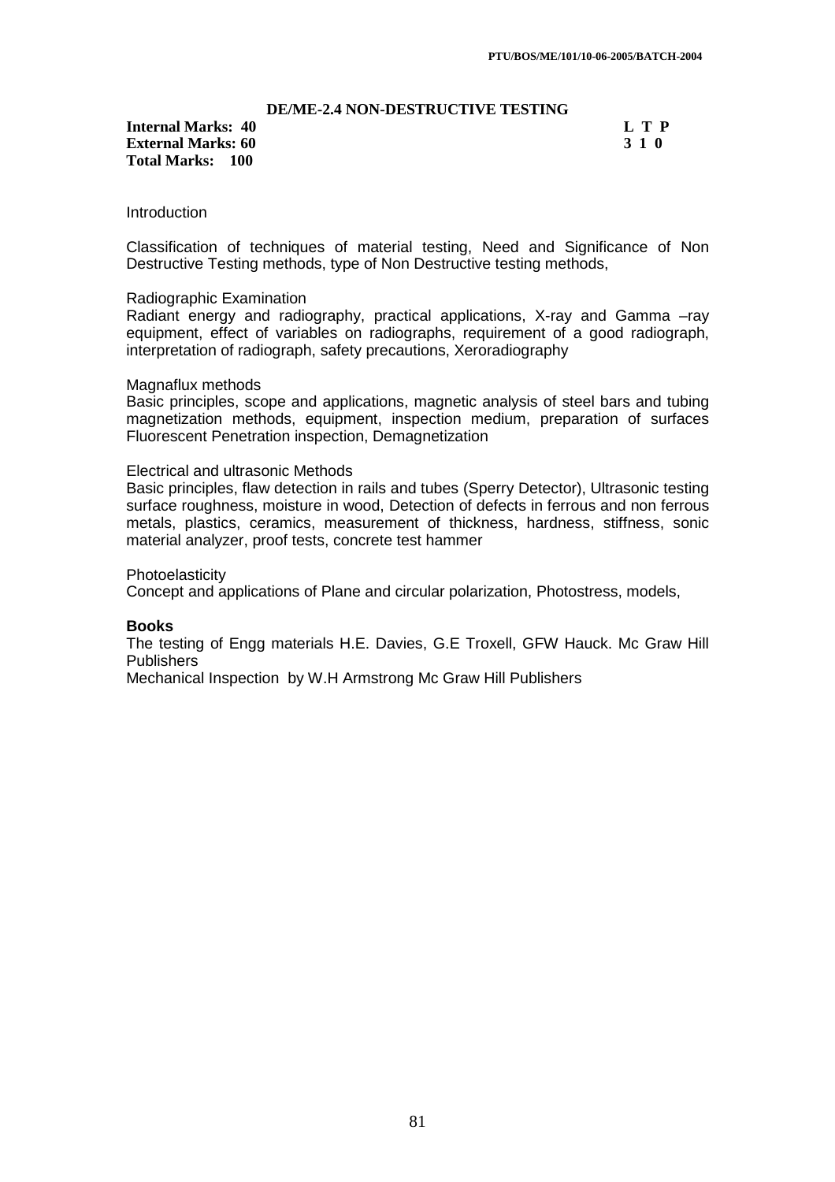## DE/ME-2.4 NON-DESTRUCTIVE TESTING

**Internal Marks: 40** **L T P**
**External Marks: 60** **3 1 0**
**Total Marks: 100**

Introduction

Classification of techniques of material testing, Need and Significance of Non Destructive Testing methods, type of Non Destructive testing methods,

Radiographic Examination
Radiant energy and radiography, practical applications, X-ray and Gamma –ray equipment, effect of variables on radiographs, requirement of a good radiograph, interpretation of radiograph, safety precautions, Xeroradiography

Magnaflux methods
Basic principles, scope and applications, magnetic analysis of steel bars and tubing magnetization methods, equipment, inspection medium, preparation of surfaces Fluorescent Penetration inspection, Demagnetization

Electrical and ultrasonic Methods
Basic principles, flaw detection in rails and tubes (Sperry Detector), Ultrasonic testing surface roughness, moisture in wood, Detection of defects in ferrous and non ferrous metals, plastics, ceramics, measurement of thickness, hardness, stiffness, sonic material analyzer, proof tests, concrete test hammer

Photoelasticity
Concept and applications of Plane and circular polarization, Photostress, models,

**Books**
The testing of Engg materials H.E. Davies, G.E Troxell, GFW Hauck. Mc Graw Hill Publishers
Mechanical Inspection by W.H Armstrong Mc Graw Hill Publishers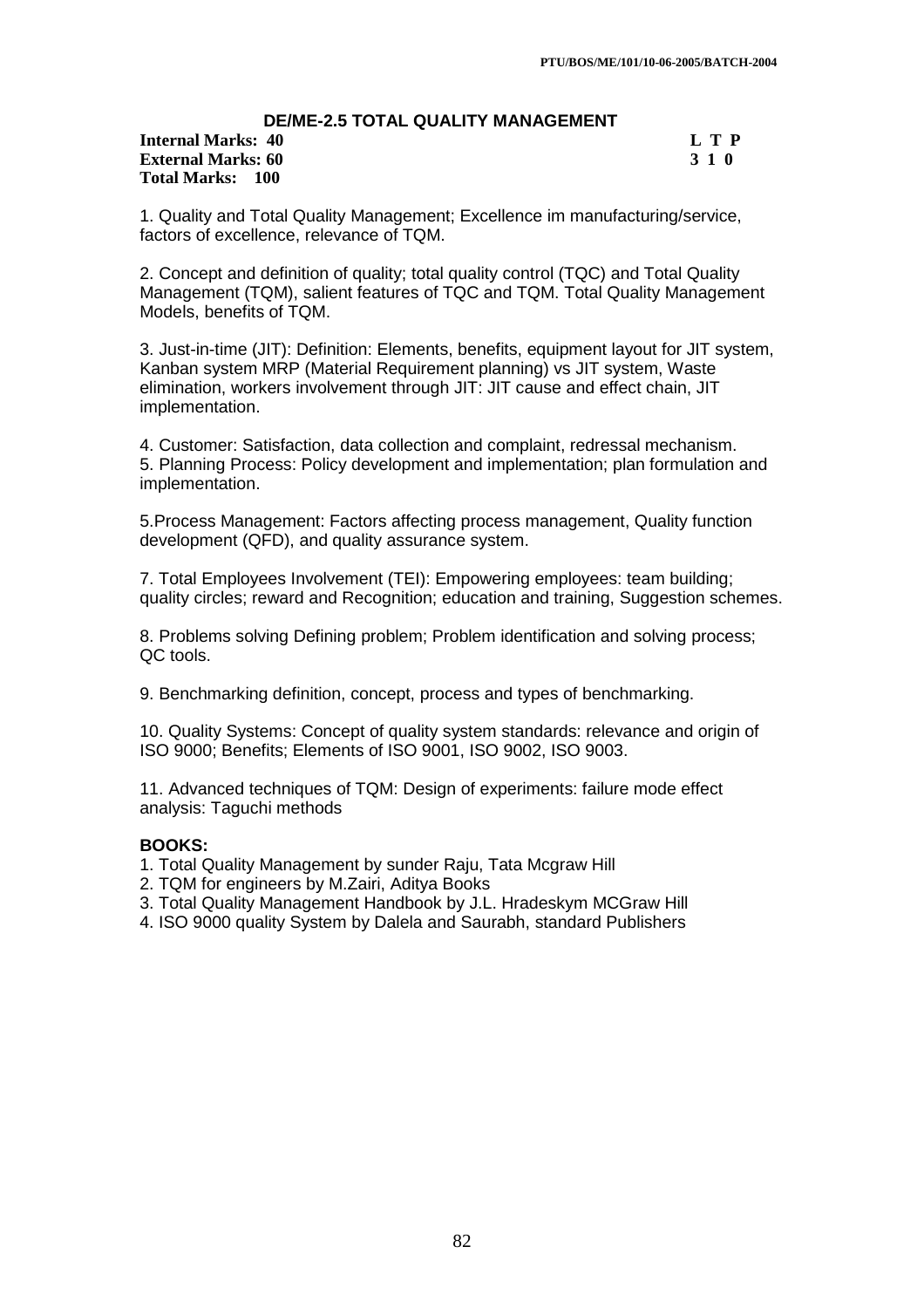## DE/ME-2.5 TOTAL QUALITY MANAGEMENT

**Internal Marks: 40** **L T P**
**External Marks: 60** **3 1 0**
**Total Marks: 100**

1. Quality and Total Quality Management; Excellence im manufacturing/service, factors of excellence, relevance of TQM.

2. Concept and definition of quality; total quality control (TQC) and Total Quality Management (TQM), salient features of TQC and TQM. Total Quality Management Models, benefits of TQM.

3. Just-in-time (JIT): Definition: Elements, benefits, equipment layout for JIT system, Kanban system MRP (Material Requirement planning) vs JIT system, Waste elimination, workers involvement through JIT: JIT cause and effect chain, JIT implementation.

4. Customer: Satisfaction, data collection and complaint, redressal mechanism.
5. Planning Process: Policy development and implementation; plan formulation and implementation.

5.Process Management: Factors affecting process management, Quality function development (QFD), and quality assurance system.

7. Total Employees Involvement (TEI): Empowering employees: team building; quality circles; reward and Recognition; education and training, Suggestion schemes.

8. Problems solving Defining problem; Problem identification and solving process; QC tools.

9. Benchmarking definition, concept, process and types of benchmarking.

10. Quality Systems: Concept of quality system standards: relevance and origin of ISO 9000; Benefits; Elements of ISO 9001, ISO 9002, ISO 9003.

11. Advanced techniques of TQM: Design of experiments: failure mode effect analysis: Taguchi methods

**BOOKS:**

1. Total Quality Management by sunder Raju, Tata Mcgraw Hill
2. TQM for engineers by M.Zairi, Aditya Books
3. Total Quality Management Handbook by J.L. Hradeskym MCGraw Hill
4. ISO 9000 quality System by Dalela and Saurabh, standard Publishers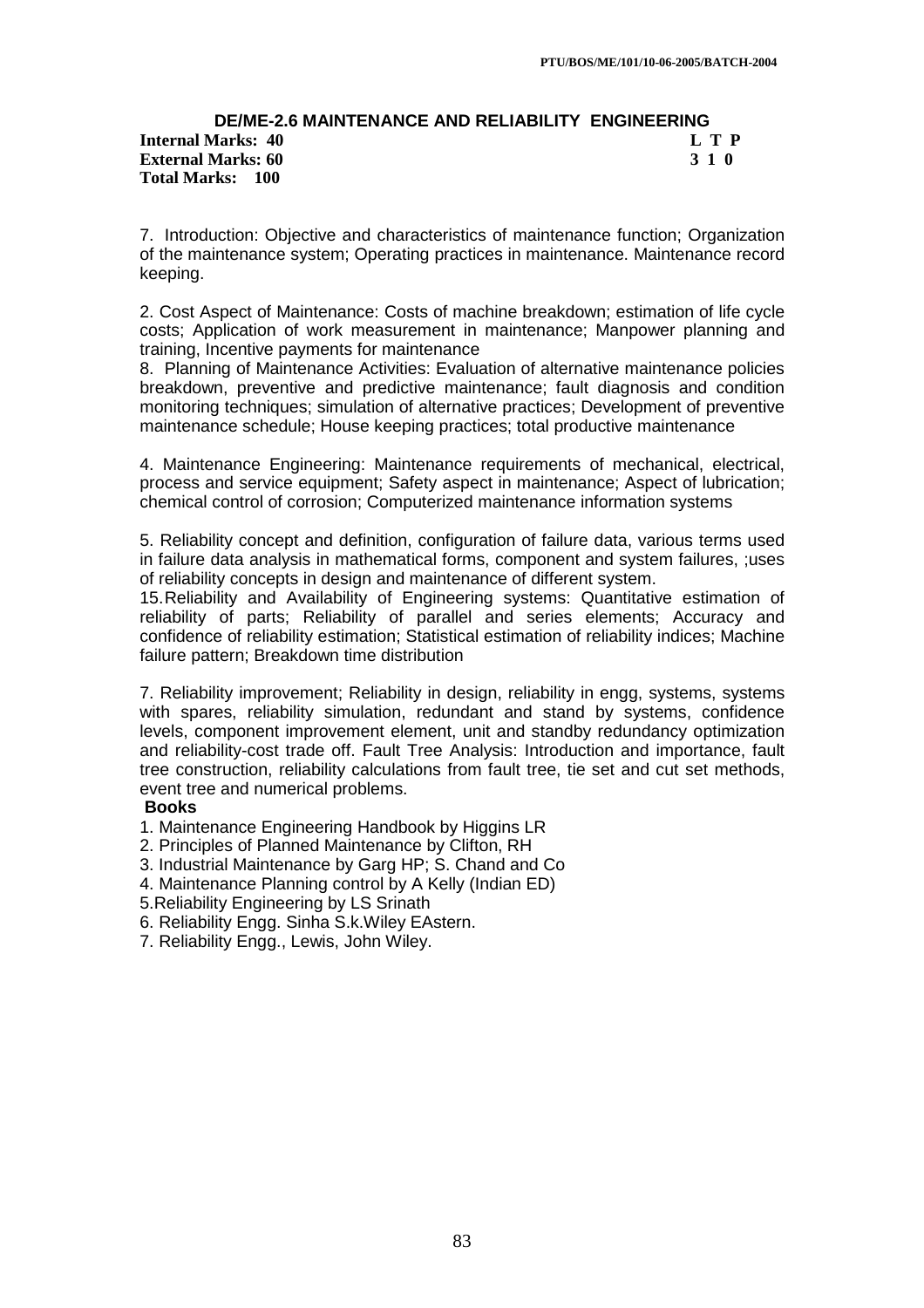## DE/ME-2.6 MAINTENANCE AND RELIABILITY ENGINEERING

**Internal Marks: 40** **L T P**
**External Marks: 60** **3 1 0**
**Total Marks: 100**

7. Introduction: Objective and characteristics of maintenance function; Organization of the maintenance system; Operating practices in maintenance. Maintenance record keeping.

2. Cost Aspect of Maintenance: Costs of machine breakdown; estimation of life cycle costs; Application of work measurement in maintenance; Manpower planning and training, Incentive payments for maintenance

8. Planning of Maintenance Activities: Evaluation of alternative maintenance policies breakdown, preventive and predictive maintenance; fault diagnosis and condition monitoring techniques; simulation of alternative practices; Development of preventive maintenance schedule; House keeping practices; total productive maintenance

4. Maintenance Engineering: Maintenance requirements of mechanical, electrical, process and service equipment; Safety aspect in maintenance; Aspect of lubrication; chemical control of corrosion; Computerized maintenance information systems

5. Reliability concept and definition, configuration of failure data, various terms used in failure data analysis in mathematical forms, component and system failures, ;uses of reliability concepts in design and maintenance of different system.

15. Reliability and Availability of Engineering systems: Quantitative estimation of reliability of parts; Reliability of parallel and series elements; Accuracy and confidence of reliability estimation; Statistical estimation of reliability indices; Machine failure pattern; Breakdown time distribution

7. Reliability improvement; Reliability in design, reliability in engg, systems, systems with spares, reliability simulation, redundant and stand by systems, confidence levels, component improvement element, unit and standby redundancy optimization and reliability-cost trade off. Fault Tree Analysis: Introduction and importance, fault tree construction, reliability calculations from fault tree, tie set and cut set methods, event tree and numerical problems.

**Books**

1. Maintenance Engineering Handbook by Higgins LR
2. Principles of Planned Maintenance by Clifton, RH
3. Industrial Maintenance by Garg HP; S. Chand and Co
4. Maintenance Planning control by A Kelly (Indian ED)
5. Reliability Engineering by LS Srinath
6. Reliability Engg. Sinha S.k.Wiley EAstern.
7. Reliability Engg., Lewis, John Wiley.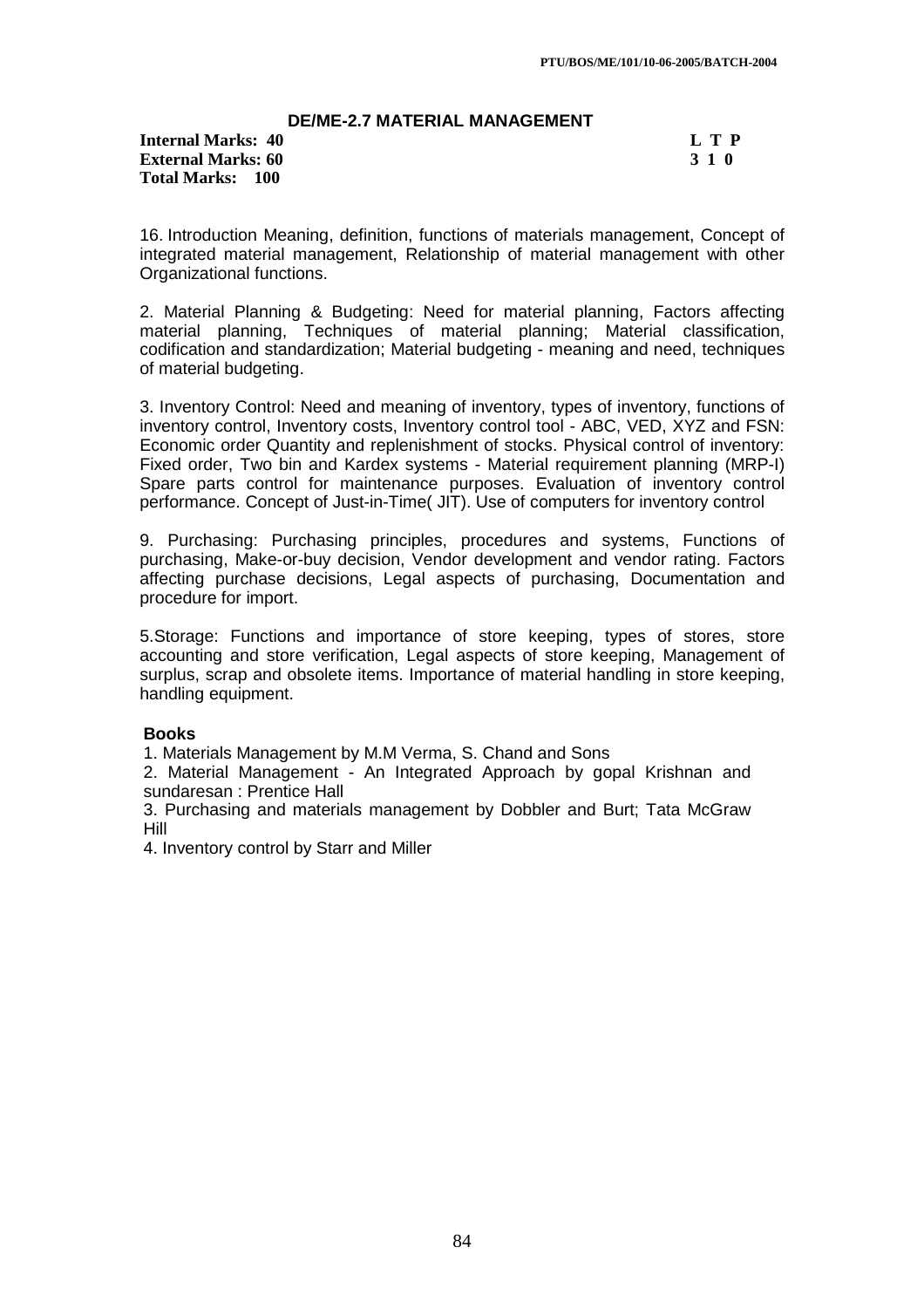## DE/ME-2.7 MATERIAL MANAGEMENT

**Internal Marks: 40** **L T P**
**External Marks: 60** **3 1 0**
**Total Marks: 100**

16. Introduction Meaning, definition, functions of materials management, Concept of integrated material management, Relationship of material management with other Organizational functions.

2. Material Planning & Budgeting: Need for material planning, Factors affecting material planning, Techniques of material planning; Material classification, codification and standardization; Material budgeting - meaning and need, techniques of material budgeting.

3. Inventory Control: Need and meaning of inventory, types of inventory, functions of inventory control, Inventory costs, Inventory control tool - ABC, VED, XYZ and FSN: Economic order Quantity and replenishment of stocks. Physical control of inventory: Fixed order, Two bin and Kardex systems - Material requirement planning (MRP-I) Spare parts control for maintenance purposes. Evaluation of inventory control performance. Concept of Just-in-Time( JIT). Use of computers for inventory control

9. Purchasing: Purchasing principles, procedures and systems, Functions of purchasing, Make-or-buy decision, Vendor development and vendor rating. Factors affecting purchase decisions, Legal aspects of purchasing, Documentation and procedure for import.

5.Storage: Functions and importance of store keeping, types of stores, store accounting and store verification, Legal aspects of store keeping, Management of surplus, scrap and obsolete items. Importance of material handling in store keeping, handling equipment.

**Books**

1. Materials Management by M.M Verma, S. Chand and Sons
2. Material Management - An Integrated Approach by gopal Krishnan and sundaresan : Prentice Hall
3. Purchasing and materials management by Dobbler and Burt; Tata McGraw Hill
4. Inventory control by Starr and Miller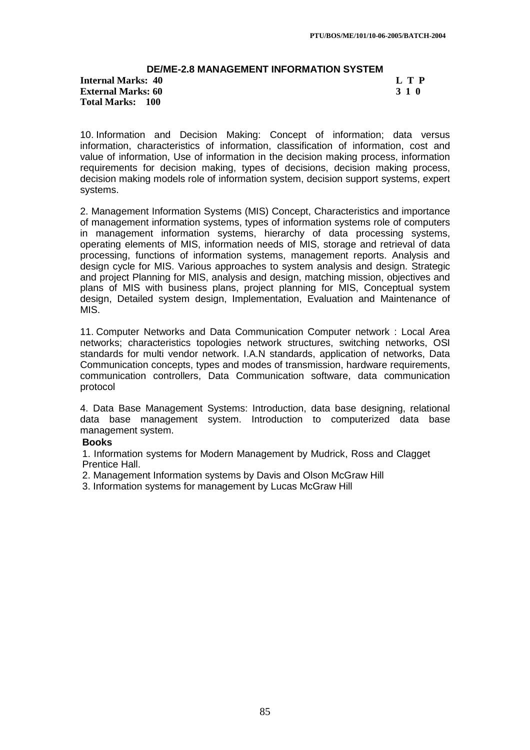## DE/ME-2.8 MANAGEMENT INFORMATION SYSTEM

**Internal Marks: 40** **L T P**
**External Marks: 60** **3 1 0**
**Total Marks: 100**

10. Information and Decision Making: Concept of information; data versus information, characteristics of information, classification of information, cost and value of information, Use of information in the decision making process, information requirements for decision making, types of decisions, decision making process, decision making models role of information system, decision support systems, expert systems.

2. Management Information Systems (MIS) Concept, Characteristics and importance of management information systems, types of information systems role of computers in management information systems, hierarchy of data processing systems, operating elements of MIS, information needs of MIS, storage and retrieval of data processing, functions of information systems, management reports. Analysis and design cycle for MIS. Various approaches to system analysis and design. Strategic and project Planning for MIS, analysis and design, matching mission, objectives and plans of MIS with business plans, project planning for MIS, Conceptual system design, Detailed system design, Implementation, Evaluation and Maintenance of MIS.

11. Computer Networks and Data Communication Computer network : Local Area networks; characteristics topologies network structures, switching networks, OSI standards for multi vendor network. I.A.N standards, application of networks, Data Communication concepts, types and modes of transmission, hardware requirements, communication controllers, Data Communication software, data communication protocol

4. Data Base Management Systems: Introduction, data base designing, relational data base management system. Introduction to computerized data base management system.

**Books**

1. Information systems for Modern Management by Mudrick, Ross and Clagget Prentice Hall.
2. Management Information systems by Davis and Olson McGraw Hill
3. Information systems for management by Lucas McGraw Hill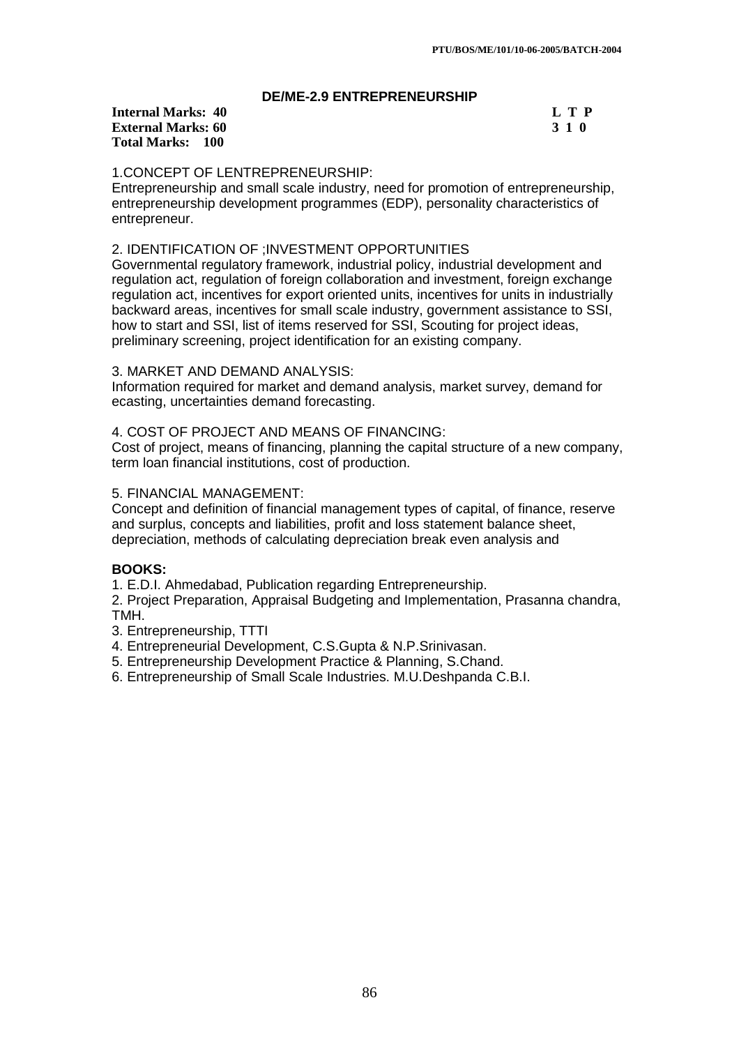## DE/ME-2.9 ENTREPRENEURSHIP

**Internal Marks: 40**
**External Marks: 60**
**Total Marks: 100**

| L | T | P |
|---|---|---|
| 3 | 1 | 0 |

1.CONCEPT OF LENTREPRENEURSHIP:
Entrepreneurship and small scale industry, need for promotion of entrepreneurship, entrepreneurship development programmes (EDP), personality characteristics of entrepreneur.

2. IDENTIFICATION OF ;INVESTMENT OPPORTUNITIES
Governmental regulatory framework, industrial policy, industrial development and regulation act, regulation of foreign collaboration and investment, foreign exchange regulation act, incentives for export oriented units, incentives for units in industrially backward areas, incentives for small scale industry, government assistance to SSI, how to start and SSI, list of items reserved for SSI, Scouting for project ideas, preliminary screening, project identification for an existing company.

3. MARKET AND DEMAND ANALYSIS:
Information required for market and demand analysis, market survey, demand for ecasting, uncertainties demand forecasting.

4. COST OF PROJECT AND MEANS OF FINANCING:
Cost of project, means of financing, planning the capital structure of a new company, term loan financial institutions, cost of production.

5. FINANCIAL MANAGEMENT:
Concept and definition of financial management types of capital, of finance, reserve and surplus, concepts and liabilities, profit and loss statement balance sheet, depreciation, methods of calculating depreciation break even analysis and

**BOOKS:**

1. E.D.I. Ahmedabad, Publication regarding Entrepreneurship.
2. Project Preparation, Appraisal Budgeting and Implementation, Prasanna chandra, TMH.
3. Entrepreneurship, TTTI
4. Entrepreneurial Development, C.S.Gupta & N.P.Srinivasan.
5. Entrepreneurship Development Practice & Planning, S.Chand.
6. Entrepreneurship of Small Scale Industries. M.U.Deshpanda C.B.I.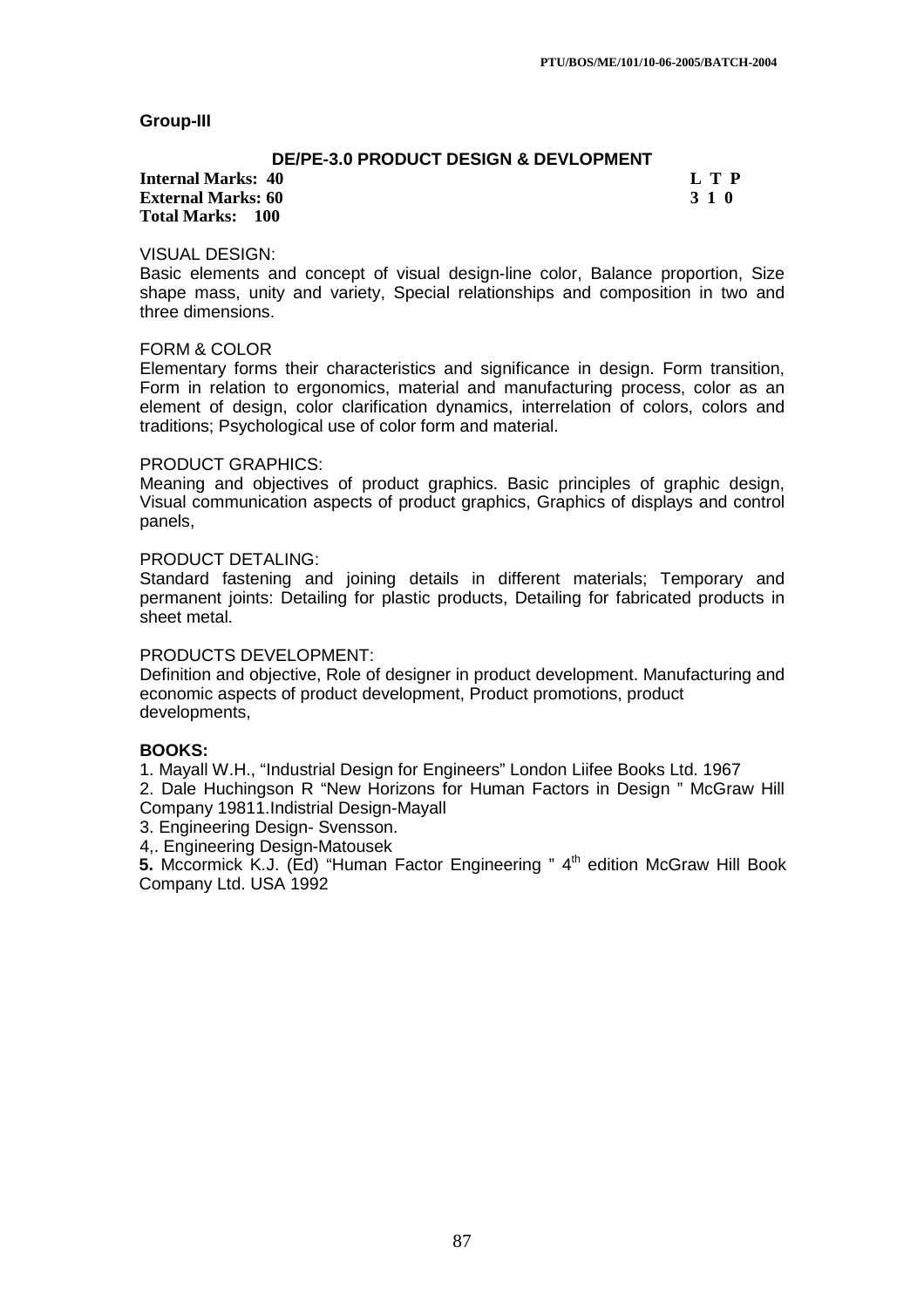**Group-III**

### DE/PE-3.0 PRODUCT DESIGN & DEVLOPMENT

**Internal Marks: 40** **L T P**
**External Marks: 60** **3 1 0**
**Total Marks: 100**

VISUAL DESIGN:
Basic elements and concept of visual design-line color, Balance proportion, Size shape mass, unity and variety, Special relationships and composition in two and three dimensions.

FORM & COLOR
Elementary forms their characteristics and significance in design. Form transition, Form in relation to ergonomics, material and manufacturing process, color as an element of design, color clarification dynamics, interrelation of colors, colors and traditions; Psychological use of color form and material.

PRODUCT GRAPHICS:
Meaning and objectives of product graphics. Basic principles of graphic design, Visual communication aspects of product graphics, Graphics of displays and control panels,

PRODUCT DETALING:
Standard fastening and joining details in different materials; Temporary and permanent joints: Detailing for plastic products, Detailing for fabricated products in sheet metal.

PRODUCTS DEVELOPMENT:
Definition and objective, Role of designer in product development. Manufacturing and economic aspects of product development, Product promotions, product developments,

**BOOKS:**

1. Mayall W.H., "Industrial Design for Engineers" London Liifee Books Ltd. 1967
2. Dale Huchingson R "New Horizons for Human Factors in Design " McGraw Hill Company 19811.Indistrial Design-Mayall
3. Engineering Design- Svensson.
4,. Engineering Design-Matousek
**5.** Mccormick K.J. (Ed) "Human Factor Engineering " 4th edition McGraw Hill Book Company Ltd. USA 1992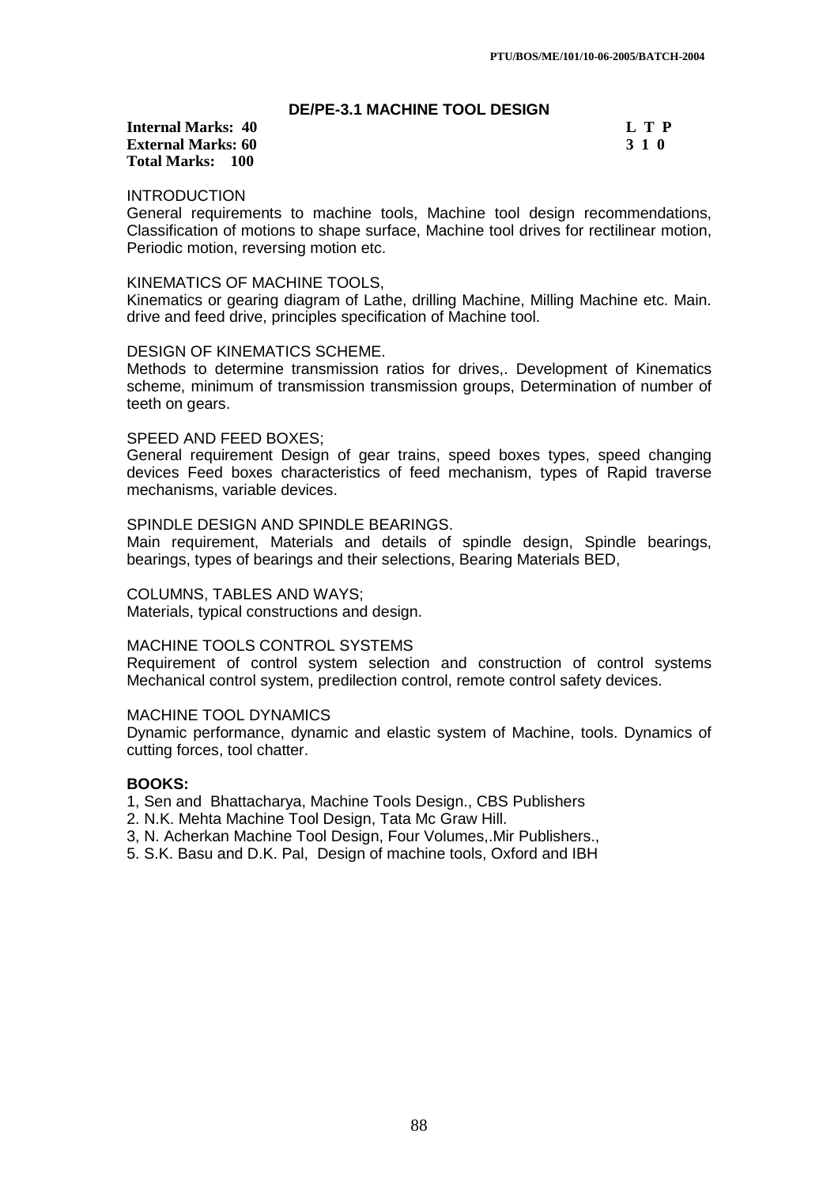# DE/PE-3.1 MACHINE TOOL DESIGN

**Internal Marks: 40**
**External Marks: 60**
**Total Marks: 100**

| L | T | P |
|---|---|---|
| 3 | 1 | 0 |

INTRODUCTION

General requirements to machine tools, Machine tool design recommendations, Classification of motions to shape surface, Machine tool drives for rectilinear motion, Periodic motion, reversing motion etc.

KINEMATICS OF MACHINE TOOLS,

Kinematics or gearing diagram of Lathe, drilling Machine, Milling Machine etc. Main. drive and feed drive, principles specification of Machine tool.

DESIGN OF KINEMATICS SCHEME.

Methods to determine transmission ratios for drives,. Development of Kinematics scheme, minimum of transmission transmission groups, Determination of number of teeth on gears.

SPEED AND FEED BOXES;

General requirement Design of gear trains, speed boxes types, speed changing devices Feed boxes characteristics of feed mechanism, types of Rapid traverse mechanisms, variable devices.

SPINDLE DESIGN AND SPINDLE BEARINGS.

Main requirement, Materials and details of spindle design, Spindle bearings, bearings, types of bearings and their selections, Bearing Materials BED,

COLUMNS, TABLES AND WAYS;

Materials, typical constructions and design.

MACHINE TOOLS CONTROL SYSTEMS

Requirement of control system selection and construction of control systems Mechanical control system, predilection control, remote control safety devices.

MACHINE TOOL DYNAMICS

Dynamic performance, dynamic and elastic system of Machine, tools. Dynamics of cutting forces, tool chatter.

**BOOKS:**

1, Sen and Bhattacharya, Machine Tools Design., CBS Publishers
2. N.K. Mehta Machine Tool Design, Tata Mc Graw Hill.
3, N. Acherkan Machine Tool Design, Four Volumes,.Mir Publishers.,
5. S.K. Basu and D.K. Pal, Design of machine tools, Oxford and IBH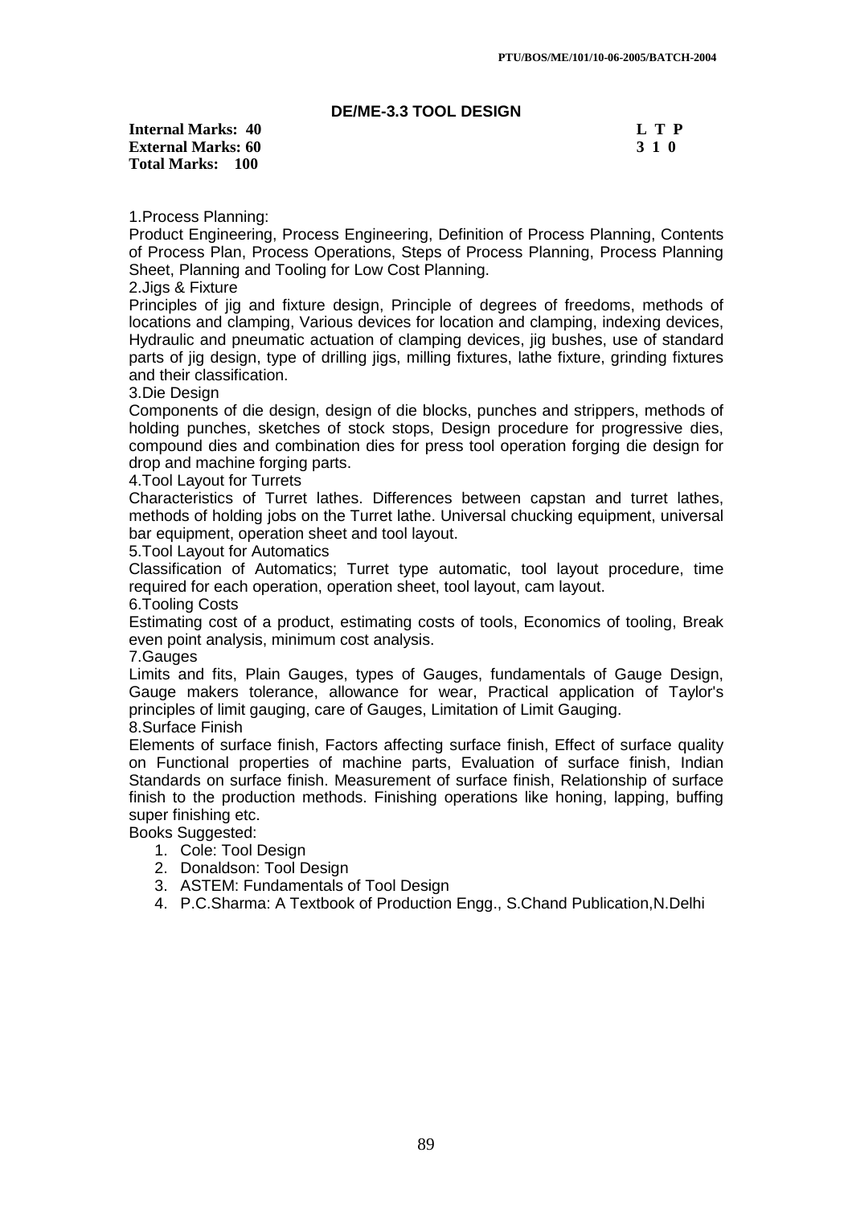## DE/ME-3.3 TOOL DESIGN

**Internal Marks: 40** | **L T P**
**External Marks: 60** | **3 1 0**
**Total Marks: 100**

1.Process Planning:
Product Engineering, Process Engineering, Definition of Process Planning, Contents of Process Plan, Process Operations, Steps of Process Planning, Process Planning Sheet, Planning and Tooling for Low Cost Planning.

2.Jigs & Fixture
Principles of jig and fixture design, Principle of degrees of freedoms, methods of locations and clamping, Various devices for location and clamping, indexing devices, Hydraulic and pneumatic actuation of clamping devices, jig bushes, use of standard parts of jig design, type of drilling jigs, milling fixtures, lathe fixture, grinding fixtures and their classification.

3.Die Design
Components of die design, design of die blocks, punches and strippers, methods of holding punches, sketches of stock stops, Design procedure for progressive dies, compound dies and combination dies for press tool operation forging die design for drop and machine forging parts.

4.Tool Layout for Turrets
Characteristics of Turret lathes. Differences between capstan and turret lathes, methods of holding jobs on the Turret lathe. Universal chucking equipment, universal bar equipment, operation sheet and tool layout.

5.Tool Layout for Automatics
Classification of Automatics; Turret type automatic, tool layout procedure, time required for each operation, operation sheet, tool layout, cam layout.

6.Tooling Costs
Estimating cost of a product, estimating costs of tools, Economics of tooling, Break even point analysis, minimum cost analysis.

7.Gauges
Limits and fits, Plain Gauges, types of Gauges, fundamentals of Gauge Design, Gauge makers tolerance, allowance for wear, Practical application of Taylor's principles of limit gauging, care of Gauges, Limitation of Limit Gauging.

8.Surface Finish
Elements of surface finish, Factors affecting surface finish, Effect of surface quality on Functional properties of machine parts, Evaluation of surface finish, Indian Standards on surface finish. Measurement of surface finish, Relationship of surface finish to the production methods. Finishing operations like honing, lapping, buffing super finishing etc.

Books Suggested:

1. Cole: Tool Design
2. Donaldson: Tool Design
3. ASTEM: Fundamentals of Tool Design
4. P.C.Sharma: A Textbook of Production Engg., S.Chand Publication,N.Delhi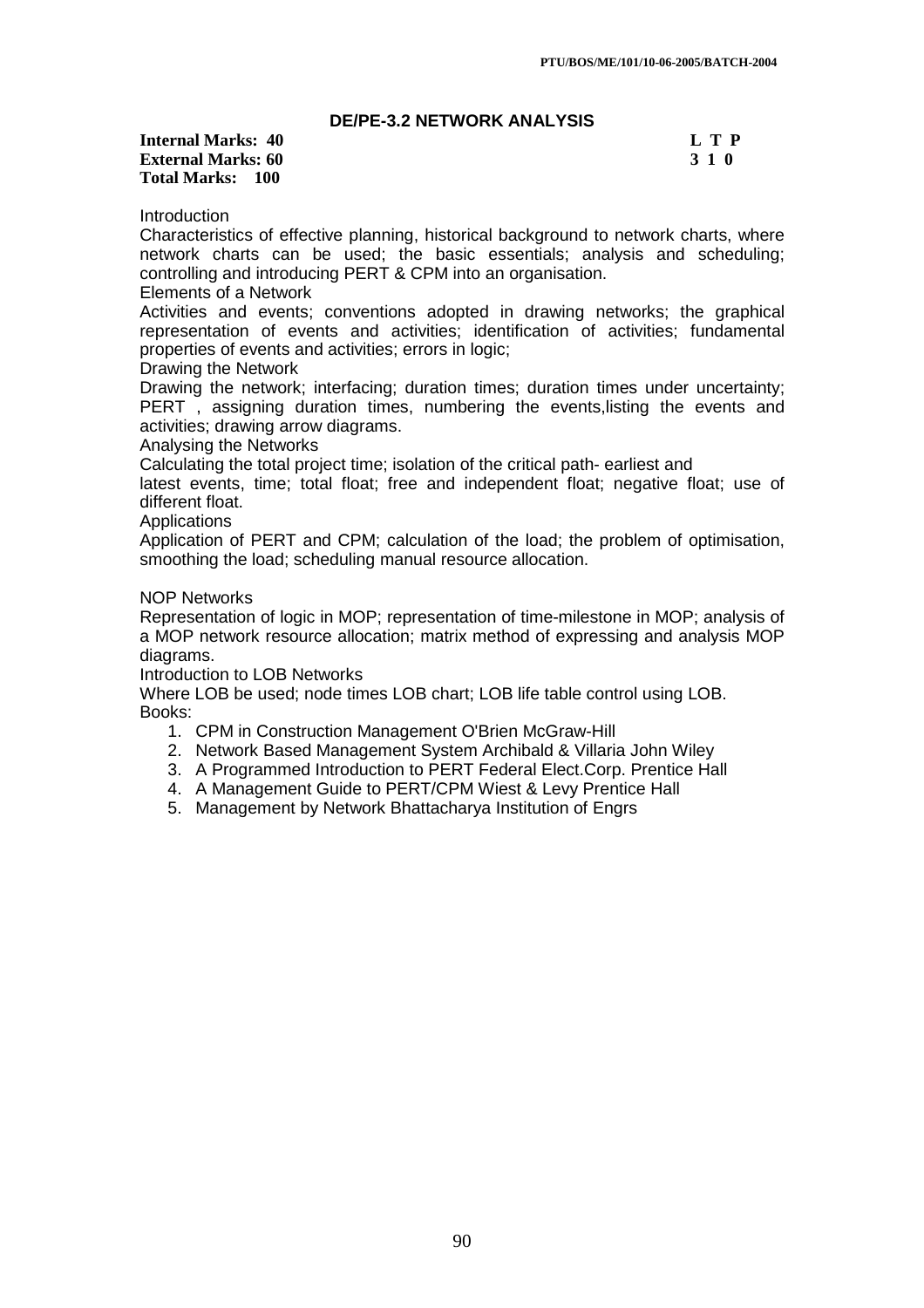## DE/PE-3.2 NETWORK ANALYSIS

**Internal Marks: 40** **L T P**
**External Marks: 60** **3 1 0**
**Total Marks: 100**

Introduction

Characteristics of effective planning, historical background to network charts, where network charts can be used; the basic essentials; analysis and scheduling; controlling and introducing PERT & CPM into an organisation.

Elements of a Network

Activities and events; conventions adopted in drawing networks; the graphical representation of events and activities; identification of activities; fundamental properties of events and activities; errors in logic;

Drawing the Network

Drawing the network; interfacing; duration times; duration times under uncertainty; PERT , assigning duration times, numbering the events,listing the events and activities; drawing arrow diagrams.

Analysing the Networks

Calculating the total project time; isolation of the critical path- earliest and latest events, time; total float; free and independent float; negative float; use of different float.

Applications

Application of PERT and CPM; calculation of the load; the problem of optimisation, smoothing the load; scheduling manual resource allocation.

NOP Networks

Representation of logic in MOP; representation of time-milestone in MOP; analysis of a MOP network resource allocation; matrix method of expressing and analysis MOP diagrams.

Introduction to LOB Networks

Where LOB be used; node times LOB chart; LOB life table control using LOB.

Books:

1. CPM in Construction Management O'Brien McGraw-Hill
2. Network Based Management System Archibald & Villaria John Wiley
3. A Programmed Introduction to PERT Federal Elect.Corp. Prentice Hall
4. A Management Guide to PERT/CPM Wiest & Levy Prentice Hall
5. Management by Network Bhattacharya Institution of Engrs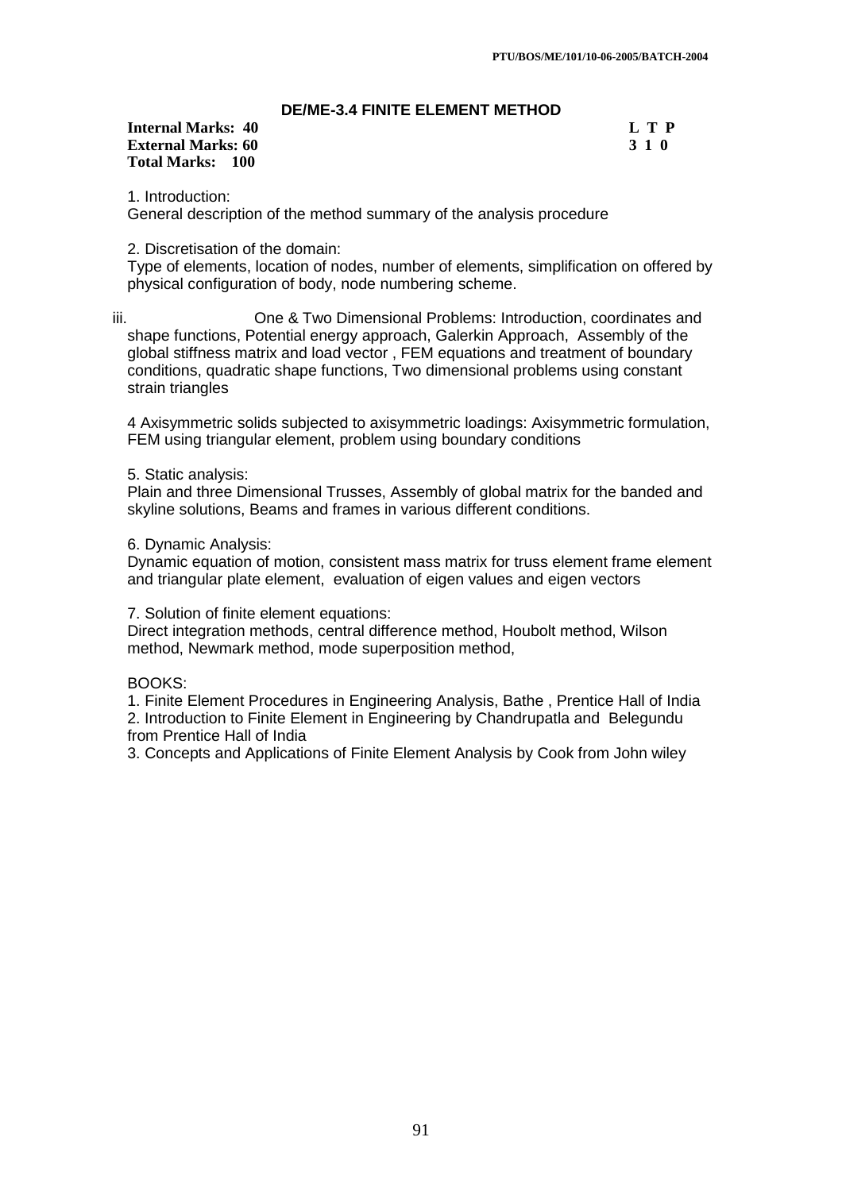PTU/BOS/ME/101/10-06-2005/BATCH-2004

## DE/ME-3.4 FINITE ELEMENT METHOD

**Internal Marks: 40** **L T P**
**External Marks: 60** **3 1 0**
**Total Marks: 100**

1. Introduction:
General description of the method summary of the analysis procedure

2. Discretisation of the domain:
Type of elements, location of nodes, number of elements, simplification on offered by physical configuration of body, node numbering scheme.

iii. One & Two Dimensional Problems: Introduction, coordinates and shape functions, Potential energy approach, Galerkin Approach, Assembly of the global stiffness matrix and load vector , FEM equations and treatment of boundary conditions, quadratic shape functions, Two dimensional problems using constant strain triangles

4 Axisymmetric solids subjected to axisymmetric loadings: Axisymmetric formulation, FEM using triangular element, problem using boundary conditions

5. Static analysis:
Plain and three Dimensional Trusses, Assembly of global matrix for the banded and skyline solutions, Beams and frames in various different conditions.

6. Dynamic Analysis:
Dynamic equation of motion, consistent mass matrix for truss element frame element and triangular plate element, evaluation of eigen values and eigen vectors

7. Solution of finite element equations:
Direct integration methods, central difference method, Houbolt method, Wilson method, Newmark method, mode superposition method,

BOOKS:
1. Finite Element Procedures in Engineering Analysis, Bathe , Prentice Hall of India
2. Introduction to Finite Element in Engineering by Chandrupatla and Belegundu from Prentice Hall of India
3. Concepts and Applications of Finite Element Analysis by Cook from John wiley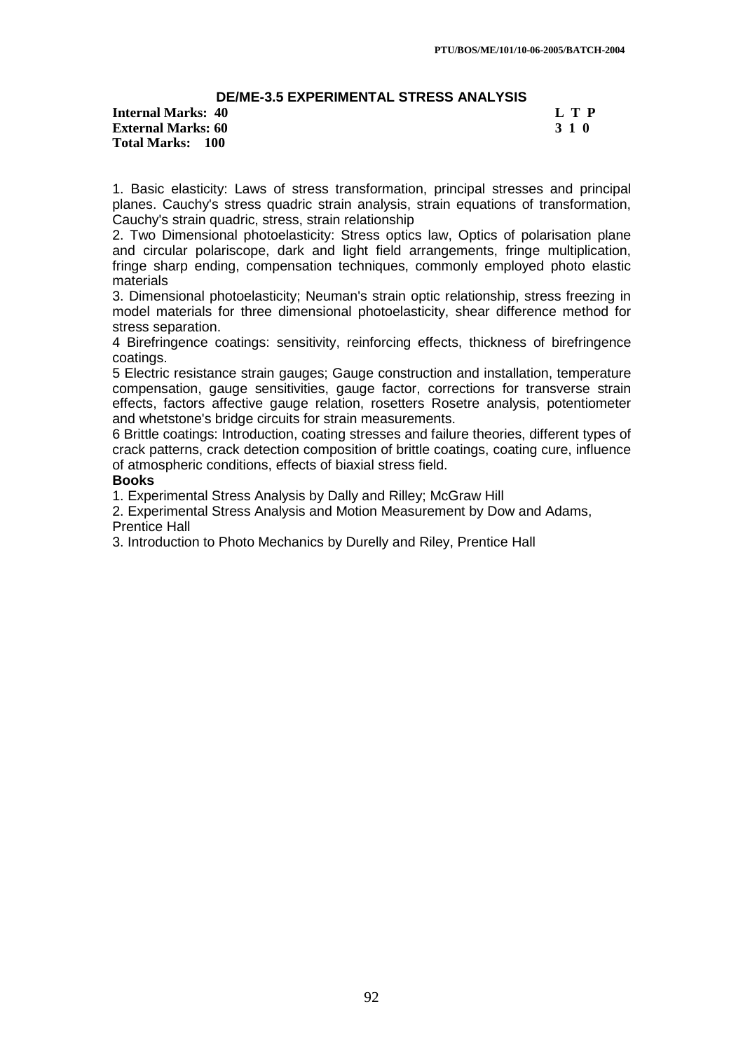## DE/ME-3.5 EXPERIMENTAL STRESS ANALYSIS

**Internal Marks: 40** **L T P**
**External Marks: 60** **3 1 0**
**Total Marks: 100**

1. Basic elasticity: Laws of stress transformation, principal stresses and principal planes. Cauchy's stress quadric strain analysis, strain equations of transformation, Cauchy's strain quadric, stress, strain relationship
2. Two Dimensional photoelasticity: Stress optics law, Optics of polarisation plane and circular polariscope, dark and light field arrangements, fringe multiplication, fringe sharp ending, compensation techniques, commonly employed photo elastic materials
3. Dimensional photoelasticity; Neuman's strain optic relationship, stress freezing in model materials for three dimensional photoelasticity, shear difference method for stress separation.
4 Birefringence coatings: sensitivity, reinforcing effects, thickness of birefringence coatings.
5 Electric resistance strain gauges; Gauge construction and installation, temperature compensation, gauge sensitivities, gauge factor, corrections for transverse strain effects, factors affective gauge relation, rosetters Rosetre analysis, potentiometer and whetstone's bridge circuits for strain measurements.
6 Brittle coatings: Introduction, coating stresses and failure theories, different types of crack patterns, crack detection composition of brittle coatings, coating cure, influence of atmospheric conditions, effects of biaxial stress field.

**Books**

1. Experimental Stress Analysis by Dally and Rilley; McGraw Hill
2. Experimental Stress Analysis and Motion Measurement by Dow and Adams, Prentice Hall
3. Introduction to Photo Mechanics by Durelly and Riley, Prentice Hall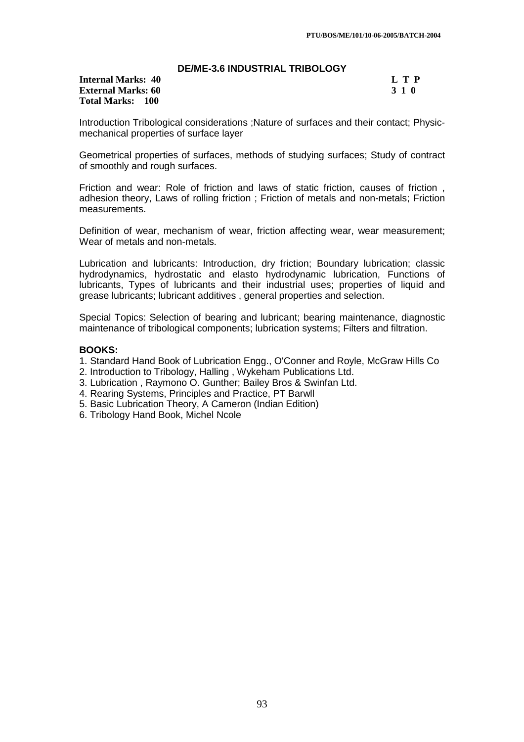## DE/ME-3.6 INDUSTRIAL TRIBOLOGY

**Internal Marks: 40** **L T P**
**External Marks: 60** **3 1 0**
**Total Marks: 100**

Introduction Tribological considerations ;Nature of surfaces and their contact; Physic-mechanical properties of surface layer

Geometrical properties of surfaces, methods of studying surfaces; Study of contract of smoothly and rough surfaces.

Friction and wear: Role of friction and laws of static friction, causes of friction , adhesion theory, Laws of rolling friction ; Friction of metals and non-metals; Friction measurements.

Definition of wear, mechanism of wear, friction affecting wear, wear measurement; Wear of metals and non-metals.

Lubrication and lubricants: Introduction, dry friction; Boundary lubrication; classic hydrodynamics, hydrostatic and elasto hydrodynamic lubrication, Functions of lubricants, Types of lubricants and their industrial uses; properties of liquid and grease lubricants; lubricant additives , general properties and selection.

Special Topics: Selection of bearing and lubricant; bearing maintenance, diagnostic maintenance of tribological components; lubrication systems; Filters and filtration.

**BOOKS:**

1. Standard Hand Book of Lubrication Engg., O'Conner and Royle, McGraw Hills Co
2. Introduction to Tribology, Halling , Wykeham Publications Ltd.
3. Lubrication , Raymono O. Gunther; Bailey Bros & Swinfan Ltd.
4. Rearing Systems, Principles and Practice, PT Barwll
5. Basic Lubrication Theory, A Cameron (Indian Edition)
6. Tribology Hand Book, Michel Ncole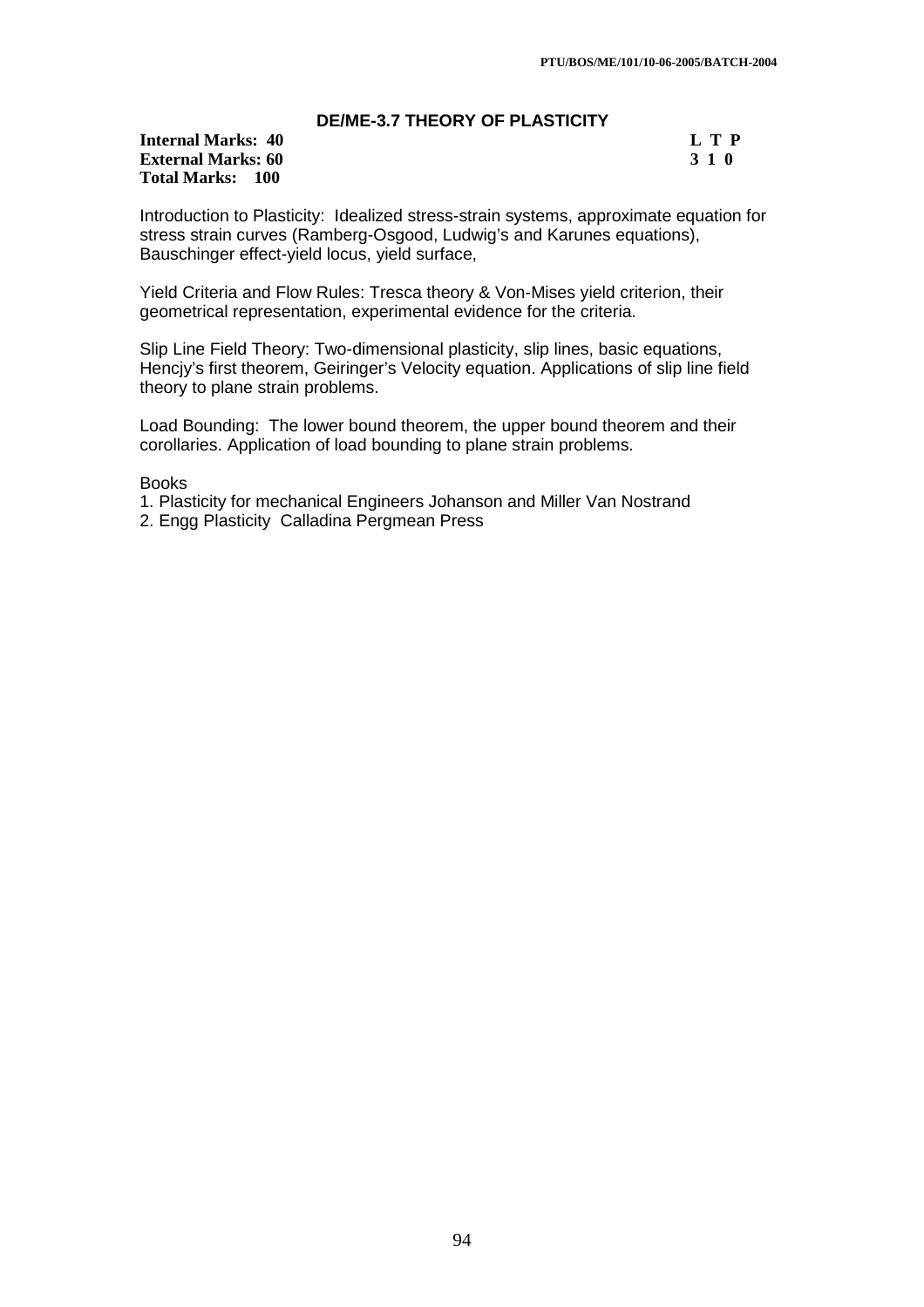## DE/ME-3.7 THEORY OF PLASTICITY

**Internal Marks: 40** **L T P**
**External Marks: 60** **3 1 0**
**Total Marks: 100**

Introduction to Plasticity: Idealized stress-strain systems, approximate equation for stress strain curves (Ramberg-Osgood, Ludwig's and Karunes equations), Bauschinger effect-yield locus, yield surface,

Yield Criteria and Flow Rules: Tresca theory & Von-Mises yield criterion, their geometrical representation, experimental evidence for the criteria.

Slip Line Field Theory: Two-dimensional plasticity, slip lines, basic equations, Hencjy's first theorem, Geiringer's Velocity equation. Applications of slip line field theory to plane strain problems.

Load Bounding: The lower bound theorem, the upper bound theorem and their corollaries. Application of load bounding to plane strain problems.

Books

1. Plasticity for mechanical Engineers Johanson and Miller Van Nostrand
2. Engg Plasticity Calladina Pergmean Press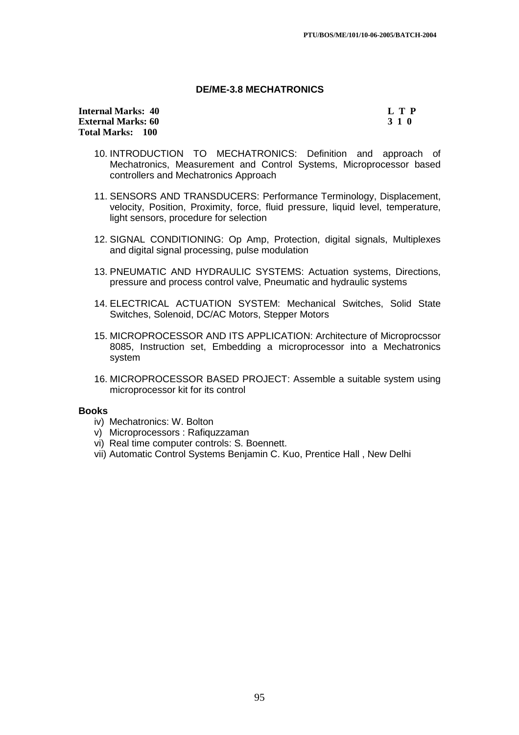## DE/ME-3.8 MECHATRONICS

**Internal Marks: 40**
**External Marks: 60**
**Total Marks: 100**

**L T P**
**3 1 0**

10. INTRODUCTION TO MECHATRONICS: Definition and approach of Mechatronics, Measurement and Control Systems, Microprocessor based controllers and Mechatronics Approach

11. SENSORS AND TRANSDUCERS: Performance Terminology, Displacement, velocity, Position, Proximity, force, fluid pressure, liquid level, temperature, light sensors, procedure for selection

12. SIGNAL CONDITIONING: Op Amp, Protection, digital signals, Multiplexes and digital signal processing, pulse modulation

13. PNEUMATIC AND HYDRAULIC SYSTEMS: Actuation systems, Directions, pressure and process control valve, Pneumatic and hydraulic systems

14. ELECTRICAL ACTUATION SYSTEM: Mechanical Switches, Solid State Switches, Solenoid, DC/AC Motors, Stepper Motors

15. MICROPROCESSOR AND ITS APPLICATION: Architecture of Microprocssor 8085, Instruction set, Embedding a microprocessor into a Mechatronics system

16. MICROPROCESSOR BASED PROJECT: Assemble a suitable system using microprocessor kit for its control

### Books

iv) Mechatronics: W. Bolton
v) Microprocessors : Rafiquzzaman
vi) Real time computer controls: S. Boennett.
vii) Automatic Control Systems Benjamin C. Kuo, Prentice Hall , New Delhi